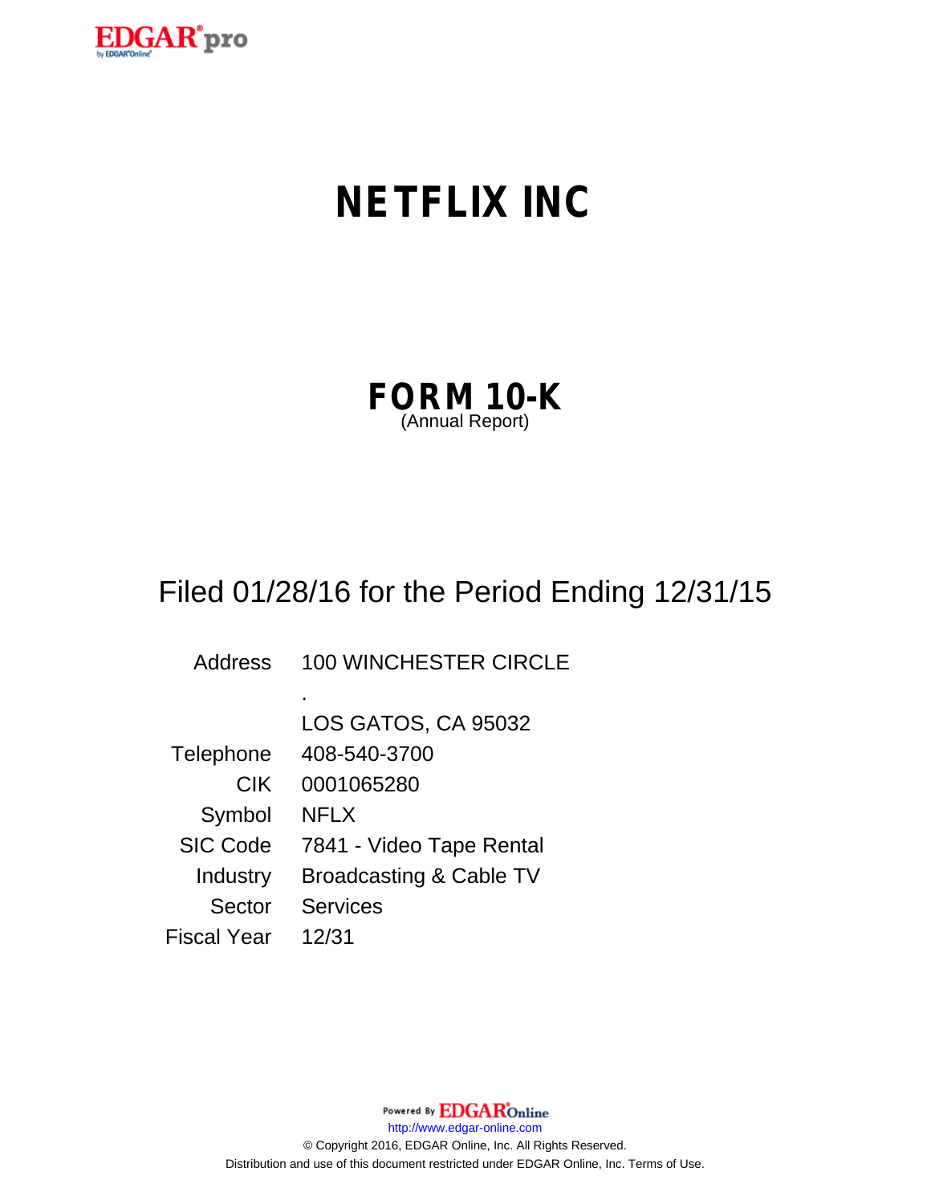# NETFLIX INC

## FORM 10-K
(Annual Report)

Filed 01/28/16 for the Period Ending 12/31/15

| | |
|---|---|
| Address | 100 WINCHESTER CIRCLE |
| | . |
| | LOS GATOS, CA 95032 |
| Telephone | 408-540-3700 |
| CIK | 0001065280 |
| Symbol | NFLX |
| SIC Code | 7841 - Video Tape Rental |
| Industry | Broadcasting & Cable TV |
| Sector | Services |
| Fiscal Year | 12/31 |

Powered By EDGAR Online

http://www.edgar-online.com

© Copyright 2016, EDGAR Online, Inc. All Rights Reserved.

Distribution and use of this document restricted under EDGAR Online, Inc. Terms of Use.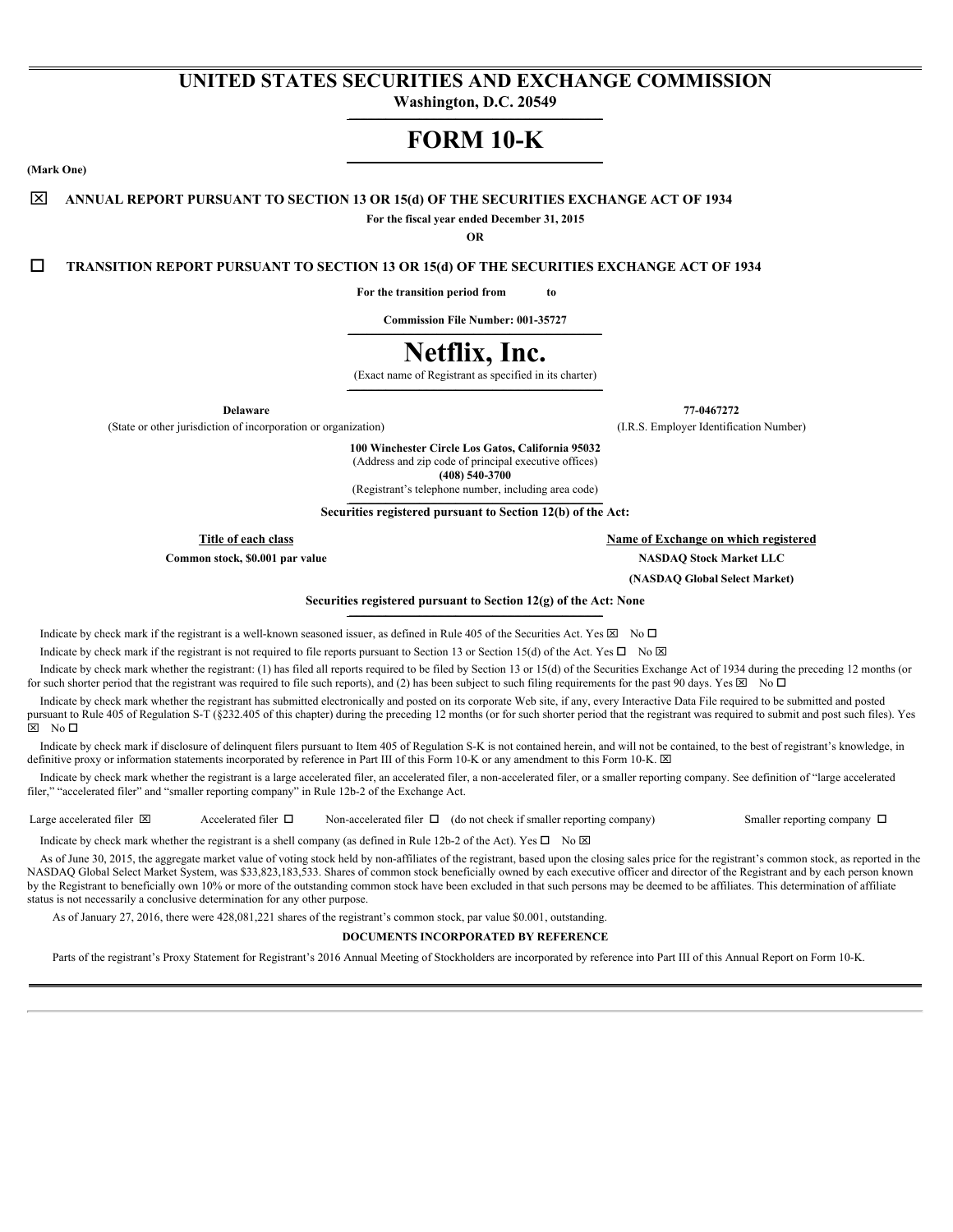# UNITED STATES SECURITIES AND EXCHANGE COMMISSION

**Washington, D.C. 20549**

# FORM 10-K

**(Mark One)**

☒ **ANNUAL REPORT PURSUANT TO SECTION 13 OR 15(d) OF THE SECURITIES EXCHANGE ACT OF 1934**

**For the fiscal year ended December 31, 2015**

**OR**

☐ **TRANSITION REPORT PURSUANT TO SECTION 13 OR 15(d) OF THE SECURITIES EXCHANGE ACT OF 1934**

**For the transition period from to**

**Commission File Number: 001-35727**

# Netflix, Inc.

(Exact name of Registrant as specified in its charter)

| **Delaware** | **77-0467272** |
|---|---|
| (State or other jurisdiction of incorporation or organization) | (I.R.S. Employer Identification Number) |

**100 Winchester Circle Los Gatos, California 95032**
(Address and zip code of principal executive offices)
**(408) 540-3700**
(Registrant's telephone number, including area code)

**Securities registered pursuant to Section 12(b) of the Act:**

| Title of each class | Name of Exchange on which registered |
|---|---|
| **Common stock, $0.001 par value** | **NASDAQ Stock Market LLC** |
| | **(NASDAQ Global Select Market)** |

**Securities registered pursuant to Section 12(g) of the Act: None**

Indicate by check mark if the registrant is a well-known seasoned issuer, as defined in Rule 405 of the Securities Act. Yes ☒ No ☐

Indicate by check mark if the registrant is not required to file reports pursuant to Section 13 or Section 15(d) of the Act. Yes ☐ No ☒

Indicate by check mark whether the registrant: (1) has filed all reports required to be filed by Section 13 or 15(d) of the Securities Exchange Act of 1934 during the preceding 12 months (or for such shorter period that the registrant was required to file such reports), and (2) has been subject to such filing requirements for the past 90 days. Yes ☒ No ☐

Indicate by check mark whether the registrant has submitted electronically and posted on its corporate Web site, if any, every Interactive Data File required to be submitted and posted pursuant to Rule 405 of Regulation S-T (§232.405 of this chapter) during the preceding 12 months (or for such shorter period that the registrant was required to submit and post such files). Yes ☒ No ☐

Indicate by check mark if disclosure of delinquent filers pursuant to Item 405 of Regulation S-K is not contained herein, and will not be contained, to the best of registrant's knowledge, in definitive proxy or information statements incorporated by reference in Part III of this Form 10-K or any amendment to this Form 10-K. ☒

Indicate by check mark whether the registrant is a large accelerated filer, an accelerated filer, a non-accelerated filer, or a smaller reporting company. See definition of "large accelerated filer," "accelerated filer" and "smaller reporting company" in Rule 12b-2 of the Exchange Act.

Large accelerated filer ☒ Accelerated filer ☐ Non-accelerated filer ☐ (do not check if smaller reporting company) Smaller reporting company ☐

Indicate by check mark whether the registrant is a shell company (as defined in Rule 12b-2 of the Act). Yes ☐ No ☒

As of June 30, 2015, the aggregate market value of voting stock held by non-affiliates of the registrant, based upon the closing sales price for the registrant's common stock, as reported in the NASDAQ Global Select Market System, was $33,823,183,533. Shares of common stock beneficially owned by each executive officer and director of the Registrant and by each person known by the Registrant to beneficially own 10% or more of the outstanding common stock have been excluded in that such persons may be deemed to be affiliates. This determination of affiliate status is not necessarily a conclusive determination for any other purpose.

As of January 27, 2016, there were 428,081,221 shares of the registrant's common stock, par value $0.001, outstanding.

**DOCUMENTS INCORPORATED BY REFERENCE**

Parts of the registrant's Proxy Statement for Registrant's 2016 Annual Meeting of Stockholders are incorporated by reference into Part III of this Annual Report on Form 10-K.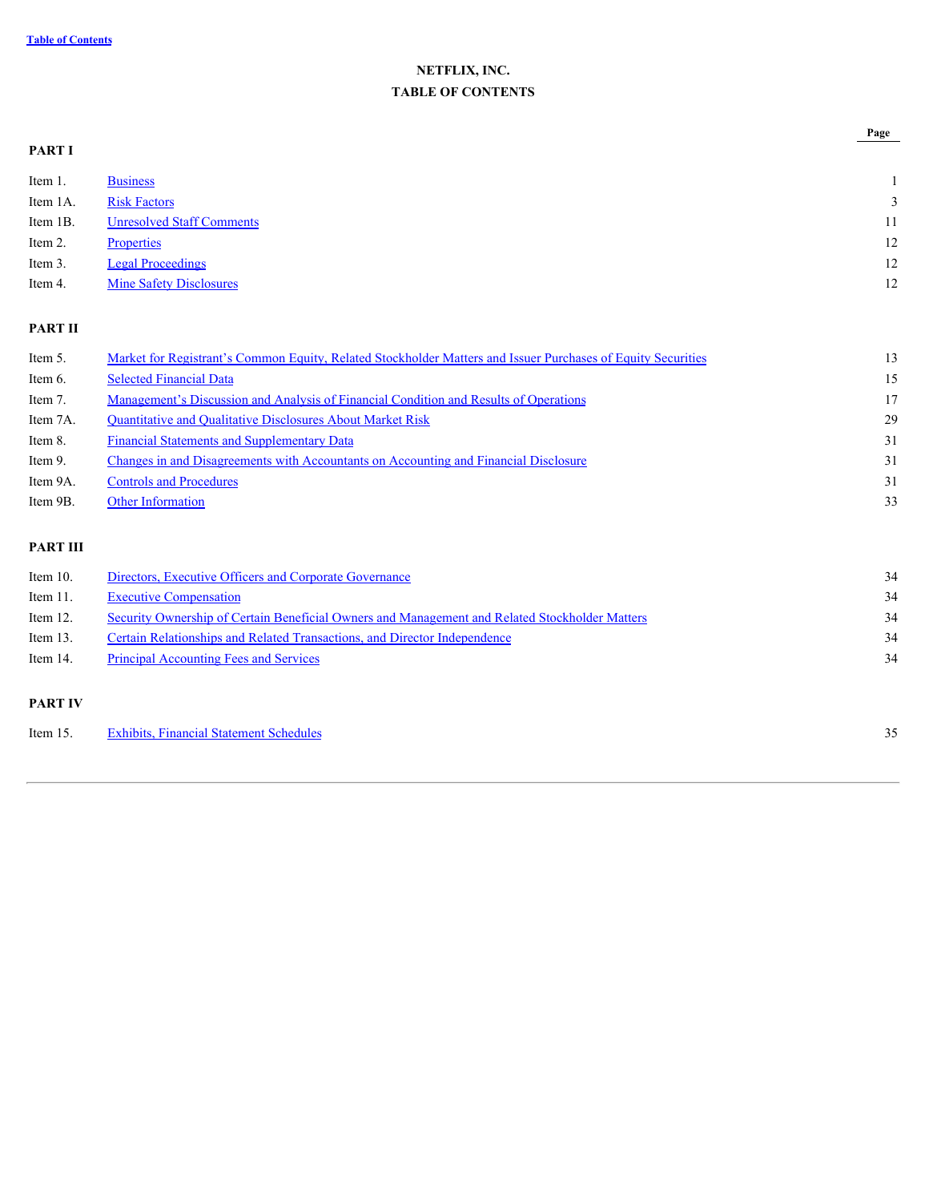**NETFLIX, INC.**

**TABLE OF CONTENTS**

| | | Page |
|---|---|---|
| **PART I** | | |
| Item 1. | Business | 1 |
| Item 1A. | Risk Factors | 3 |
| Item 1B. | Unresolved Staff Comments | 11 |
| Item 2. | Properties | 12 |
| Item 3. | Legal Proceedings | 12 |
| Item 4. | Mine Safety Disclosures | 12 |
| **PART II** | | |
| Item 5. | Market for Registrant's Common Equity, Related Stockholder Matters and Issuer Purchases of Equity Securities | 13 |
| Item 6. | Selected Financial Data | 15 |
| Item 7. | Management's Discussion and Analysis of Financial Condition and Results of Operations | 17 |
| Item 7A. | Quantitative and Qualitative Disclosures About Market Risk | 29 |
| Item 8. | Financial Statements and Supplementary Data | 31 |
| Item 9. | Changes in and Disagreements with Accountants on Accounting and Financial Disclosure | 31 |
| Item 9A. | Controls and Procedures | 31 |
| Item 9B. | Other Information | 33 |
| **PART III** | | |
| Item 10. | Directors, Executive Officers and Corporate Governance | 34 |
| Item 11. | Executive Compensation | 34 |
| Item 12. | Security Ownership of Certain Beneficial Owners and Management and Related Stockholder Matters | 34 |
| Item 13. | Certain Relationships and Related Transactions, and Director Independence | 34 |
| Item 14. | Principal Accounting Fees and Services | 34 |
| **PART IV** | | |
| Item 15. | Exhibits, Financial Statement Schedules | 35 |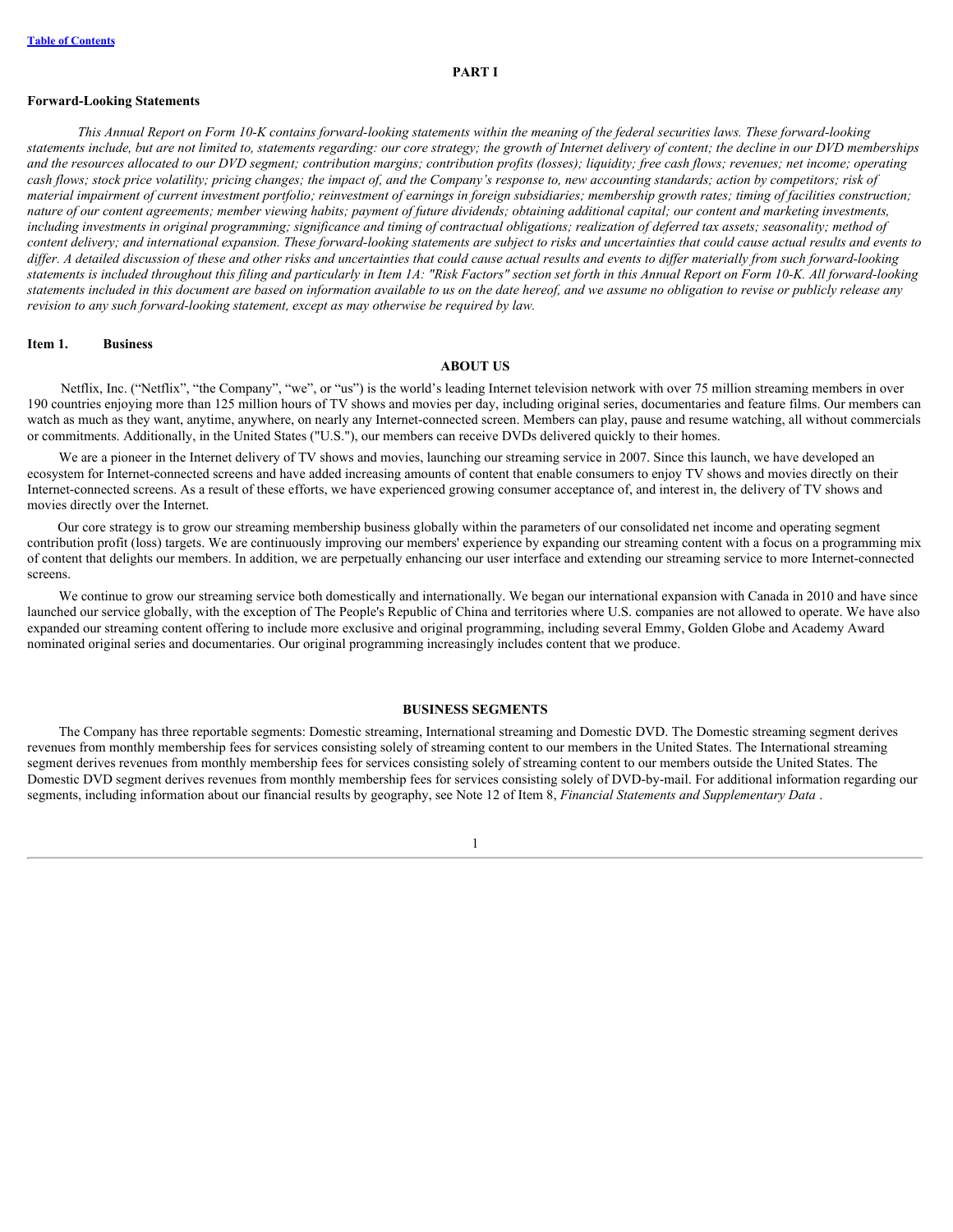# PART I

**Forward-Looking Statements**

*This Annual Report on Form 10-K contains forward-looking statements within the meaning of the federal securities laws. These forward-looking statements include, but are not limited to, statements regarding: our core strategy; the growth of Internet delivery of content; the decline in our DVD memberships and the resources allocated to our DVD segment; contribution margins; contribution profits (losses); liquidity; free cash flows; revenues; net income; operating cash flows; stock price volatility; pricing changes; the impact of, and the Company's response to, new accounting standards; action by competitors; risk of material impairment of current investment portfolio; reinvestment of earnings in foreign subsidiaries; membership growth rates; timing of facilities construction; nature of our content agreements; member viewing habits; payment of future dividends; obtaining additional capital; our content and marketing investments, including investments in original programming; significance and timing of contractual obligations; realization of deferred tax assets; seasonality; method of content delivery; and international expansion. These forward-looking statements are subject to risks and uncertainties that could cause actual results and events to differ. A detailed discussion of these and other risks and uncertainties that could cause actual results and events to differ materially from such forward-looking statements is included throughout this filing and particularly in Item 1A: "Risk Factors" section set forth in this Annual Report on Form 10-K. All forward-looking statements included in this document are based on information available to us on the date hereof, and we assume no obligation to revise or publicly release any revision to any such forward-looking statement, except as may otherwise be required by law.*

## Item 1. Business

### ABOUT US

Netflix, Inc. ("Netflix", "the Company", "we", or "us") is the world's leading Internet television network with over 75 million streaming members in over 190 countries enjoying more than 125 million hours of TV shows and movies per day, including original series, documentaries and feature films. Our members can watch as much as they want, anytime, anywhere, on nearly any Internet-connected screen. Members can play, pause and resume watching, all without commercials or commitments. Additionally, in the United States ("U.S."), our members can receive DVDs delivered quickly to their homes.

We are a pioneer in the Internet delivery of TV shows and movies, launching our streaming service in 2007. Since this launch, we have developed an ecosystem for Internet-connected screens and have added increasing amounts of content that enable consumers to enjoy TV shows and movies directly on their Internet-connected screens. As a result of these efforts, we have experienced growing consumer acceptance of, and interest in, the delivery of TV shows and movies directly over the Internet.

Our core strategy is to grow our streaming membership business globally within the parameters of our consolidated net income and operating segment contribution profit (loss) targets. We are continuously improving our members' experience by expanding our streaming content with a focus on a programming mix of content that delights our members. In addition, we are perpetually enhancing our user interface and extending our streaming service to more Internet-connected screens.

We continue to grow our streaming service both domestically and internationally. We began our international expansion with Canada in 2010 and have since launched our service globally, with the exception of The People's Republic of China and territories where U.S. companies are not allowed to operate. We have also expanded our streaming content offering to include more exclusive and original programming, including several Emmy, Golden Globe and Academy Award nominated original series and documentaries. Our original programming increasingly includes content that we produce.

### BUSINESS SEGMENTS

The Company has three reportable segments: Domestic streaming, International streaming and Domestic DVD. The Domestic streaming segment derives revenues from monthly membership fees for services consisting solely of streaming content to our members in the United States. The International streaming segment derives revenues from monthly membership fees for services consisting solely of streaming content to our members outside the United States. The Domestic DVD segment derives revenues from monthly membership fees for services consisting solely of DVD-by-mail. For additional information regarding our segments, including information about our financial results by geography, see Note 12 of Item 8, *Financial Statements and Supplementary Data* .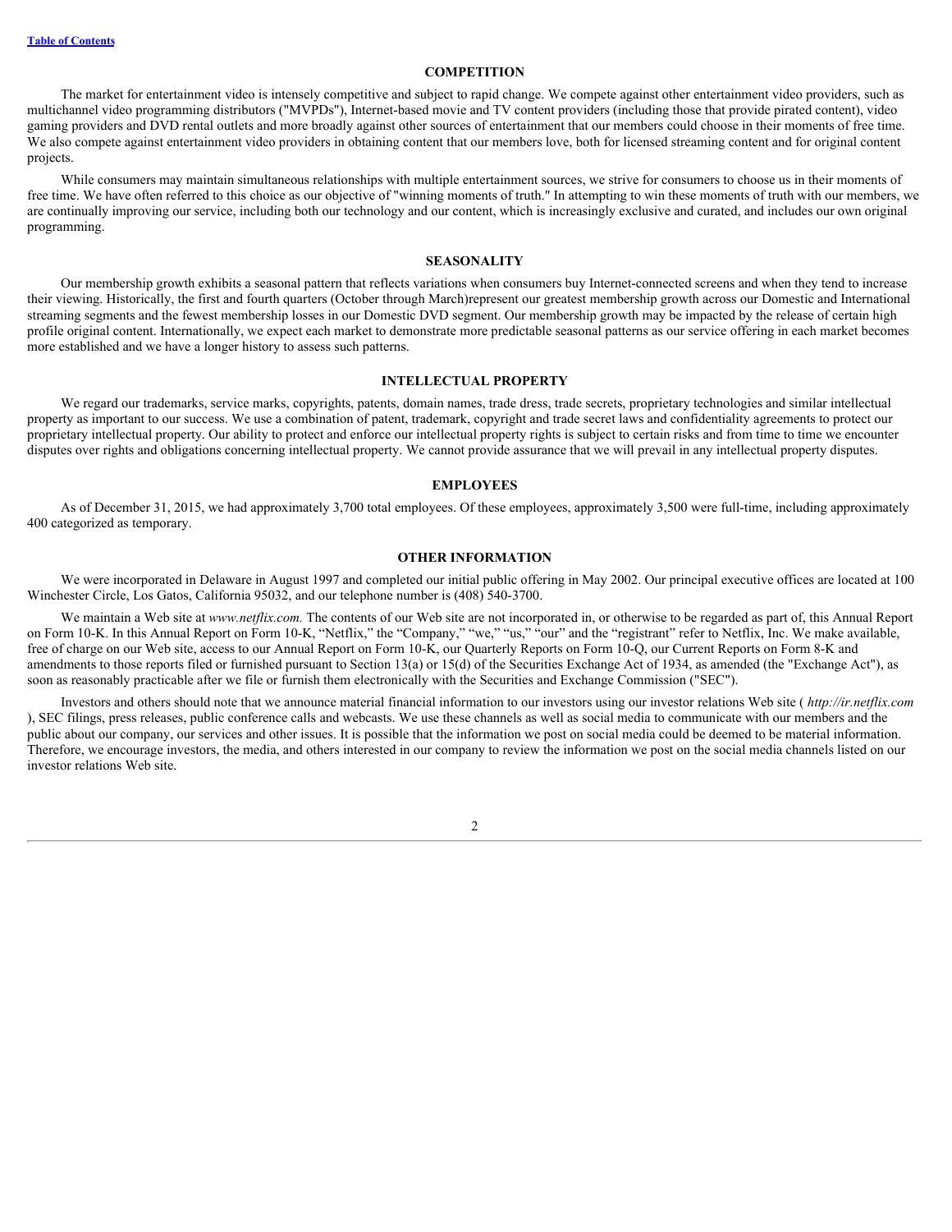[Table of Contents](#)

## COMPETITION

The market for entertainment video is intensely competitive and subject to rapid change. We compete against other entertainment video providers, such as multichannel video programming distributors ("MVPDs"), Internet-based movie and TV content providers (including those that provide pirated content), video gaming providers and DVD rental outlets and more broadly against other sources of entertainment that our members could choose in their moments of free time. We also compete against entertainment video providers in obtaining content that our members love, both for licensed streaming content and for original content projects.

While consumers may maintain simultaneous relationships with multiple entertainment sources, we strive for consumers to choose us in their moments of free time. We have often referred to this choice as our objective of "winning moments of truth." In attempting to win these moments of truth with our members, we are continually improving our service, including both our technology and our content, which is increasingly exclusive and curated, and includes our own original programming.

## SEASONALITY

Our membership growth exhibits a seasonal pattern that reflects variations when consumers buy Internet-connected screens and when they tend to increase their viewing. Historically, the first and fourth quarters (October through March)represent our greatest membership growth across our Domestic and International streaming segments and the fewest membership losses in our Domestic DVD segment. Our membership growth may be impacted by the release of certain high profile original content. Internationally, we expect each market to demonstrate more predictable seasonal patterns as our service offering in each market becomes more established and we have a longer history to assess such patterns.

## INTELLECTUAL PROPERTY

We regard our trademarks, service marks, copyrights, patents, domain names, trade dress, trade secrets, proprietary technologies and similar intellectual property as important to our success. We use a combination of patent, trademark, copyright and trade secret laws and confidentiality agreements to protect our proprietary intellectual property. Our ability to protect and enforce our intellectual property rights is subject to certain risks and from time to time we encounter disputes over rights and obligations concerning intellectual property. We cannot provide assurance that we will prevail in any intellectual property disputes.

## EMPLOYEES

As of December 31, 2015, we had approximately 3,700 total employees. Of these employees, approximately 3,500 were full-time, including approximately 400 categorized as temporary.

## OTHER INFORMATION

We were incorporated in Delaware in August 1997 and completed our initial public offering in May 2002. Our principal executive offices are located at 100 Winchester Circle, Los Gatos, California 95032, and our telephone number is (408) 540-3700.

We maintain a Web site at *www.netflix.com.* The contents of our Web site are not incorporated in, or otherwise to be regarded as part of, this Annual Report on Form 10-K. In this Annual Report on Form 10-K, "Netflix," the "Company," "we," "us," "our" and the "registrant" refer to Netflix, Inc. We make available, free of charge on our Web site, access to our Annual Report on Form 10-K, our Quarterly Reports on Form 10-Q, our Current Reports on Form 8-K and amendments to those reports filed or furnished pursuant to Section 13(a) or 15(d) of the Securities Exchange Act of 1934, as amended (the "Exchange Act"), as soon as reasonably practicable after we file or furnish them electronically with the Securities and Exchange Commission ("SEC").

Investors and others should note that we announce material financial information to our investors using our investor relations Web site ( *http://ir.netflix.com* ), SEC filings, press releases, public conference calls and webcasts. We use these channels as well as social media to communicate with our members and the public about our company, our services and other issues. It is possible that the information we post on social media could be deemed to be material information. Therefore, we encourage investors, the media, and others interested in our company to review the information we post on the social media channels listed on our investor relations Web site.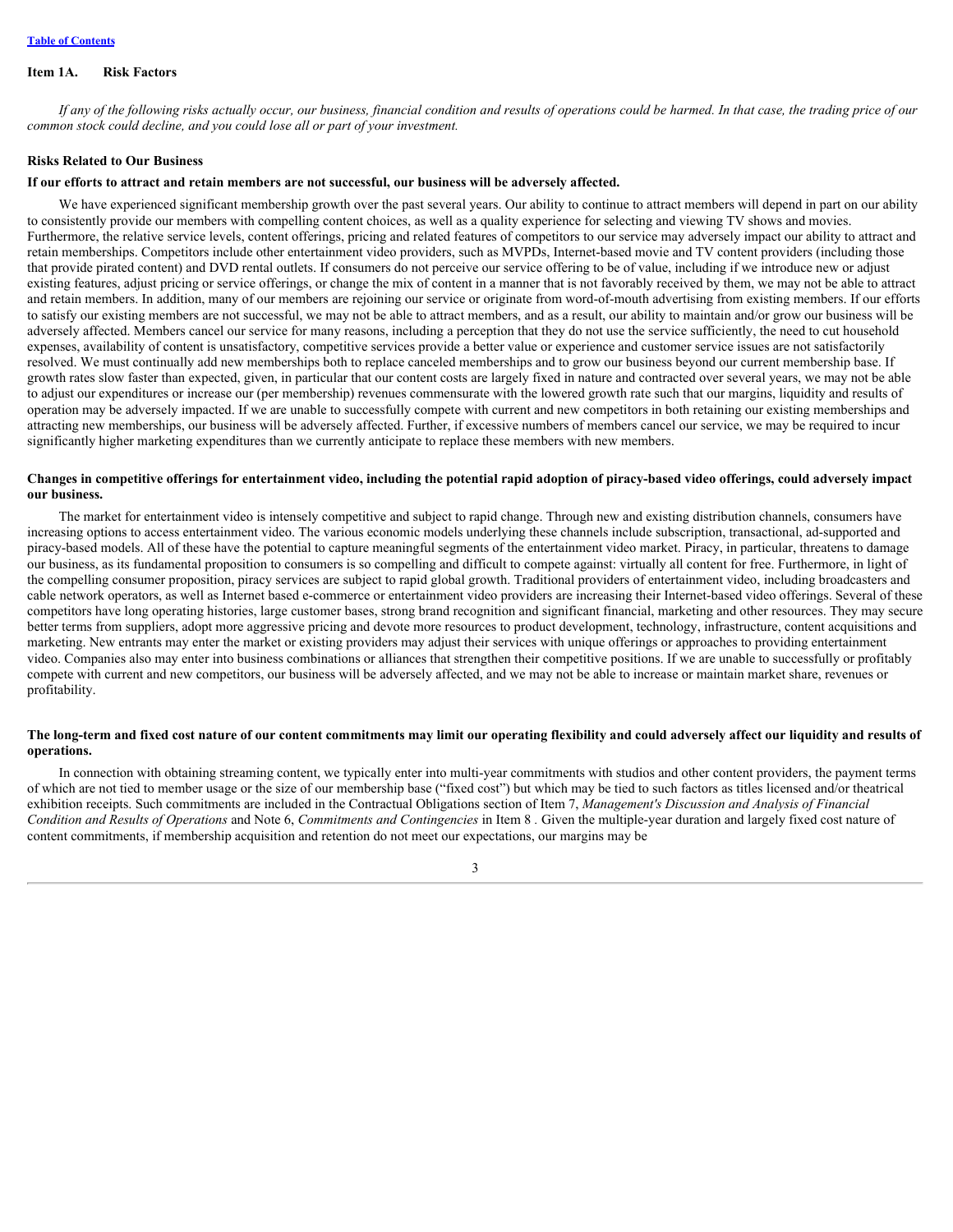## Item 1A. Risk Factors

*If any of the following risks actually occur, our business, financial condition and results of operations could be harmed. In that case, the trading price of our common stock could decline, and you could lose all or part of your investment.*

### Risks Related to Our Business

**If our efforts to attract and retain members are not successful, our business will be adversely affected.**

We have experienced significant membership growth over the past several years. Our ability to continue to attract members will depend in part on our ability to consistently provide our members with compelling content choices, as well as a quality experience for selecting and viewing TV shows and movies. Furthermore, the relative service levels, content offerings, pricing and related features of competitors to our service may adversely impact our ability to attract and retain memberships. Competitors include other entertainment video providers, such as MVPDs, Internet-based movie and TV content providers (including those that provide pirated content) and DVD rental outlets. If consumers do not perceive our service offering to be of value, including if we introduce new or adjust existing features, adjust pricing or service offerings, or change the mix of content in a manner that is not favorably received by them, we may not be able to attract and retain members. In addition, many of our members are rejoining our service or originate from word-of-mouth advertising from existing members. If our efforts to satisfy our existing members are not successful, we may not be able to attract members, and as a result, our ability to maintain and/or grow our business will be adversely affected. Members cancel our service for many reasons, including a perception that they do not use the service sufficiently, the need to cut household expenses, availability of content is unsatisfactory, competitive services provide a better value or experience and customer service issues are not satisfactorily resolved. We must continually add new memberships both to replace canceled memberships and to grow our business beyond our current membership base. If growth rates slow faster than expected, given, in particular that our content costs are largely fixed in nature and contracted over several years, we may not be able to adjust our expenditures or increase our (per membership) revenues commensurate with the lowered growth rate such that our margins, liquidity and results of operation may be adversely impacted. If we are unable to successfully compete with current and new competitors in both retaining our existing memberships and attracting new memberships, our business will be adversely affected. Further, if excessive numbers of members cancel our service, we may be required to incur significantly higher marketing expenditures than we currently anticipate to replace these members with new members.

**Changes in competitive offerings for entertainment video, including the potential rapid adoption of piracy-based video offerings, could adversely impact our business.**

The market for entertainment video is intensely competitive and subject to rapid change. Through new and existing distribution channels, consumers have increasing options to access entertainment video. The various economic models underlying these channels include subscription, transactional, ad-supported and piracy-based models. All of these have the potential to capture meaningful segments of the entertainment video market. Piracy, in particular, threatens to damage our business, as its fundamental proposition to consumers is so compelling and difficult to compete against: virtually all content for free. Furthermore, in light of the compelling consumer proposition, piracy services are subject to rapid global growth. Traditional providers of entertainment video, including broadcasters and cable network operators, as well as Internet based e-commerce or entertainment video providers are increasing their Internet-based video offerings. Several of these competitors have long operating histories, large customer bases, strong brand recognition and significant financial, marketing and other resources. They may secure better terms from suppliers, adopt more aggressive pricing and devote more resources to product development, technology, infrastructure, content acquisitions and marketing. New entrants may enter the market or existing providers may adjust their services with unique offerings or approaches to providing entertainment video. Companies also may enter into business combinations or alliances that strengthen their competitive positions. If we are unable to successfully or profitably compete with current and new competitors, our business will be adversely affected, and we may not be able to increase or maintain market share, revenues or profitability.

**The long-term and fixed cost nature of our content commitments may limit our operating flexibility and could adversely affect our liquidity and results of operations.**

In connection with obtaining streaming content, we typically enter into multi-year commitments with studios and other content providers, the payment terms of which are not tied to member usage or the size of our membership base ("fixed cost") but which may be tied to such factors as titles licensed and/or theatrical exhibition receipts. Such commitments are included in the Contractual Obligations section of Item 7, *Management's Discussion and Analysis of Financial Condition and Results of Operations* and Note 6, *Commitments and Contingencies* in Item 8 . Given the multiple-year duration and largely fixed cost nature of content commitments, if membership acquisition and retention do not meet our expectations, our margins may be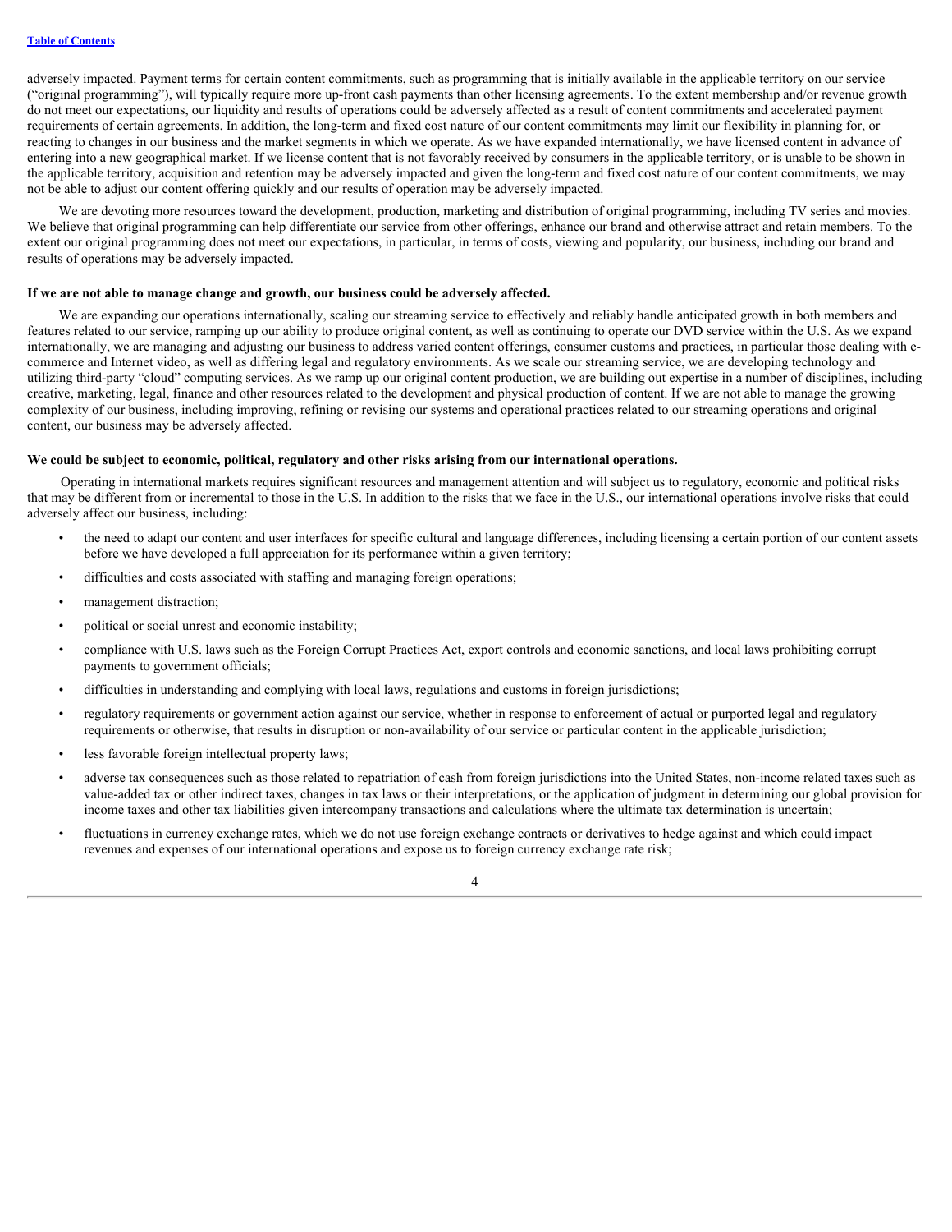adversely impacted. Payment terms for certain content commitments, such as programming that is initially available in the applicable territory on our service ("original programming"), will typically require more up-front cash payments than other licensing agreements. To the extent membership and/or revenue growth do not meet our expectations, our liquidity and results of operations could be adversely affected as a result of content commitments and accelerated payment requirements of certain agreements. In addition, the long-term and fixed cost nature of our content commitments may limit our flexibility in planning for, or reacting to changes in our business and the market segments in which we operate. As we have expanded internationally, we have licensed content in advance of entering into a new geographical market. If we license content that is not favorably received by consumers in the applicable territory, or is unable to be shown in the applicable territory, acquisition and retention may be adversely impacted and given the long-term and fixed cost nature of our content commitments, we may not be able to adjust our content offering quickly and our results of operation may be adversely impacted.

We are devoting more resources toward the development, production, marketing and distribution of original programming, including TV series and movies. We believe that original programming can help differentiate our service from other offerings, enhance our brand and otherwise attract and retain members. To the extent our original programming does not meet our expectations, in particular, in terms of costs, viewing and popularity, our business, including our brand and results of operations may be adversely impacted.

**If we are not able to manage change and growth, our business could be adversely affected.**

We are expanding our operations internationally, scaling our streaming service to effectively and reliably handle anticipated growth in both members and features related to our service, ramping up our ability to produce original content, as well as continuing to operate our DVD service within the U.S. As we expand internationally, we are managing and adjusting our business to address varied content offerings, consumer customs and practices, in particular those dealing with e-commerce and Internet video, as well as differing legal and regulatory environments. As we scale our streaming service, we are developing technology and utilizing third-party "cloud" computing services. As we ramp up our original content production, we are building out expertise in a number of disciplines, including creative, marketing, legal, finance and other resources related to the development and physical production of content. If we are not able to manage the growing complexity of our business, including improving, refining or revising our systems and operational practices related to our streaming operations and original content, our business may be adversely affected.

**We could be subject to economic, political, regulatory and other risks arising from our international operations.**

Operating in international markets requires significant resources and management attention and will subject us to regulatory, economic and political risks that may be different from or incremental to those in the U.S. In addition to the risks that we face in the U.S., our international operations involve risks that could adversely affect our business, including:

- the need to adapt our content and user interfaces for specific cultural and language differences, including licensing a certain portion of our content assets before we have developed a full appreciation for its performance within a given territory;
- difficulties and costs associated with staffing and managing foreign operations;
- management distraction;
- political or social unrest and economic instability;
- compliance with U.S. laws such as the Foreign Corrupt Practices Act, export controls and economic sanctions, and local laws prohibiting corrupt payments to government officials;
- difficulties in understanding and complying with local laws, regulations and customs in foreign jurisdictions;
- regulatory requirements or government action against our service, whether in response to enforcement of actual or purported legal and regulatory requirements or otherwise, that results in disruption or non-availability of our service or particular content in the applicable jurisdiction;
- less favorable foreign intellectual property laws;
- adverse tax consequences such as those related to repatriation of cash from foreign jurisdictions into the United States, non-income related taxes such as value-added tax or other indirect taxes, changes in tax laws or their interpretations, or the application of judgment in determining our global provision for income taxes and other tax liabilities given intercompany transactions and calculations where the ultimate tax determination is uncertain;
- fluctuations in currency exchange rates, which we do not use foreign exchange contracts or derivatives to hedge against and which could impact revenues and expenses of our international operations and expose us to foreign currency exchange rate risk;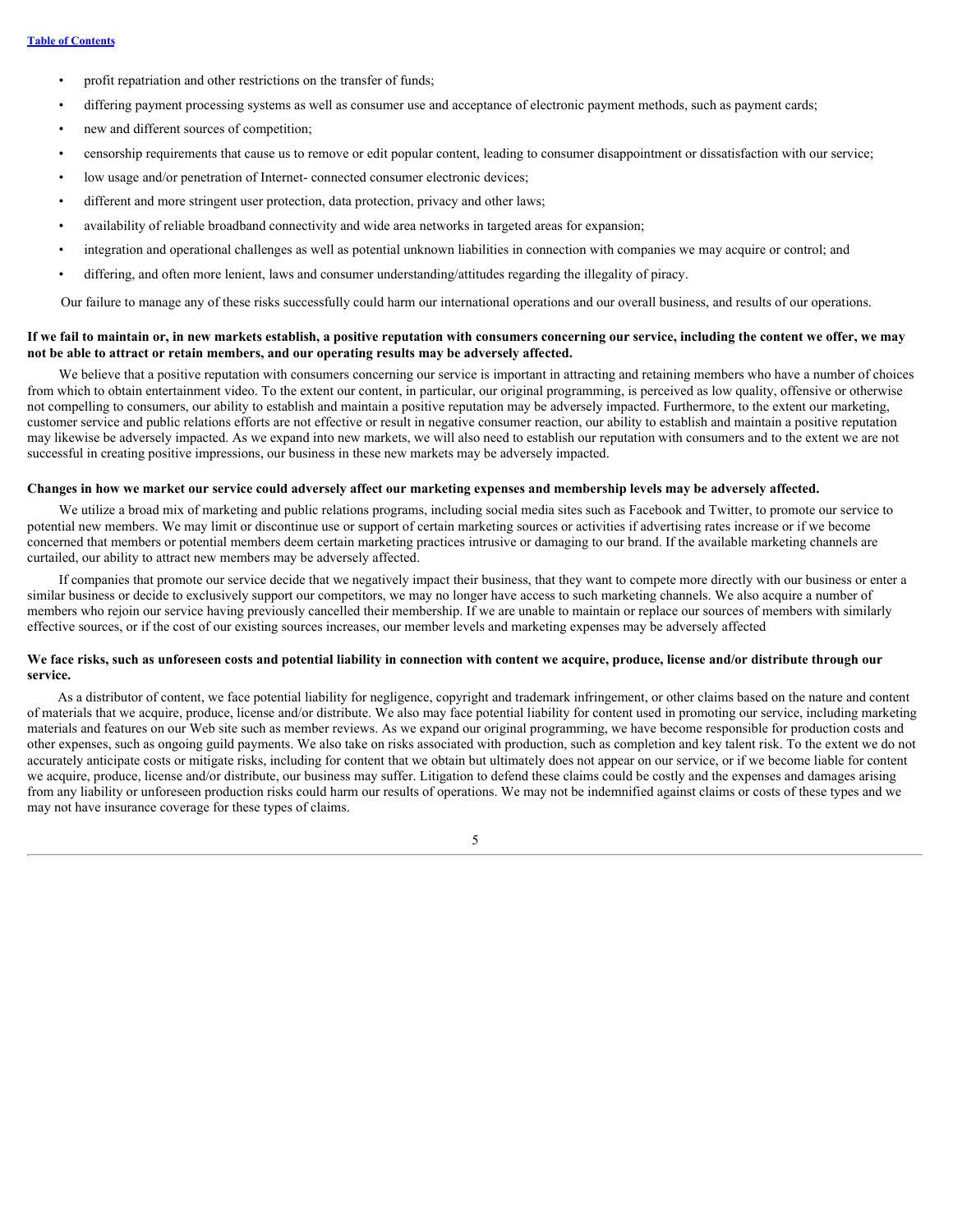- profit repatriation and other restrictions on the transfer of funds;
- differing payment processing systems as well as consumer use and acceptance of electronic payment methods, such as payment cards;
- new and different sources of competition;
- censorship requirements that cause us to remove or edit popular content, leading to consumer disappointment or dissatisfaction with our service;
- low usage and/or penetration of Internet- connected consumer electronic devices;
- different and more stringent user protection, data protection, privacy and other laws;
- availability of reliable broadband connectivity and wide area networks in targeted areas for expansion;
- integration and operational challenges as well as potential unknown liabilities in connection with companies we may acquire or control; and
- differing, and often more lenient, laws and consumer understanding/attitudes regarding the illegality of piracy.

Our failure to manage any of these risks successfully could harm our international operations and our overall business, and results of our operations.

**If we fail to maintain or, in new markets establish, a positive reputation with consumers concerning our service, including the content we offer, we may not be able to attract or retain members, and our operating results may be adversely affected.**

We believe that a positive reputation with consumers concerning our service is important in attracting and retaining members who have a number of choices from which to obtain entertainment video. To the extent our content, in particular, our original programming, is perceived as low quality, offensive or otherwise not compelling to consumers, our ability to establish and maintain a positive reputation may be adversely impacted. Furthermore, to the extent our marketing, customer service and public relations efforts are not effective or result in negative consumer reaction, our ability to establish and maintain a positive reputation may likewise be adversely impacted. As we expand into new markets, we will also need to establish our reputation with consumers and to the extent we are not successful in creating positive impressions, our business in these new markets may be adversely impacted.

**Changes in how we market our service could adversely affect our marketing expenses and membership levels may be adversely affected.**

We utilize a broad mix of marketing and public relations programs, including social media sites such as Facebook and Twitter, to promote our service to potential new members. We may limit or discontinue use or support of certain marketing sources or activities if advertising rates increase or if we become concerned that members or potential members deem certain marketing practices intrusive or damaging to our brand. If the available marketing channels are curtailed, our ability to attract new members may be adversely affected.

If companies that promote our service decide that we negatively impact their business, that they want to compete more directly with our business or enter a similar business or decide to exclusively support our competitors, we may no longer have access to such marketing channels. We also acquire a number of members who rejoin our service having previously cancelled their membership. If we are unable to maintain or replace our sources of members with similarly effective sources, or if the cost of our existing sources increases, our member levels and marketing expenses may be adversely affected

**We face risks, such as unforeseen costs and potential liability in connection with content we acquire, produce, license and/or distribute through our service.**

As a distributor of content, we face potential liability for negligence, copyright and trademark infringement, or other claims based on the nature and content of materials that we acquire, produce, license and/or distribute. We also may face potential liability for content used in promoting our service, including marketing materials and features on our Web site such as member reviews. As we expand our original programming, we have become responsible for production costs and other expenses, such as ongoing guild payments. We also take on risks associated with production, such as completion and key talent risk. To the extent we do not accurately anticipate costs or mitigate risks, including for content that we obtain but ultimately does not appear on our service, or if we become liable for content we acquire, produce, license and/or distribute, our business may suffer. Litigation to defend these claims could be costly and the expenses and damages arising from any liability or unforeseen production risks could harm our results of operations. We may not be indemnified against claims or costs of these types and we may not have insurance coverage for these types of claims.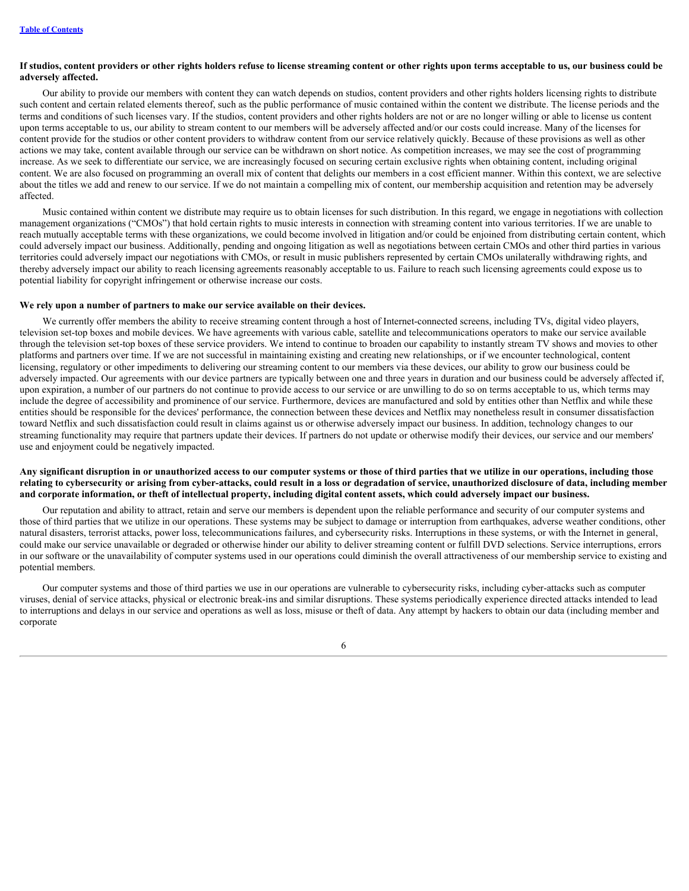**If studios, content providers or other rights holders refuse to license streaming content or other rights upon terms acceptable to us, our business could be adversely affected.**

Our ability to provide our members with content they can watch depends on studios, content providers and other rights holders licensing rights to distribute such content and certain related elements thereof, such as the public performance of music contained within the content we distribute. The license periods and the terms and conditions of such licenses vary. If the studios, content providers and other rights holders are not or are no longer willing or able to license us content upon terms acceptable to us, our ability to stream content to our members will be adversely affected and/or our costs could increase. Many of the licenses for content provide for the studios or other content providers to withdraw content from our service relatively quickly. Because of these provisions as well as other actions we may take, content available through our service can be withdrawn on short notice. As competition increases, we may see the cost of programming increase. As we seek to differentiate our service, we are increasingly focused on securing certain exclusive rights when obtaining content, including original content. We are also focused on programming an overall mix of content that delights our members in a cost efficient manner. Within this context, we are selective about the titles we add and renew to our service. If we do not maintain a compelling mix of content, our membership acquisition and retention may be adversely affected.

Music contained within content we distribute may require us to obtain licenses for such distribution. In this regard, we engage in negotiations with collection management organizations ("CMOs") that hold certain rights to music interests in connection with streaming content into various territories. If we are unable to reach mutually acceptable terms with these organizations, we could become involved in litigation and/or could be enjoined from distributing certain content, which could adversely impact our business. Additionally, pending and ongoing litigation as well as negotiations between certain CMOs and other third parties in various territories could adversely impact our negotiations with CMOs, or result in music publishers represented by certain CMOs unilaterally withdrawing rights, and thereby adversely impact our ability to reach licensing agreements reasonably acceptable to us. Failure to reach such licensing agreements could expose us to potential liability for copyright infringement or otherwise increase our costs.

**We rely upon a number of partners to make our service available on their devices.**

We currently offer members the ability to receive streaming content through a host of Internet-connected screens, including TVs, digital video players, television set-top boxes and mobile devices. We have agreements with various cable, satellite and telecommunications operators to make our service available through the television set-top boxes of these service providers. We intend to continue to broaden our capability to instantly stream TV shows and movies to other platforms and partners over time. If we are not successful in maintaining existing and creating new relationships, or if we encounter technological, content licensing, regulatory or other impediments to delivering our streaming content to our members via these devices, our ability to grow our business could be adversely impacted. Our agreements with our device partners are typically between one and three years in duration and our business could be adversely affected if, upon expiration, a number of our partners do not continue to provide access to our service or are unwilling to do so on terms acceptable to us, which terms may include the degree of accessibility and prominence of our service. Furthermore, devices are manufactured and sold by entities other than Netflix and while these entities should be responsible for the devices' performance, the connection between these devices and Netflix may nonetheless result in consumer dissatisfaction toward Netflix and such dissatisfaction could result in claims against us or otherwise adversely impact our business. In addition, technology changes to our streaming functionality may require that partners update their devices. If partners do not update or otherwise modify their devices, our service and our members' use and enjoyment could be negatively impacted.

**Any significant disruption in or unauthorized access to our computer systems or those of third parties that we utilize in our operations, including those relating to cybersecurity or arising from cyber-attacks, could result in a loss or degradation of service, unauthorized disclosure of data, including member and corporate information, or theft of intellectual property, including digital content assets, which could adversely impact our business.**

Our reputation and ability to attract, retain and serve our members is dependent upon the reliable performance and security of our computer systems and those of third parties that we utilize in our operations. These systems may be subject to damage or interruption from earthquakes, adverse weather conditions, other natural disasters, terrorist attacks, power loss, telecommunications failures, and cybersecurity risks. Interruptions in these systems, or with the Internet in general, could make our service unavailable or degraded or otherwise hinder our ability to deliver streaming content or fulfill DVD selections. Service interruptions, errors in our software or the unavailability of computer systems used in our operations could diminish the overall attractiveness of our membership service to existing and potential members.

Our computer systems and those of third parties we use in our operations are vulnerable to cybersecurity risks, including cyber-attacks such as computer viruses, denial of service attacks, physical or electronic break-ins and similar disruptions. These systems periodically experience directed attacks intended to lead to interruptions and delays in our service and operations as well as loss, misuse or theft of data. Any attempt by hackers to obtain our data (including member and corporate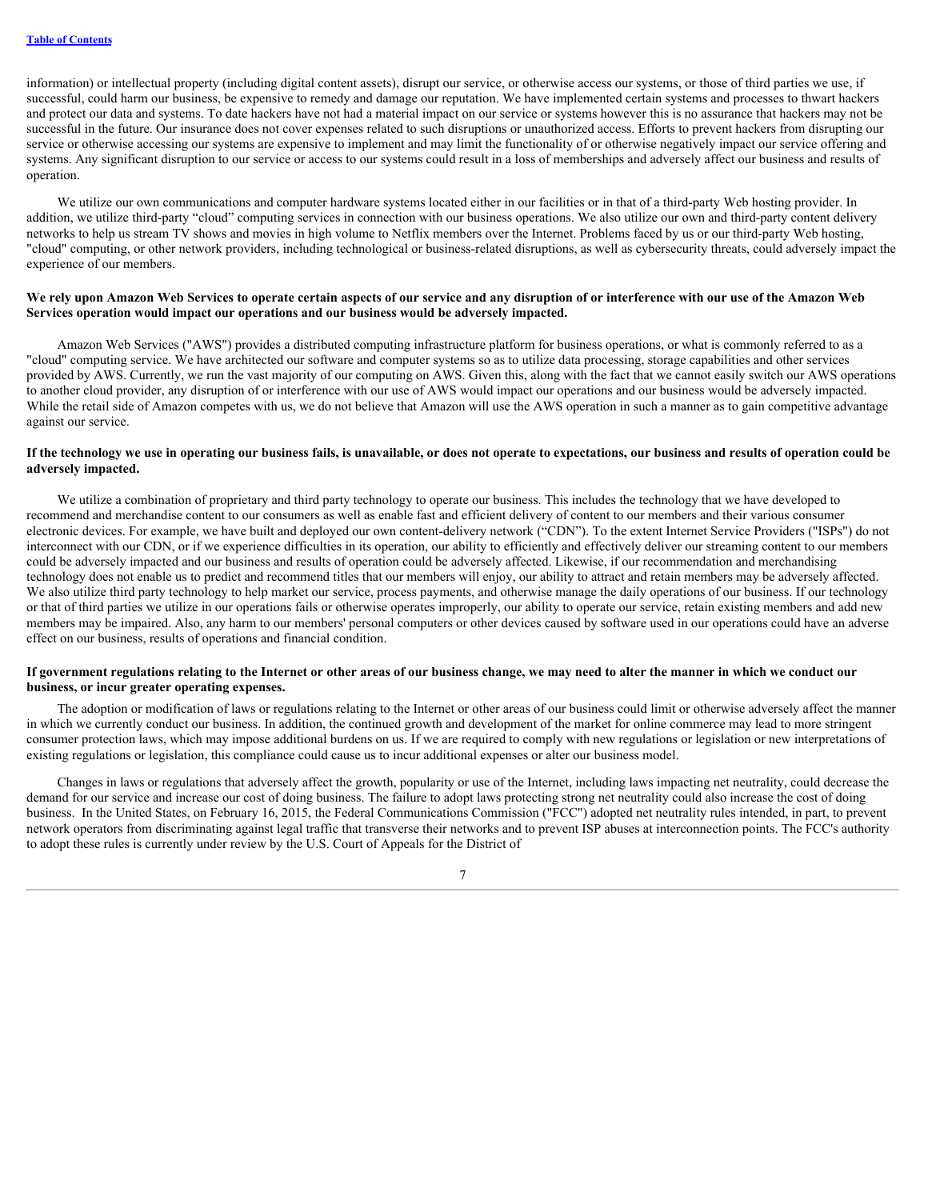information) or intellectual property (including digital content assets), disrupt our service, or otherwise access our systems, or those of third parties we use, if successful, could harm our business, be expensive to remedy and damage our reputation. We have implemented certain systems and processes to thwart hackers and protect our data and systems. To date hackers have not had a material impact on our service or systems however this is no assurance that hackers may not be successful in the future. Our insurance does not cover expenses related to such disruptions or unauthorized access. Efforts to prevent hackers from disrupting our service or otherwise accessing our systems are expensive to implement and may limit the functionality of or otherwise negatively impact our service offering and systems. Any significant disruption to our service or access to our systems could result in a loss of memberships and adversely affect our business and results of operation.

We utilize our own communications and computer hardware systems located either in our facilities or in that of a third-party Web hosting provider. In addition, we utilize third-party "cloud" computing services in connection with our business operations. We also utilize our own and third-party content delivery networks to help us stream TV shows and movies in high volume to Netflix members over the Internet. Problems faced by us or our third-party Web hosting, "cloud" computing, or other network providers, including technological or business-related disruptions, as well as cybersecurity threats, could adversely impact the experience of our members.

**We rely upon Amazon Web Services to operate certain aspects of our service and any disruption of or interference with our use of the Amazon Web Services operation would impact our operations and our business would be adversely impacted.**

Amazon Web Services ("AWS") provides a distributed computing infrastructure platform for business operations, or what is commonly referred to as a "cloud" computing service. We have architected our software and computer systems so as to utilize data processing, storage capabilities and other services provided by AWS. Currently, we run the vast majority of our computing on AWS. Given this, along with the fact that we cannot easily switch our AWS operations to another cloud provider, any disruption of or interference with our use of AWS would impact our operations and our business would be adversely impacted. While the retail side of Amazon competes with us, we do not believe that Amazon will use the AWS operation in such a manner as to gain competitive advantage against our service.

**If the technology we use in operating our business fails, is unavailable, or does not operate to expectations, our business and results of operation could be adversely impacted.**

We utilize a combination of proprietary and third party technology to operate our business. This includes the technology that we have developed to recommend and merchandise content to our consumers as well as enable fast and efficient delivery of content to our members and their various consumer electronic devices. For example, we have built and deployed our own content-delivery network ("CDN"). To the extent Internet Service Providers ("ISPs") do not interconnect with our CDN, or if we experience difficulties in its operation, our ability to efficiently and effectively deliver our streaming content to our members could be adversely impacted and our business and results of operation could be adversely affected. Likewise, if our recommendation and merchandising technology does not enable us to predict and recommend titles that our members will enjoy, our ability to attract and retain members may be adversely affected. We also utilize third party technology to help market our service, process payments, and otherwise manage the daily operations of our business. If our technology or that of third parties we utilize in our operations fails or otherwise operates improperly, our ability to operate our service, retain existing members and add new members may be impaired. Also, any harm to our members' personal computers or other devices caused by software used in our operations could have an adverse effect on our business, results of operations and financial condition.

**If government regulations relating to the Internet or other areas of our business change, we may need to alter the manner in which we conduct our business, or incur greater operating expenses.**

The adoption or modification of laws or regulations relating to the Internet or other areas of our business could limit or otherwise adversely affect the manner in which we currently conduct our business. In addition, the continued growth and development of the market for online commerce may lead to more stringent consumer protection laws, which may impose additional burdens on us. If we are required to comply with new regulations or legislation or new interpretations of existing regulations or legislation, this compliance could cause us to incur additional expenses or alter our business model.

Changes in laws or regulations that adversely affect the growth, popularity or use of the Internet, including laws impacting net neutrality, could decrease the demand for our service and increase our cost of doing business. The failure to adopt laws protecting strong net neutrality could also increase the cost of doing business. In the United States, on February 16, 2015, the Federal Communications Commission ("FCC") adopted net neutrality rules intended, in part, to prevent network operators from discriminating against legal traffic that transverse their networks and to prevent ISP abuses at interconnection points. The FCC's authority to adopt these rules is currently under review by the U.S. Court of Appeals for the District of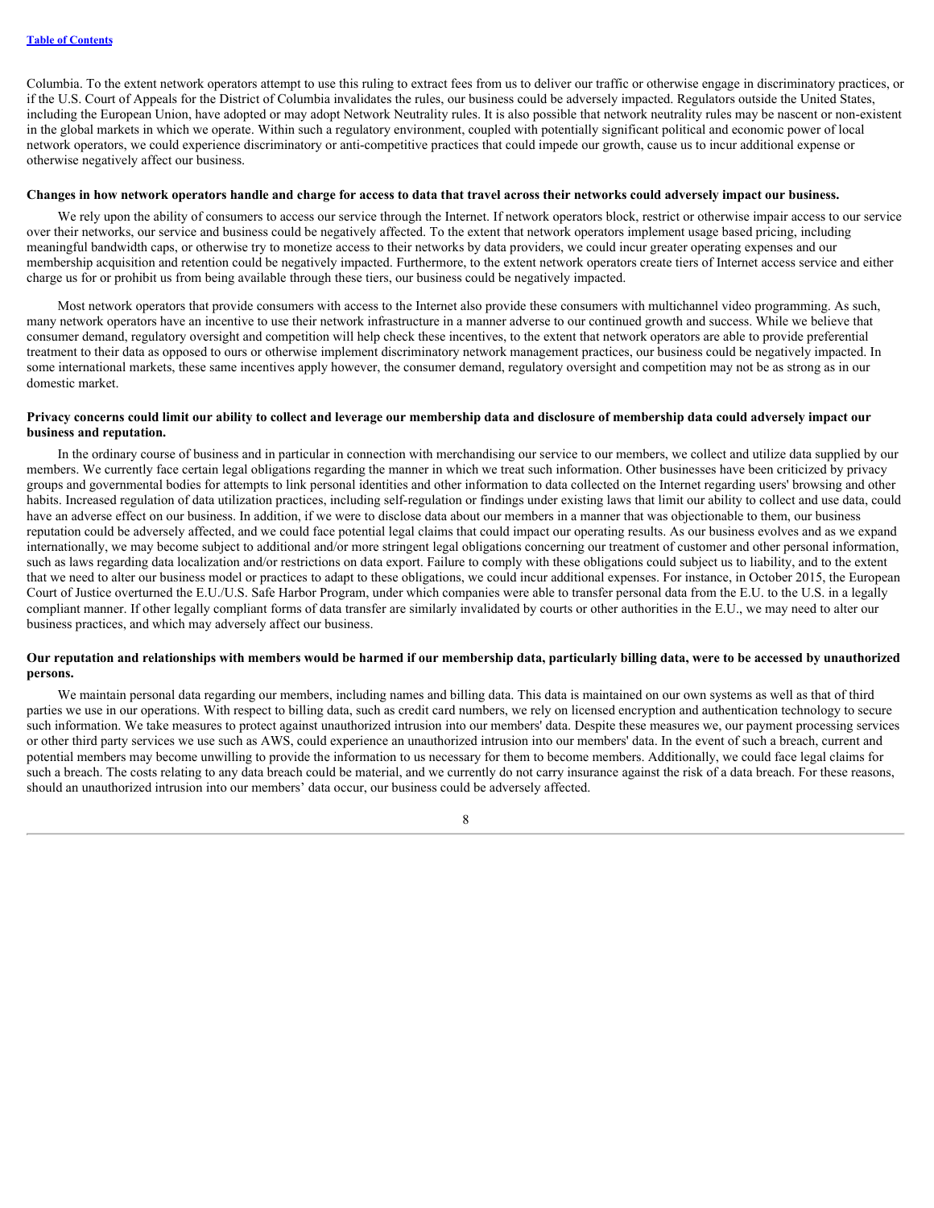Columbia. To the extent network operators attempt to use this ruling to extract fees from us to deliver our traffic or otherwise engage in discriminatory practices, or if the U.S. Court of Appeals for the District of Columbia invalidates the rules, our business could be adversely impacted. Regulators outside the United States, including the European Union, have adopted or may adopt Network Neutrality rules. It is also possible that network neutrality rules may be nascent or non-existent in the global markets in which we operate. Within such a regulatory environment, coupled with potentially significant political and economic power of local network operators, we could experience discriminatory or anti-competitive practices that could impede our growth, cause us to incur additional expense or otherwise negatively affect our business.

**Changes in how network operators handle and charge for access to data that travel across their networks could adversely impact our business.**

We rely upon the ability of consumers to access our service through the Internet. If network operators block, restrict or otherwise impair access to our service over their networks, our service and business could be negatively affected. To the extent that network operators implement usage based pricing, including meaningful bandwidth caps, or otherwise try to monetize access to their networks by data providers, we could incur greater operating expenses and our membership acquisition and retention could be negatively impacted. Furthermore, to the extent network operators create tiers of Internet access service and either charge us for or prohibit us from being available through these tiers, our business could be negatively impacted.

Most network operators that provide consumers with access to the Internet also provide these consumers with multichannel video programming. As such, many network operators have an incentive to use their network infrastructure in a manner adverse to our continued growth and success. While we believe that consumer demand, regulatory oversight and competition will help check these incentives, to the extent that network operators are able to provide preferential treatment to their data as opposed to ours or otherwise implement discriminatory network management practices, our business could be negatively impacted. In some international markets, these same incentives apply however, the consumer demand, regulatory oversight and competition may not be as strong as in our domestic market.

**Privacy concerns could limit our ability to collect and leverage our membership data and disclosure of membership data could adversely impact our business and reputation.**

In the ordinary course of business and in particular in connection with merchandising our service to our members, we collect and utilize data supplied by our members. We currently face certain legal obligations regarding the manner in which we treat such information. Other businesses have been criticized by privacy groups and governmental bodies for attempts to link personal identities and other information to data collected on the Internet regarding users' browsing and other habits. Increased regulation of data utilization practices, including self-regulation or findings under existing laws that limit our ability to collect and use data, could have an adverse effect on our business. In addition, if we were to disclose data about our members in a manner that was objectionable to them, our business reputation could be adversely affected, and we could face potential legal claims that could impact our operating results. As our business evolves and as we expand internationally, we may become subject to additional and/or more stringent legal obligations concerning our treatment of customer and other personal information, such as laws regarding data localization and/or restrictions on data export. Failure to comply with these obligations could subject us to liability, and to the extent that we need to alter our business model or practices to adapt to these obligations, we could incur additional expenses. For instance, in October 2015, the European Court of Justice overturned the E.U./U.S. Safe Harbor Program, under which companies were able to transfer personal data from the E.U. to the U.S. in a legally compliant manner. If other legally compliant forms of data transfer are similarly invalidated by courts or other authorities in the E.U., we may need to alter our business practices, and which may adversely affect our business.

**Our reputation and relationships with members would be harmed if our membership data, particularly billing data, were to be accessed by unauthorized persons.**

We maintain personal data regarding our members, including names and billing data. This data is maintained on our own systems as well as that of third parties we use in our operations. With respect to billing data, such as credit card numbers, we rely on licensed encryption and authentication technology to secure such information. We take measures to protect against unauthorized intrusion into our members' data. Despite these measures we, our payment processing services or other third party services we use such as AWS, could experience an unauthorized intrusion into our members' data. In the event of such a breach, current and potential members may become unwilling to provide the information to us necessary for them to become members. Additionally, we could face legal claims for such a breach. The costs relating to any data breach could be material, and we currently do not carry insurance against the risk of a data breach. For these reasons, should an unauthorized intrusion into our members' data occur, our business could be adversely affected.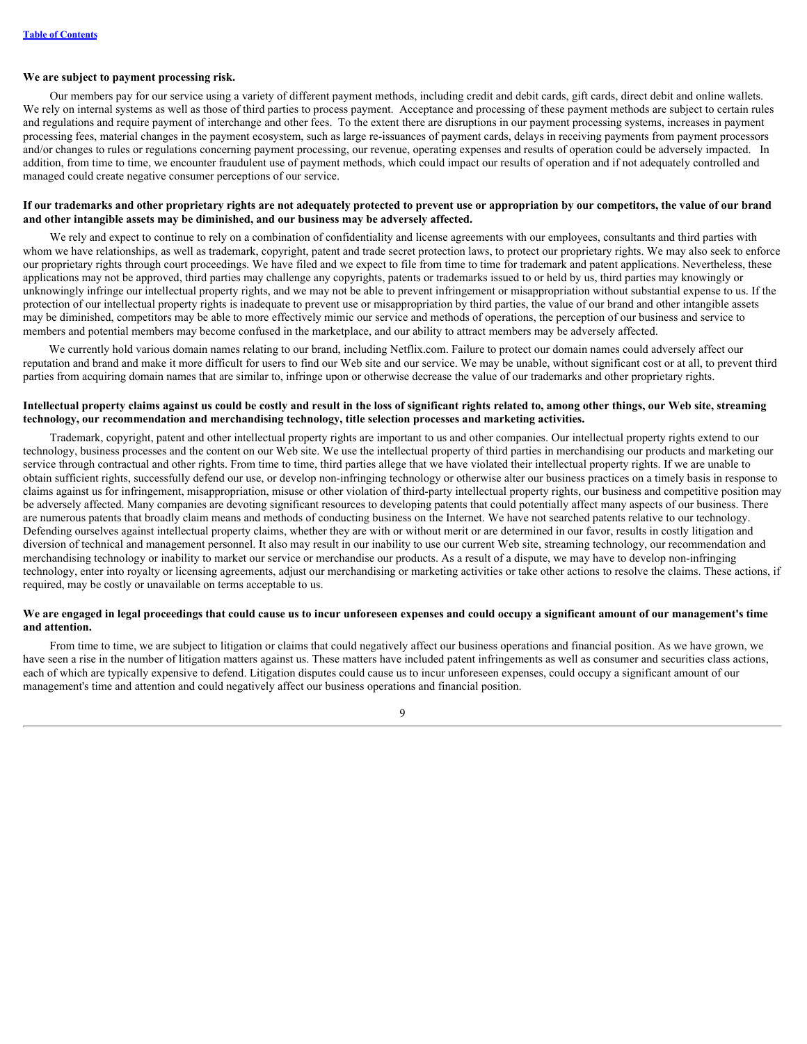**We are subject to payment processing risk.**

Our members pay for our service using a variety of different payment methods, including credit and debit cards, gift cards, direct debit and online wallets. We rely on internal systems as well as those of third parties to process payment. Acceptance and processing of these payment methods are subject to certain rules and regulations and require payment of interchange and other fees. To the extent there are disruptions in our payment processing systems, increases in payment processing fees, material changes in the payment ecosystem, such as large re-issuances of payment cards, delays in receiving payments from payment processors and/or changes to rules or regulations concerning payment processing, our revenue, operating expenses and results of operation could be adversely impacted. In addition, from time to time, we encounter fraudulent use of payment methods, which could impact our results of operation and if not adequately controlled and managed could create negative consumer perceptions of our service.

**If our trademarks and other proprietary rights are not adequately protected to prevent use or appropriation by our competitors, the value of our brand and other intangible assets may be diminished, and our business may be adversely affected.**

We rely and expect to continue to rely on a combination of confidentiality and license agreements with our employees, consultants and third parties with whom we have relationships, as well as trademark, copyright, patent and trade secret protection laws, to protect our proprietary rights. We may also seek to enforce our proprietary rights through court proceedings. We have filed and we expect to file from time to time for trademark and patent applications. Nevertheless, these applications may not be approved, third parties may challenge any copyrights, patents or trademarks issued to or held by us, third parties may knowingly or unknowingly infringe our intellectual property rights, and we may not be able to prevent infringement or misappropriation without substantial expense to us. If the protection of our intellectual property rights is inadequate to prevent use or misappropriation by third parties, the value of our brand and other intangible assets may be diminished, competitors may be able to more effectively mimic our service and methods of operations, the perception of our business and service to members and potential members may become confused in the marketplace, and our ability to attract members may be adversely affected.

We currently hold various domain names relating to our brand, including Netflix.com. Failure to protect our domain names could adversely affect our reputation and brand and make it more difficult for users to find our Web site and our service. We may be unable, without significant cost or at all, to prevent third parties from acquiring domain names that are similar to, infringe upon or otherwise decrease the value of our trademarks and other proprietary rights.

**Intellectual property claims against us could be costly and result in the loss of significant rights related to, among other things, our Web site, streaming technology, our recommendation and merchandising technology, title selection processes and marketing activities.**

Trademark, copyright, patent and other intellectual property rights are important to us and other companies. Our intellectual property rights extend to our technology, business processes and the content on our Web site. We use the intellectual property of third parties in merchandising our products and marketing our service through contractual and other rights. From time to time, third parties allege that we have violated their intellectual property rights. If we are unable to obtain sufficient rights, successfully defend our use, or develop non-infringing technology or otherwise alter our business practices on a timely basis in response to claims against us for infringement, misappropriation, misuse or other violation of third-party intellectual property rights, our business and competitive position may be adversely affected. Many companies are devoting significant resources to developing patents that could potentially affect many aspects of our business. There are numerous patents that broadly claim means and methods of conducting business on the Internet. We have not searched patents relative to our technology. Defending ourselves against intellectual property claims, whether they are with or without merit or are determined in our favor, results in costly litigation and diversion of technical and management personnel. It also may result in our inability to use our current Web site, streaming technology, our recommendation and merchandising technology or inability to market our service or merchandise our products. As a result of a dispute, we may have to develop non-infringing technology, enter into royalty or licensing agreements, adjust our merchandising or marketing activities or take other actions to resolve the claims. These actions, if required, may be costly or unavailable on terms acceptable to us.

**We are engaged in legal proceedings that could cause us to incur unforeseen expenses and could occupy a significant amount of our management's time and attention.**

From time to time, we are subject to litigation or claims that could negatively affect our business operations and financial position. As we have grown, we have seen a rise in the number of litigation matters against us. These matters have included patent infringements as well as consumer and securities class actions, each of which are typically expensive to defend. Litigation disputes could cause us to incur unforeseen expenses, could occupy a significant amount of our management's time and attention and could negatively affect our business operations and financial position.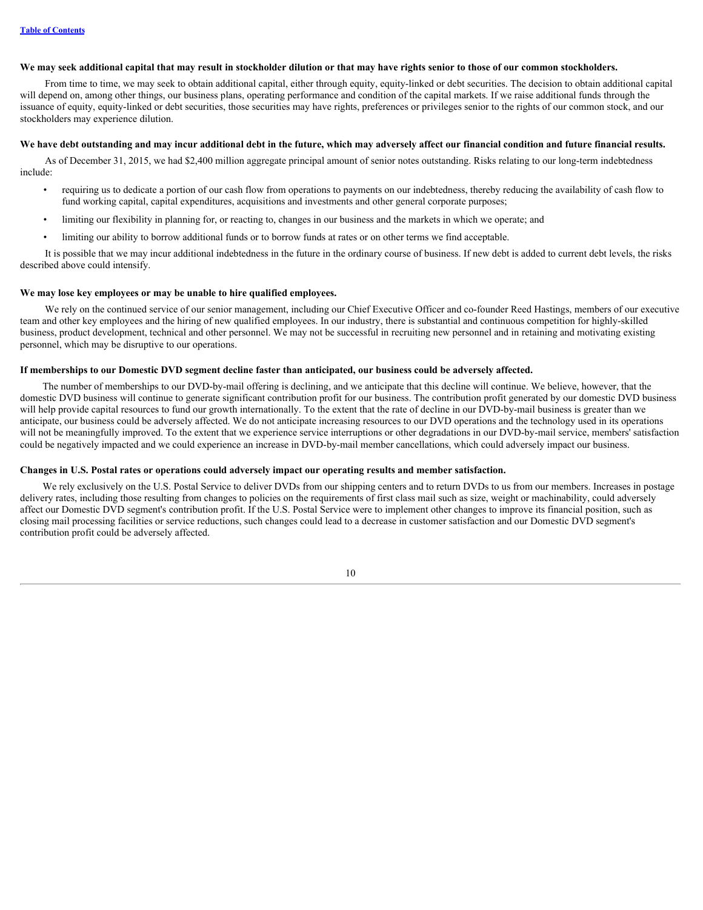**We may seek additional capital that may result in stockholder dilution or that may have rights senior to those of our common stockholders.**

From time to time, we may seek to obtain additional capital, either through equity, equity-linked or debt securities. The decision to obtain additional capital will depend on, among other things, our business plans, operating performance and condition of the capital markets. If we raise additional funds through the issuance of equity, equity-linked or debt securities, those securities may have rights, preferences or privileges senior to the rights of our common stock, and our stockholders may experience dilution.

**We have debt outstanding and may incur additional debt in the future, which may adversely affect our financial condition and future financial results.**

As of December 31, 2015, we had $2,400 million aggregate principal amount of senior notes outstanding. Risks relating to our long-term indebtedness include:

- requiring us to dedicate a portion of our cash flow from operations to payments on our indebtedness, thereby reducing the availability of cash flow to fund working capital, capital expenditures, acquisitions and investments and other general corporate purposes;
- limiting our flexibility in planning for, or reacting to, changes in our business and the markets in which we operate; and
- limiting our ability to borrow additional funds or to borrow funds at rates or on other terms we find acceptable.

It is possible that we may incur additional indebtedness in the future in the ordinary course of business. If new debt is added to current debt levels, the risks described above could intensify.

**We may lose key employees or may be unable to hire qualified employees.**

We rely on the continued service of our senior management, including our Chief Executive Officer and co-founder Reed Hastings, members of our executive team and other key employees and the hiring of new qualified employees. In our industry, there is substantial and continuous competition for highly-skilled business, product development, technical and other personnel. We may not be successful in recruiting new personnel and in retaining and motivating existing personnel, which may be disruptive to our operations.

**If memberships to our Domestic DVD segment decline faster than anticipated, our business could be adversely affected.**

The number of memberships to our DVD-by-mail offering is declining, and we anticipate that this decline will continue. We believe, however, that the domestic DVD business will continue to generate significant contribution profit for our business. The contribution profit generated by our domestic DVD business will help provide capital resources to fund our growth internationally. To the extent that the rate of decline in our DVD-by-mail business is greater than we anticipate, our business could be adversely affected. We do not anticipate increasing resources to our DVD operations and the technology used in its operations will not be meaningfully improved. To the extent that we experience service interruptions or other degradations in our DVD-by-mail service, members' satisfaction could be negatively impacted and we could experience an increase in DVD-by-mail member cancellations, which could adversely impact our business.

**Changes in U.S. Postal rates or operations could adversely impact our operating results and member satisfaction.**

We rely exclusively on the U.S. Postal Service to deliver DVDs from our shipping centers and to return DVDs to us from our members. Increases in postage delivery rates, including those resulting from changes to policies on the requirements of first class mail such as size, weight or machinability, could adversely affect our Domestic DVD segment's contribution profit. If the U.S. Postal Service were to implement other changes to improve its financial position, such as closing mail processing facilities or service reductions, such changes could lead to a decrease in customer satisfaction and our Domestic DVD segment's contribution profit could be adversely affected.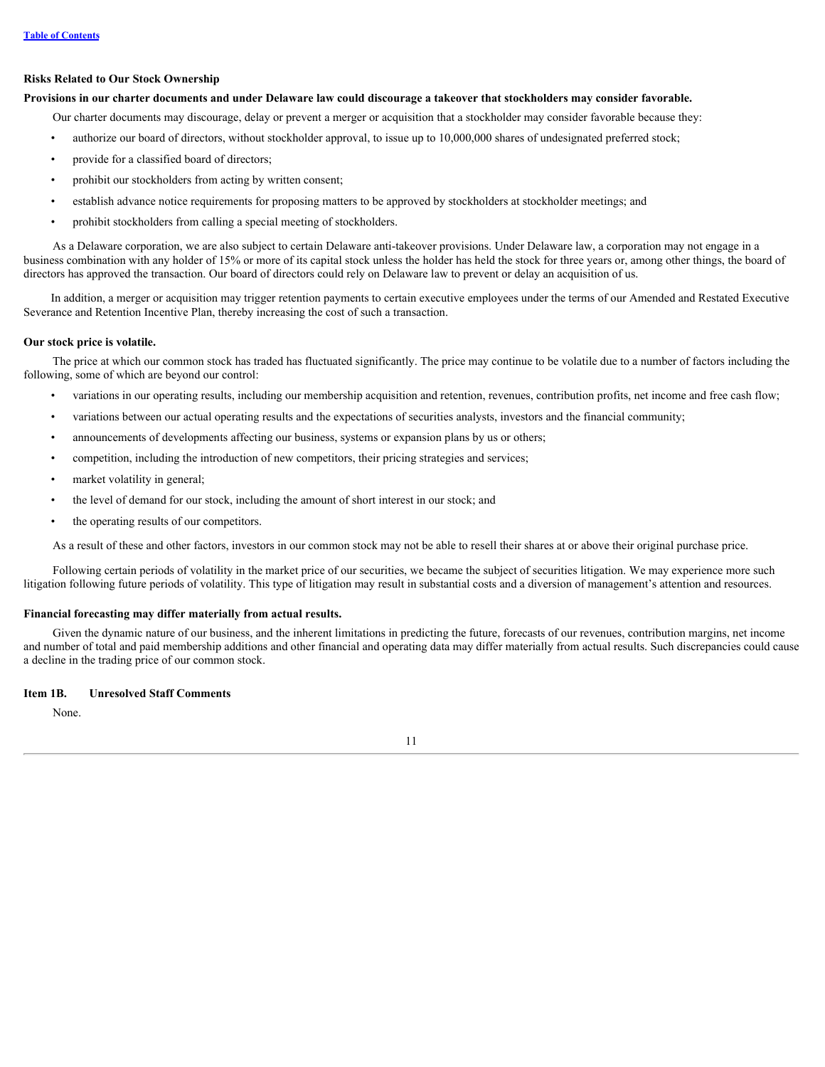### Risks Related to Our Stock Ownership

**Provisions in our charter documents and under Delaware law could discourage a takeover that stockholders may consider favorable.**

Our charter documents may discourage, delay or prevent a merger or acquisition that a stockholder may consider favorable because they:

- authorize our board of directors, without stockholder approval, to issue up to 10,000,000 shares of undesignated preferred stock;
- provide for a classified board of directors;
- prohibit our stockholders from acting by written consent;
- establish advance notice requirements for proposing matters to be approved by stockholders at stockholder meetings; and
- prohibit stockholders from calling a special meeting of stockholders.

As a Delaware corporation, we are also subject to certain Delaware anti-takeover provisions. Under Delaware law, a corporation may not engage in a business combination with any holder of 15% or more of its capital stock unless the holder has held the stock for three years or, among other things, the board of directors has approved the transaction. Our board of directors could rely on Delaware law to prevent or delay an acquisition of us.

In addition, a merger or acquisition may trigger retention payments to certain executive employees under the terms of our Amended and Restated Executive Severance and Retention Incentive Plan, thereby increasing the cost of such a transaction.

**Our stock price is volatile.**

The price at which our common stock has traded has fluctuated significantly. The price may continue to be volatile due to a number of factors including the following, some of which are beyond our control:

- variations in our operating results, including our membership acquisition and retention, revenues, contribution profits, net income and free cash flow;
- variations between our actual operating results and the expectations of securities analysts, investors and the financial community;
- announcements of developments affecting our business, systems or expansion plans by us or others;
- competition, including the introduction of new competitors, their pricing strategies and services;
- market volatility in general;
- the level of demand for our stock, including the amount of short interest in our stock; and
- the operating results of our competitors.

As a result of these and other factors, investors in our common stock may not be able to resell their shares at or above their original purchase price.

Following certain periods of volatility in the market price of our securities, we became the subject of securities litigation. We may experience more such litigation following future periods of volatility. This type of litigation may result in substantial costs and a diversion of management's attention and resources.

**Financial forecasting may differ materially from actual results.**

Given the dynamic nature of our business, and the inherent limitations in predicting the future, forecasts of our revenues, contribution margins, net income and number of total and paid membership additions and other financial and operating data may differ materially from actual results. Such discrepancies could cause a decline in the trading price of our common stock.

## Item 1B. Unresolved Staff Comments

None.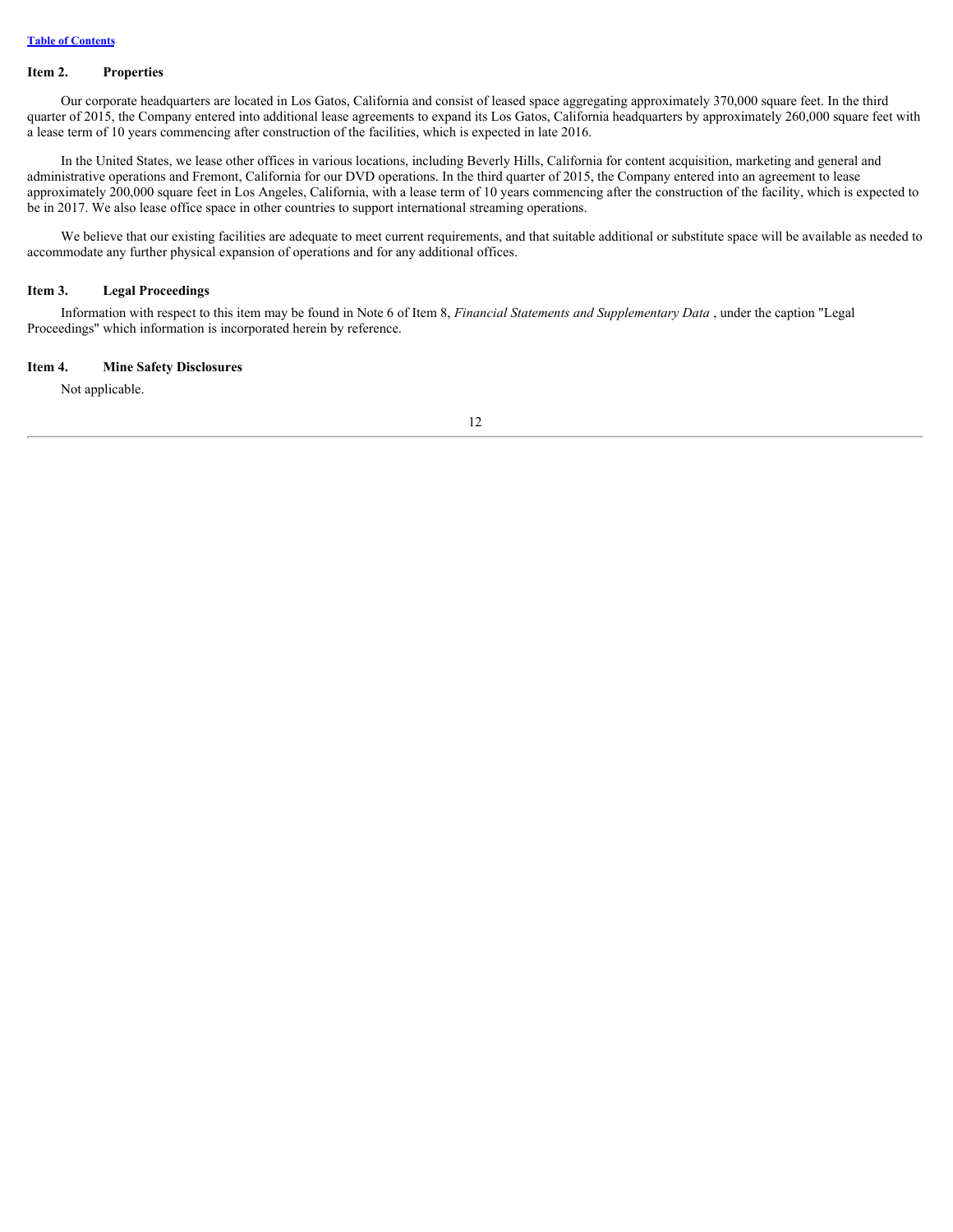## Item 2. Properties

Our corporate headquarters are located in Los Gatos, California and consist of leased space aggregating approximately 370,000 square feet. In the third quarter of 2015, the Company entered into additional lease agreements to expand its Los Gatos, California headquarters by approximately 260,000 square feet with a lease term of 10 years commencing after construction of the facilities, which is expected in late 2016.

In the United States, we lease other offices in various locations, including Beverly Hills, California for content acquisition, marketing and general and administrative operations and Fremont, California for our DVD operations. In the third quarter of 2015, the Company entered into an agreement to lease approximately 200,000 square feet in Los Angeles, California, with a lease term of 10 years commencing after the construction of the facility, which is expected to be in 2017. We also lease office space in other countries to support international streaming operations.

We believe that our existing facilities are adequate to meet current requirements, and that suitable additional or substitute space will be available as needed to accommodate any further physical expansion of operations and for any additional offices.

## Item 3. Legal Proceedings

Information with respect to this item may be found in Note 6 of Item 8, *Financial Statements and Supplementary Data* , under the caption "Legal Proceedings" which information is incorporated herein by reference.

## Item 4. Mine Safety Disclosures

Not applicable.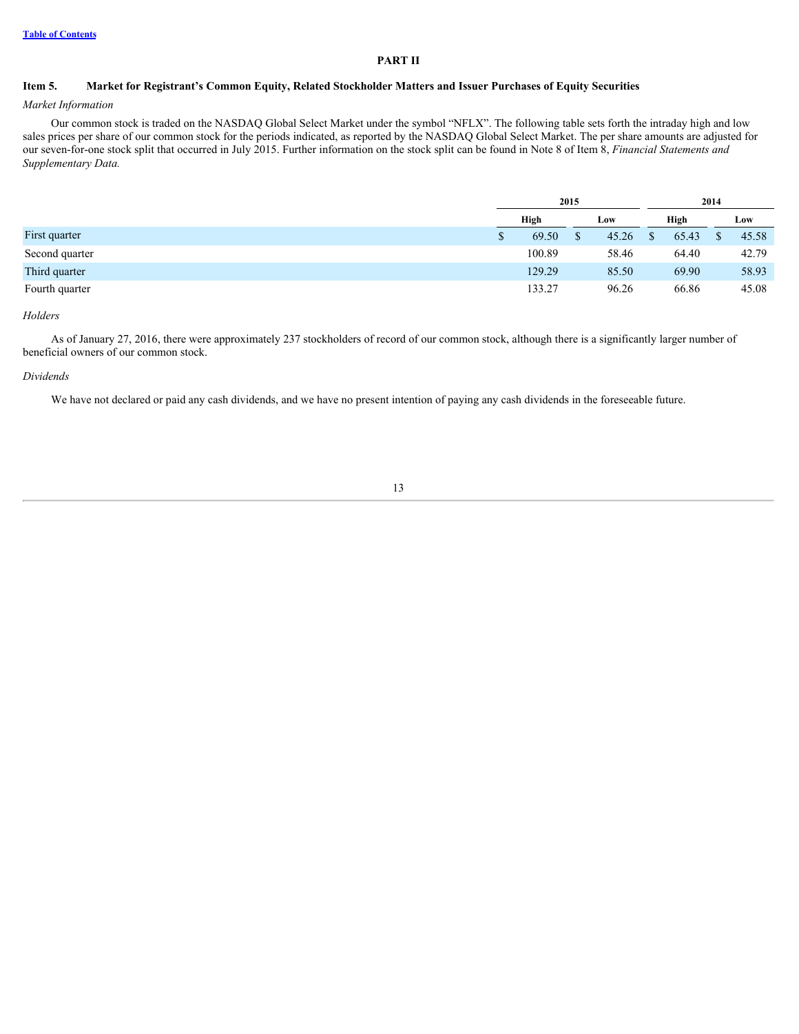# PART II

## Item 5. Market for Registrant's Common Equity, Related Stockholder Matters and Issuer Purchases of Equity Securities

*Market Information*

Our common stock is traded on the NASDAQ Global Select Market under the symbol "NFLX". The following table sets forth the intraday high and low sales prices per share of our common stock for the periods indicated, as reported by the NASDAQ Global Select Market. The per share amounts are adjusted for our seven-for-one stock split that occurred in July 2015. Further information on the stock split can be found in Note 8 of Item 8, *Financial Statements and Supplementary Data.*

| | 2015 | | 2014 | |
|---|---|---|---|---|
| | High | Low | High | Low |
| First quarter | $ 69.50 | $ 45.26 | $ 65.43 | $ 45.58 |
| Second quarter | 100.89 | 58.46 | 64.40 | 42.79 |
| Third quarter | 129.29 | 85.50 | 69.90 | 58.93 |
| Fourth quarter | 133.27 | 96.26 | 66.86 | 45.08 |

*Holders*

As of January 27, 2016, there were approximately 237 stockholders of record of our common stock, although there is a significantly larger number of beneficial owners of our common stock.

*Dividends*

We have not declared or paid any cash dividends, and we have no present intention of paying any cash dividends in the foreseeable future.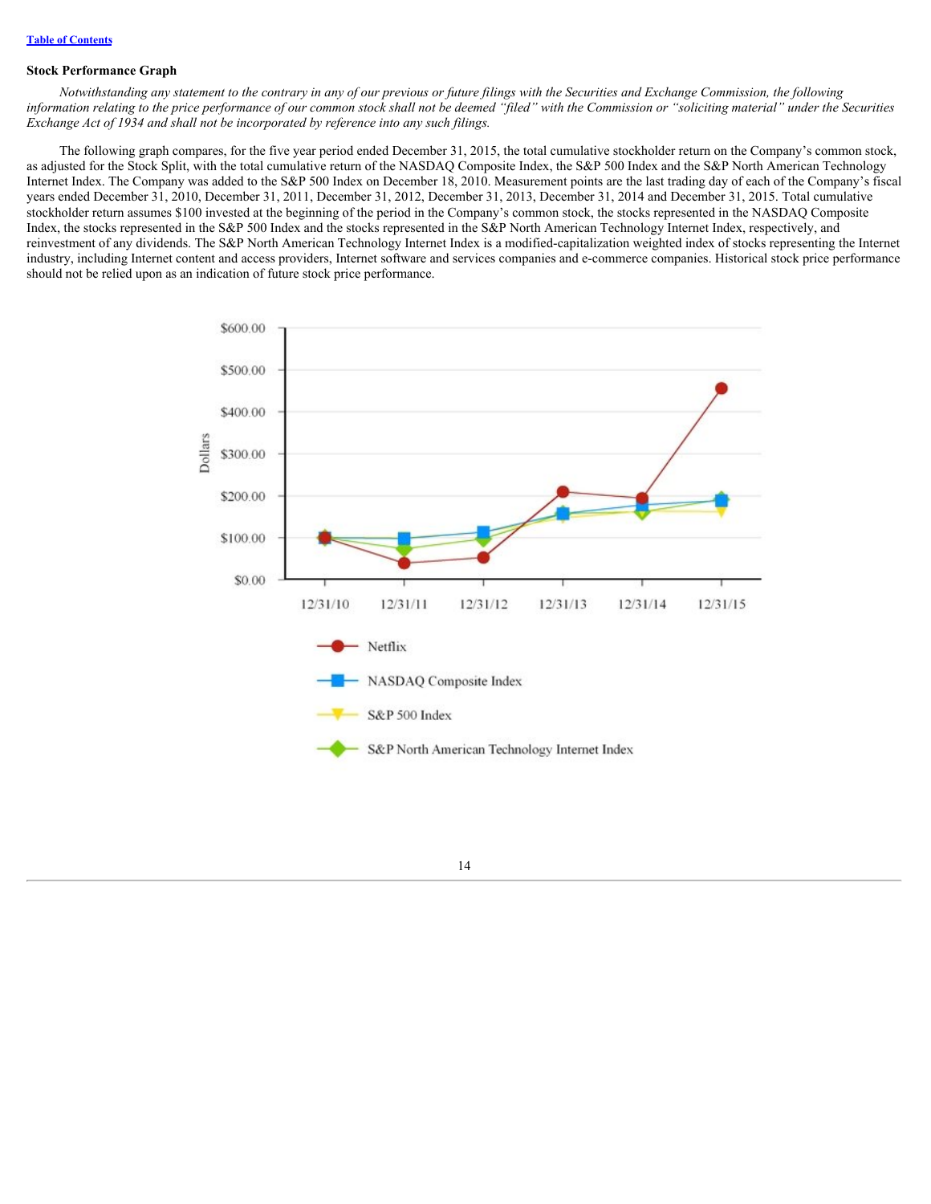Table of Contents

### Stock Performance Graph

*Notwithstanding any statement to the contrary in any of our previous or future filings with the Securities and Exchange Commission, the following information relating to the price performance of our common stock shall not be deemed "filed" with the Commission or "soliciting material" under the Securities Exchange Act of 1934 and shall not be incorporated by reference into any such filings.*

The following graph compares, for the five year period ended December 31, 2015, the total cumulative stockholder return on the Company's common stock, as adjusted for the Stock Split, with the total cumulative return of the NASDAQ Composite Index, the S&P 500 Index and the S&P North American Technology Internet Index. The Company was added to the S&P 500 Index on December 18, 2010. Measurement points are the last trading day of each of the Company's fiscal years ended December 31, 2010, December 31, 2011, December 31, 2012, December 31, 2013, December 31, 2014 and December 31, 2015. Total cumulative stockholder return assumes $100 invested at the beginning of the period in the Company's common stock, the stocks represented in the NASDAQ Composite Index, the stocks represented in the S&P 500 Index and the stocks represented in the S&P North American Technology Internet Index, respectively, and reinvestment of any dividends. The S&P North American Technology Internet Index is a modified-capitalization weighted index of stocks representing the Internet industry, including Internet content and access providers, Internet software and services companies and e-commerce companies. Historical stock price performance should not be relied upon as an indication of future stock price performance.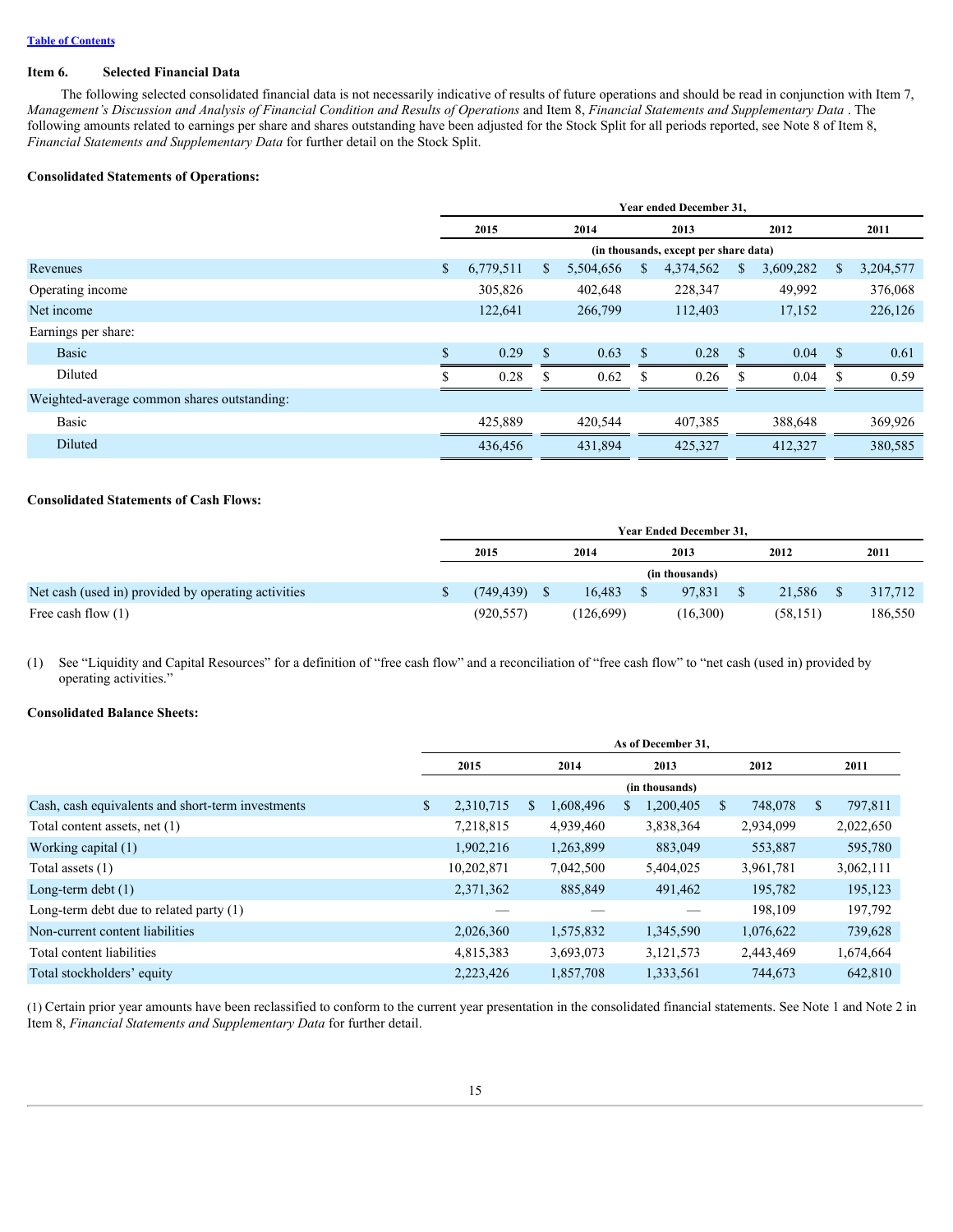Table of Contents

## Item 6. Selected Financial Data

The following selected consolidated financial data is not necessarily indicative of results of future operations and should be read in conjunction with Item 7, *Management's Discussion and Analysis of Financial Condition and Results of Operations* and Item 8, *Financial Statements and Supplementary Data* . The following amounts related to earnings per share and shares outstanding have been adjusted for the Stock Split for all periods reported, see Note 8 of Item 8, *Financial Statements and Supplementary Data* for further detail on the Stock Split.

**Consolidated Statements of Operations:**

| | Year ended December 31, | | | | |
|---|---|---|---|---|---|
| | 2015 | 2014 | 2013 | 2012 | 2011 |
| | (in thousands, except per share data) | | | | |
| Revenues | $ 6,779,511 | $ 5,504,656 | $ 4,374,562 | $ 3,609,282 | $ 3,204,577 |
| Operating income | 305,826 | 402,648 | 228,347 | 49,992 | 376,068 |
| Net income | 122,641 | 266,799 | 112,403 | 17,152 | 226,126 |
| Earnings per share: | | | | | |
| Basic | $ 0.29 | $ 0.63 | $ 0.28 | $ 0.04 | $ 0.61 |
| Diluted | $ 0.28 | $ 0.62 | $ 0.26 | $ 0.04 | $ 0.59 |
| Weighted-average common shares outstanding: | | | | | |
| Basic | 425,889 | 420,544 | 407,385 | 388,648 | 369,926 |
| Diluted | 436,456 | 431,894 | 425,327 | 412,327 | 380,585 |

**Consolidated Statements of Cash Flows:**

| | Year Ended December 31, | | | | |
|---|---|---|---|---|---|
| | 2015 | 2014 | 2013 | 2012 | 2011 |
| | (in thousands) | | | | |
| Net cash (used in) provided by operating activities | $ (749,439) | $ 16,483 | $ 97,831 | $ 21,586 | $ 317,712 |
| Free cash flow (1) | (920,557) | (126,699) | (16,300) | (58,151) | 186,550 |

(1) See "Liquidity and Capital Resources" for a definition of "free cash flow" and a reconciliation of "free cash flow" to "net cash (used in) provided by operating activities."

**Consolidated Balance Sheets:**

| | As of December 31, | | | | |
|---|---|---|---|---|---|
| | 2015 | 2014 | 2013 | 2012 | 2011 |
| | (in thousands) | | | | |
| Cash, cash equivalents and short-term investments | $ 2,310,715 | $ 1,608,496 | $ 1,200,405 | $ 748,078 | $ 797,811 |
| Total content assets, net (1) | 7,218,815 | 4,939,460 | 3,838,364 | 2,934,099 | 2,022,650 |
| Working capital (1) | 1,902,216 | 1,263,899 | 883,049 | 553,887 | 595,780 |
| Total assets (1) | 10,202,871 | 7,042,500 | 5,404,025 | 3,961,781 | 3,062,111 |
| Long-term debt (1) | 2,371,362 | 885,849 | 491,462 | 195,782 | 195,123 |
| Long-term debt due to related party (1) | — | — | — | 198,109 | 197,792 |
| Non-current content liabilities | 2,026,360 | 1,575,832 | 1,345,590 | 1,076,622 | 739,628 |
| Total content liabilities | 4,815,383 | 3,693,073 | 3,121,573 | 2,443,469 | 1,674,664 |
| Total stockholders' equity | 2,223,426 | 1,857,708 | 1,333,561 | 744,673 | 642,810 |

(1) Certain prior year amounts have been reclassified to conform to the current year presentation in the consolidated financial statements. See Note 1 and Note 2 in Item 8, *Financial Statements and Supplementary Data* for further detail.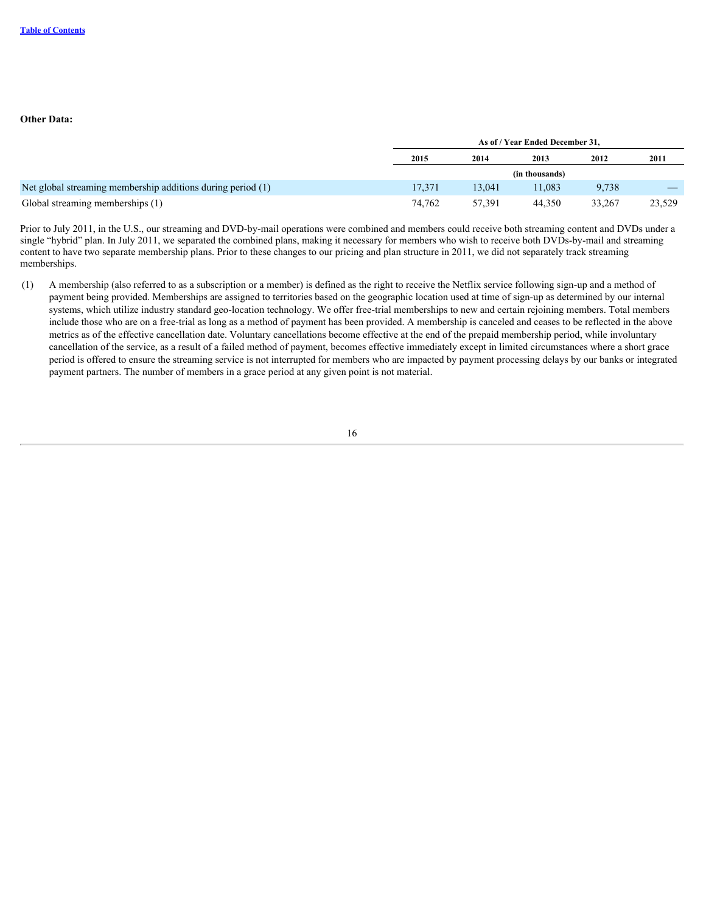**Other Data:**

| | As of / Year Ended December 31, | | | | |
|---|---|---|---|---|---|
| | 2015 | 2014 | 2013 | 2012 | 2011 |
| | (in thousands) | | | | |
| Net global streaming membership additions during period (1) | 17,371 | 13,041 | 11,083 | 9,738 | — |
| Global streaming memberships (1) | 74,762 | 57,391 | 44,350 | 33,267 | 23,529 |

Prior to July 2011, in the U.S., our streaming and DVD-by-mail operations were combined and members could receive both streaming content and DVDs under a single "hybrid" plan. In July 2011, we separated the combined plans, making it necessary for members who wish to receive both DVDs-by-mail and streaming content to have two separate membership plans. Prior to these changes to our pricing and plan structure in 2011, we did not separately track streaming memberships.

(1) A membership (also referred to as a subscription or a member) is defined as the right to receive the Netflix service following sign-up and a method of payment being provided. Memberships are assigned to territories based on the geographic location used at time of sign-up as determined by our internal systems, which utilize industry standard geo-location technology. We offer free-trial memberships to new and certain rejoining members. Total members include those who are on a free-trial as long as a method of payment has been provided. A membership is canceled and ceases to be reflected in the above metrics as of the effective cancellation date. Voluntary cancellations become effective at the end of the prepaid membership period, while involuntary cancellation of the service, as a result of a failed method of payment, becomes effective immediately except in limited circumstances where a short grace period is offered to ensure the streaming service is not interrupted for members who are impacted by payment processing delays by our banks or integrated payment partners. The number of members in a grace period at any given point is not material.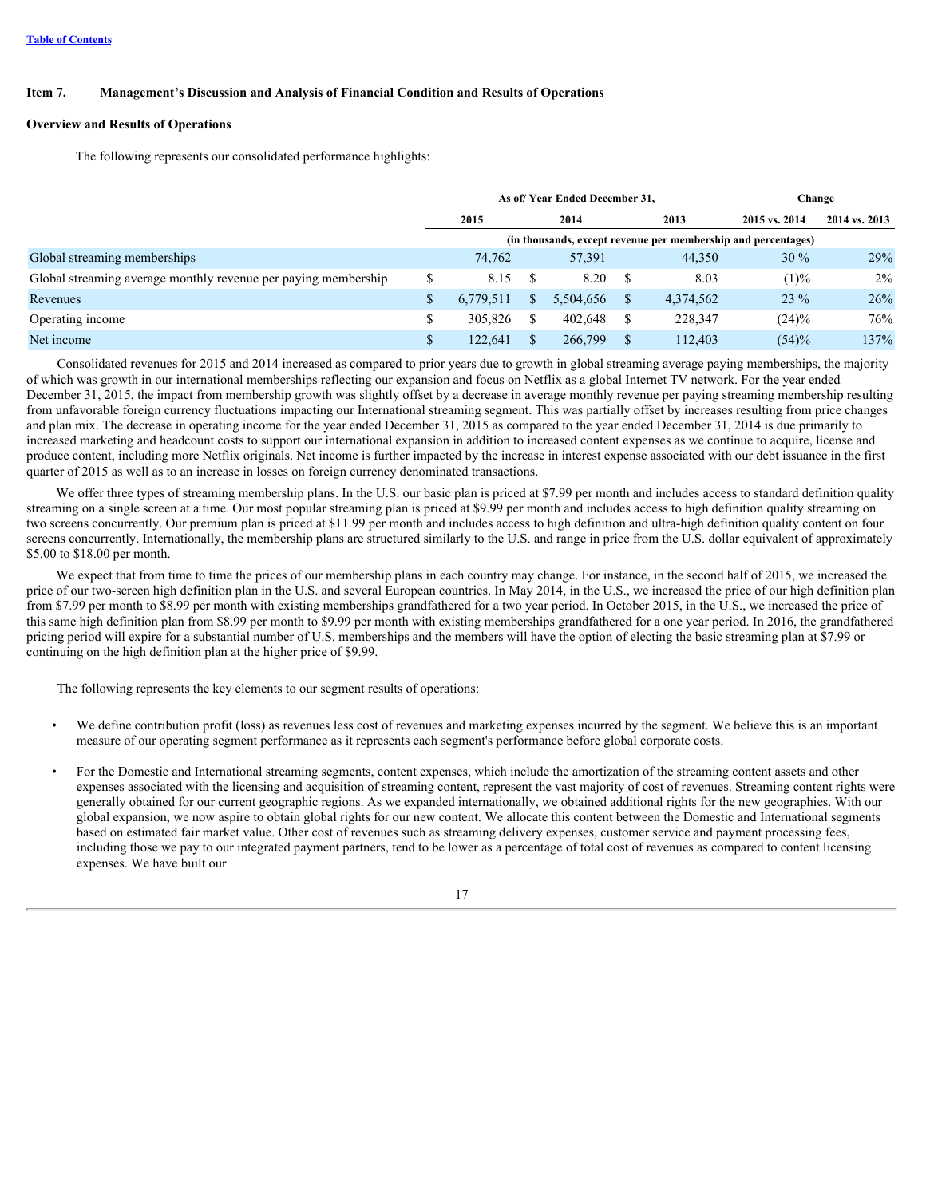## Item 7. Management's Discussion and Analysis of Financial Condition and Results of Operations

### Overview and Results of Operations

The following represents our consolidated performance highlights:

| | As of/ Year Ended December 31, | | | Change | |
|---|---|---|---|---|---|
| | 2015 | 2014 | 2013 | 2015 vs. 2014 | 2014 vs. 2013 |
| | (in thousands, except revenue per membership and percentages) | | | | |
| Global streaming memberships | 74,762 | 57,391 | 44,350 | 30 % | 29% |
| Global streaming average monthly revenue per paying membership | $ 8.15 | $ 8.20 | $ 8.03 | (1)% | 2% |
| Revenues | $ 6,779,511 | $ 5,504,656 | $ 4,374,562 | 23 % | 26% |
| Operating income | $ 305,826 | $ 402,648 | $ 228,347 | (24)% | 76% |
| Net income | $ 122,641 | $ 266,799 | $ 112,403 | (54)% | 137% |

Consolidated revenues for 2015 and 2014 increased as compared to prior years due to growth in global streaming average paying memberships, the majority of which was growth in our international memberships reflecting our expansion and focus on Netflix as a global Internet TV network. For the year ended December 31, 2015, the impact from membership growth was slightly offset by a decrease in average monthly revenue per paying streaming membership resulting from unfavorable foreign currency fluctuations impacting our International streaming segment. This was partially offset by increases resulting from price changes and plan mix. The decrease in operating income for the year ended December 31, 2015 as compared to the year ended December 31, 2014 is due primarily to increased marketing and headcount costs to support our international expansion in addition to increased content expenses as we continue to acquire, license and produce content, including more Netflix originals. Net income is further impacted by the increase in interest expense associated with our debt issuance in the first quarter of 2015 as well as to an increase in losses on foreign currency denominated transactions.

We offer three types of streaming membership plans. In the U.S. our basic plan is priced at $7.99 per month and includes access to standard definition quality streaming on a single screen at a time. Our most popular streaming plan is priced at $9.99 per month and includes access to high definition quality streaming on two screens concurrently. Our premium plan is priced at $11.99 per month and includes access to high definition and ultra-high definition quality content on four screens concurrently. Internationally, the membership plans are structured similarly to the U.S. and range in price from the U.S. dollar equivalent of approximately $5.00 to $18.00 per month.

We expect that from time to time the prices of our membership plans in each country may change. For instance, in the second half of 2015, we increased the price of our two-screen high definition plan in the U.S. and several European countries. In May 2014, in the U.S., we increased the price of our high definition plan from $7.99 per month to $8.99 per month with existing memberships grandfathered for a two year period. In October 2015, in the U.S., we increased the price of this same high definition plan from $8.99 per month to $9.99 per month with existing memberships grandfathered for a one year period. In 2016, the grandfathered pricing period will expire for a substantial number of U.S. memberships and the members will have the option of electing the basic streaming plan at $7.99 or continuing on the high definition plan at the higher price of $9.99.

The following represents the key elements to our segment results of operations:

- We define contribution profit (loss) as revenues less cost of revenues and marketing expenses incurred by the segment. We believe this is an important measure of our operating segment performance as it represents each segment's performance before global corporate costs.
- For the Domestic and International streaming segments, content expenses, which include the amortization of the streaming content assets and other expenses associated with the licensing and acquisition of streaming content, represent the vast majority of cost of revenues. Streaming content rights were generally obtained for our current geographic regions. As we expanded internationally, we obtained additional rights for the new geographies. With our global expansion, we now aspire to obtain global rights for our new content. We allocate this content between the Domestic and International segments based on estimated fair market value. Other cost of revenues such as streaming delivery expenses, customer service and payment processing fees, including those we pay to our integrated payment partners, tend to be lower as a percentage of total cost of revenues as compared to content licensing expenses. We have built our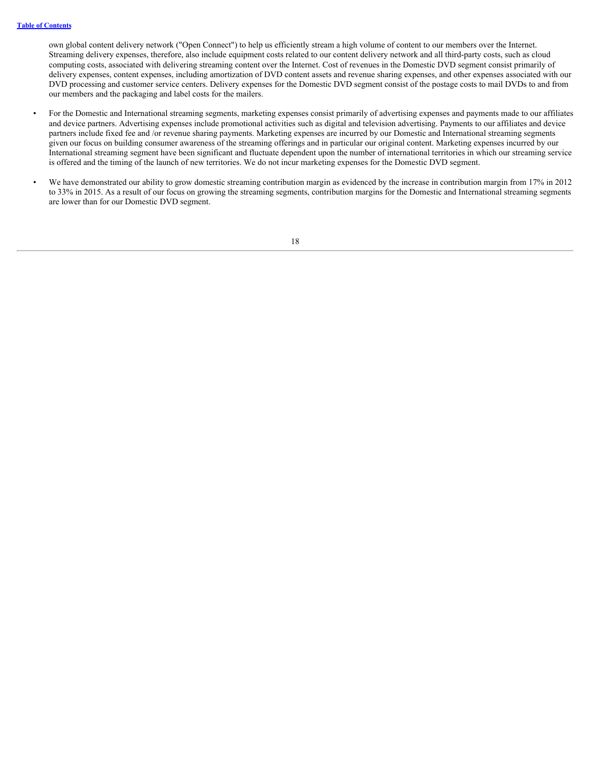own global content delivery network ("Open Connect") to help us efficiently stream a high volume of content to our members over the Internet. Streaming delivery expenses, therefore, also include equipment costs related to our content delivery network and all third-party costs, such as cloud computing costs, associated with delivering streaming content over the Internet. Cost of revenues in the Domestic DVD segment consist primarily of delivery expenses, content expenses, including amortization of DVD content assets and revenue sharing expenses, and other expenses associated with our DVD processing and customer service centers. Delivery expenses for the Domestic DVD segment consist of the postage costs to mail DVDs to and from our members and the packaging and label costs for the mailers.

- For the Domestic and International streaming segments, marketing expenses consist primarily of advertising expenses and payments made to our affiliates and device partners. Advertising expenses include promotional activities such as digital and television advertising. Payments to our affiliates and device partners include fixed fee and /or revenue sharing payments. Marketing expenses are incurred by our Domestic and International streaming segments given our focus on building consumer awareness of the streaming offerings and in particular our original content. Marketing expenses incurred by our International streaming segment have been significant and fluctuate dependent upon the number of international territories in which our streaming service is offered and the timing of the launch of new territories. We do not incur marketing expenses for the Domestic DVD segment.

- We have demonstrated our ability to grow domestic streaming contribution margin as evidenced by the increase in contribution margin from 17% in 2012 to 33% in 2015. As a result of our focus on growing the streaming segments, contribution margins for the Domestic and International streaming segments are lower than for our Domestic DVD segment.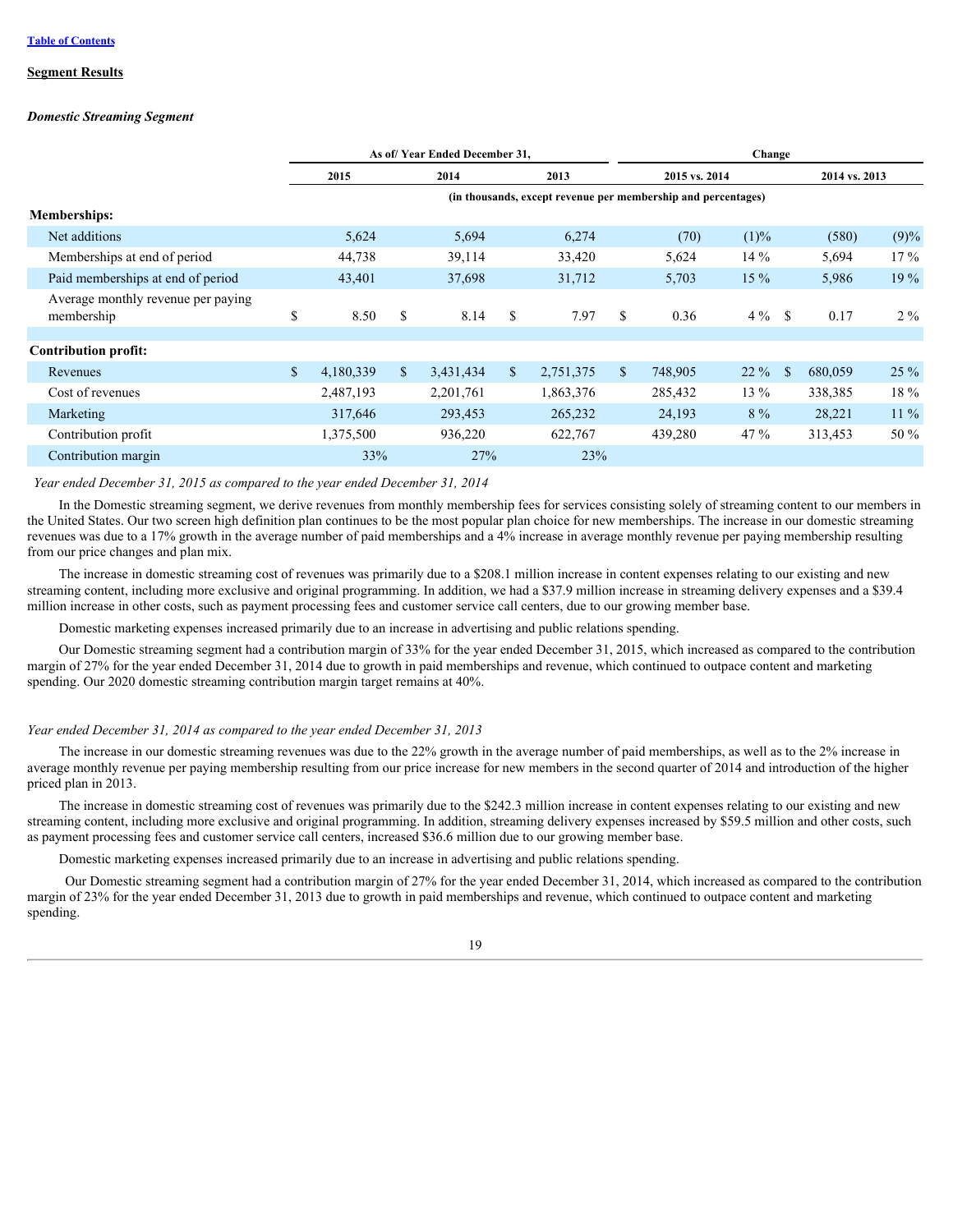## Segment Results

### *Domestic Streaming Segment*

| | As of/ Year Ended December 31, | | | Change | | | |
|---|---|---|---|---|---|---|---|
| | 2015 | 2014 | 2013 | 2015 vs. 2014 | | 2014 vs. 2013 | |
| | (in thousands, except revenue per membership and percentages) | | | | | | |
| **Memberships:** | | | | | | | |
| Net additions | 5,624 | 5,694 | 6,274 | (70) | (1)% | (580) | (9)% |
| Memberships at end of period | 44,738 | 39,114 | 33,420 | 5,624 | 14 % | 5,694 | 17 % |
| Paid memberships at end of period | 43,401 | 37,698 | 31,712 | 5,703 | 15 % | 5,986 | 19 % |
| Average monthly revenue per paying membership | $ 8.50 | $ 8.14 | $ 7.97 | $ 0.36 | 4 % | $ 0.17 | 2 % |
| **Contribution profit:** | | | | | | | |
| Revenues | $ 4,180,339 | $ 3,431,434 | $ 2,751,375 | $ 748,905 | 22 % | $ 680,059 | 25 % |
| Cost of revenues | 2,487,193 | 2,201,761 | 1,863,376 | 285,432 | 13 % | 338,385 | 18 % |
| Marketing | 317,646 | 293,453 | 265,232 | 24,193 | 8 % | 28,221 | 11 % |
| Contribution profit | 1,375,500 | 936,220 | 622,767 | 439,280 | 47 % | 313,453 | 50 % |
| Contribution margin | 33% | 27% | 23% | | | | |

*Year ended December 31, 2015 as compared to the year ended December 31, 2014*

In the Domestic streaming segment, we derive revenues from monthly membership fees for services consisting solely of streaming content to our members in the United States. Our two screen high definition plan continues to be the most popular plan choice for new memberships. The increase in our domestic streaming revenues was due to a 17% growth in the average number of paid memberships and a 4% increase in average monthly revenue per paying membership resulting from our price changes and plan mix.

The increase in domestic streaming cost of revenues was primarily due to a $208.1 million increase in content expenses relating to our existing and new streaming content, including more exclusive and original programming. In addition, we had a $37.9 million increase in streaming delivery expenses and a $39.4 million increase in other costs, such as payment processing fees and customer service call centers, due to our growing member base.

Domestic marketing expenses increased primarily due to an increase in advertising and public relations spending.

Our Domestic streaming segment had a contribution margin of 33% for the year ended December 31, 2015, which increased as compared to the contribution margin of 27% for the year ended December 31, 2014 due to growth in paid memberships and revenue, which continued to outpace content and marketing spending. Our 2020 domestic streaming contribution margin target remains at 40%.

*Year ended December 31, 2014 as compared to the year ended December 31, 2013*

The increase in our domestic streaming revenues was due to the 22% growth in the average number of paid memberships, as well as to the 2% increase in average monthly revenue per paying membership resulting from our price increase for new members in the second quarter of 2014 and introduction of the higher priced plan in 2013.

The increase in domestic streaming cost of revenues was primarily due to the $242.3 million increase in content expenses relating to our existing and new streaming content, including more exclusive and original programming. In addition, streaming delivery expenses increased by $59.5 million and other costs, such as payment processing fees and customer service call centers, increased $36.6 million due to our growing member base.

Domestic marketing expenses increased primarily due to an increase in advertising and public relations spending.

Our Domestic streaming segment had a contribution margin of 27% for the year ended December 31, 2014, which increased as compared to the contribution margin of 23% for the year ended December 31, 2013 due to growth in paid memberships and revenue, which continued to outpace content and marketing spending.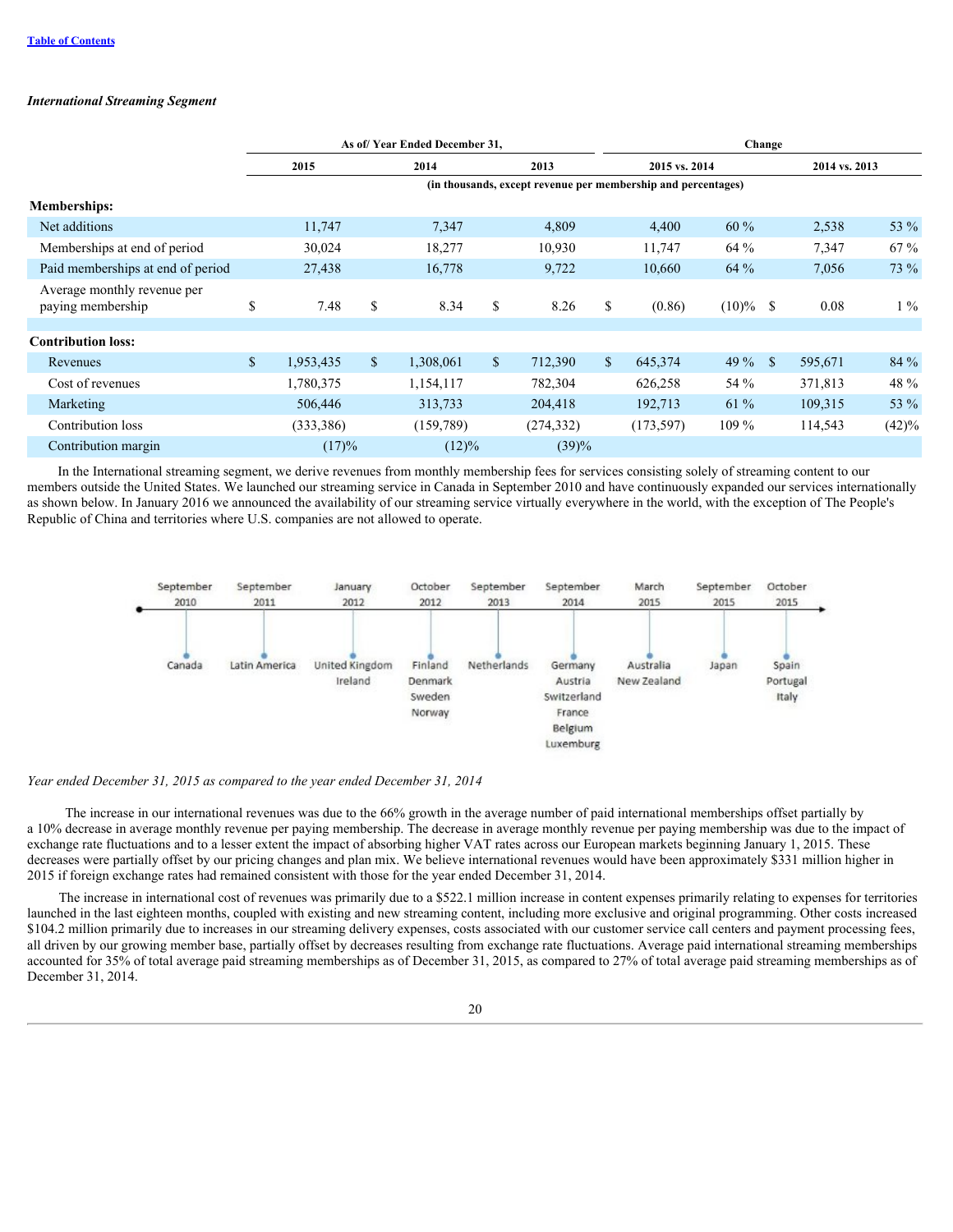### *International Streaming Segment*

| | As of/ Year Ended December 31, | | | Change | | | |
|---|---|---|---|---|---|---|---|
| | 2015 | 2014 | 2013 | 2015 vs. 2014 | | 2014 vs. 2013 | |
| | (in thousands, except revenue per membership and percentages) | | | | | | |
| **Memberships:** | | | | | | | |
| Net additions | 11,747 | 7,347 | 4,809 | 4,400 | 60 % | 2,538 | 53 % |
| Memberships at end of period | 30,024 | 18,277 | 10,930 | 11,747 | 64 % | 7,347 | 67 % |
| Paid memberships at end of period | 27,438 | 16,778 | 9,722 | 10,660 | 64 % | 7,056 | 73 % |
| Average monthly revenue per paying membership | $ 7.48 | $ 8.34 | $ 8.26 | $ (0.86) | (10)% | $ 0.08 | 1 % |
| **Contribution loss:** | | | | | | | |
| Revenues | $ 1,953,435 | $ 1,308,061 | $ 712,390 | $ 645,374 | 49 % | $ 595,671 | 84 % |
| Cost of revenues | 1,780,375 | 1,154,117 | 782,304 | 626,258 | 54 % | 371,813 | 48 % |
| Marketing | 506,446 | 313,733 | 204,418 | 192,713 | 61 % | 109,315 | 53 % |
| Contribution loss | (333,386) | (159,789) | (274,332) | (173,597) | 109 % | 114,543 | (42)% |
| Contribution margin | (17)% | (12)% | (39)% | | | | |

In the International streaming segment, we derive revenues from monthly membership fees for services consisting solely of streaming content to our members outside the United States. We launched our streaming service in Canada in September 2010 and have continuously expanded our services internationally as shown below. In January 2016 we announced the availability of our streaming service virtually everywhere in the world, with the exception of The People's Republic of China and territories where U.S. companies are not allowed to operate.

| September 2010 | September 2011 | January 2012 | October 2012 | September 2013 | September 2014 | March 2015 | September 2015 | October 2015 |
|---|---|---|---|---|---|---|---|---|
| Canada | Latin America | United Kingdom, Ireland | Finland, Denmark, Sweden, Norway | Netherlands | Germany, Austria, Switzerland, France, Belgium, Luxemburg | Australia, New Zealand | Japan | Spain, Portugal, Italy |

*Year ended December 31, 2015 as compared to the year ended December 31, 2014*

The increase in our international revenues was due to the 66% growth in the average number of paid international memberships offset partially by a 10% decrease in average monthly revenue per paying membership. The decrease in average monthly revenue per paying membership was due to the impact of exchange rate fluctuations and to a lesser extent the impact of absorbing higher VAT rates across our European markets beginning January 1, 2015. These decreases were partially offset by our pricing changes and plan mix. We believe international revenues would have been approximately $331 million higher in 2015 if foreign exchange rates had remained consistent with those for the year ended December 31, 2014.

The increase in international cost of revenues was primarily due to a $522.1 million increase in content expenses primarily relating to expenses for territories launched in the last eighteen months, coupled with existing and new streaming content, including more exclusive and original programming. Other costs increased $104.2 million primarily due to increases in our streaming delivery expenses, costs associated with our customer service call centers and payment processing fees, all driven by our growing member base, partially offset by decreases resulting from exchange rate fluctuations. Average paid international streaming memberships accounted for 35% of total average paid streaming memberships as of December 31, 2015, as compared to 27% of total average paid streaming memberships as of December 31, 2014.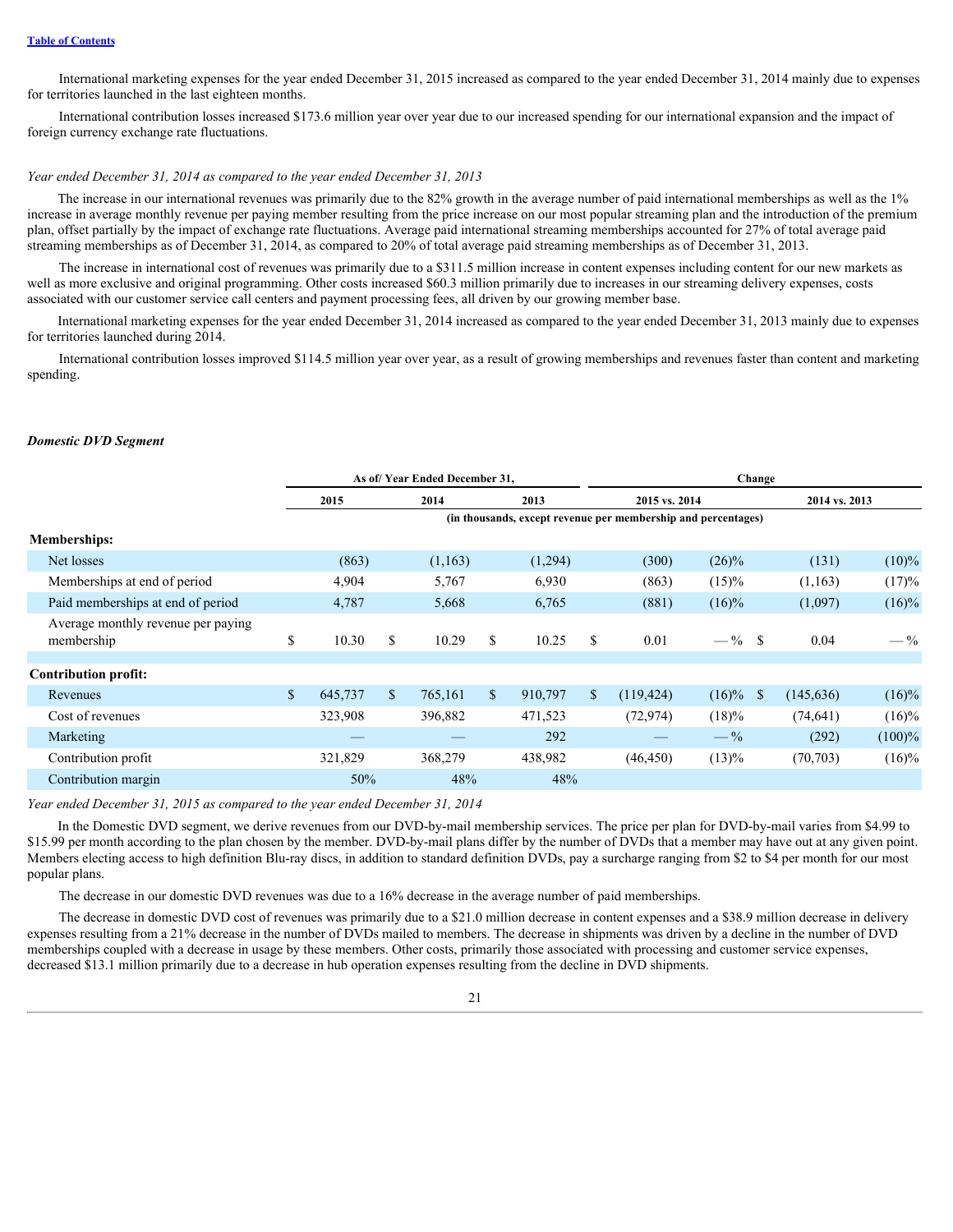International marketing expenses for the year ended December 31, 2015 increased as compared to the year ended December 31, 2014 mainly due to expenses for territories launched in the last eighteen months.

International contribution losses increased $173.6 million year over year due to our increased spending for our international expansion and the impact of foreign currency exchange rate fluctuations.

*Year ended December 31, 2014 as compared to the year ended December 31, 2013*

The increase in our international revenues was primarily due to the 82% growth in the average number of paid international memberships as well as the 1% increase in average monthly revenue per paying member resulting from the price increase on our most popular streaming plan and the introduction of the premium plan, offset partially by the impact of exchange rate fluctuations. Average paid international streaming memberships accounted for 27% of total average paid streaming memberships as of December 31, 2014, as compared to 20% of total average paid streaming memberships as of December 31, 2013.

The increase in international cost of revenues was primarily due to a $311.5 million increase in content expenses including content for our new markets as well as more exclusive and original programming. Other costs increased $60.3 million primarily due to increases in our streaming delivery expenses, costs associated with our customer service call centers and payment processing fees, all driven by our growing member base.

International marketing expenses for the year ended December 31, 2014 increased as compared to the year ended December 31, 2013 mainly due to expenses for territories launched during 2014.

International contribution losses improved $114.5 million year over year, as a result of growing memberships and revenues faster than content and marketing spending.

***Domestic DVD Segment***

| | As of/ Year Ended December 31, | | | Change | | | |
|---|---|---|---|---|---|---|---|
| | 2015 | 2014 | 2013 | 2015 vs. 2014 | | 2014 vs. 2013 | |
| | (in thousands, except revenue per membership and percentages) | | | | | | |
| **Memberships:** | | | | | | | |
| Net losses | (863) | (1,163) | (1,294) | (300) | (26)% | (131) | (10)% |
| Memberships at end of period | 4,904 | 5,767 | 6,930 | (863) | (15)% | (1,163) | (17)% |
| Paid memberships at end of period | 4,787 | 5,668 | 6,765 | (881) | (16)% | (1,097) | (16)% |
| Average monthly revenue per paying membership | $ 10.30 | $ 10.29 | $ 10.25 | $ 0.01 | —% | $ 0.04 | —% |
| **Contribution profit:** | | | | | | | |
| Revenues | $ 645,737 | $ 765,161 | $ 910,797 | $ (119,424) | (16)% | $ (145,636) | (16)% |
| Cost of revenues | 323,908 | 396,882 | 471,523 | (72,974) | (18)% | (74,641) | (16)% |
| Marketing | — | — | 292 | — | —% | (292) | (100)% |
| Contribution profit | 321,829 | 368,279 | 438,982 | (46,450) | (13)% | (70,703) | (16)% |
| Contribution margin | 50% | 48% | 48% | | | | |

*Year ended December 31, 2015 as compared to the year ended December 31, 2014*

In the Domestic DVD segment, we derive revenues from our DVD-by-mail membership services. The price per plan for DVD-by-mail varies from $4.99 to $15.99 per month according to the plan chosen by the member. DVD-by-mail plans differ by the number of DVDs that a member may have out at any given point. Members electing access to high definition Blu-ray discs, in addition to standard definition DVDs, pay a surcharge ranging from $2 to $4 per month for our most popular plans.

The decrease in our domestic DVD revenues was due to a 16% decrease in the average number of paid memberships.

The decrease in domestic DVD cost of revenues was primarily due to a $21.0 million decrease in content expenses and a $38.9 million decrease in delivery expenses resulting from a 21% decrease in the number of DVDs mailed to members. The decrease in shipments was driven by a decline in the number of DVD memberships coupled with a decrease in usage by these members. Other costs, primarily those associated with processing and customer service expenses, decreased $13.1 million primarily due to a decrease in hub operation expenses resulting from the decline in DVD shipments.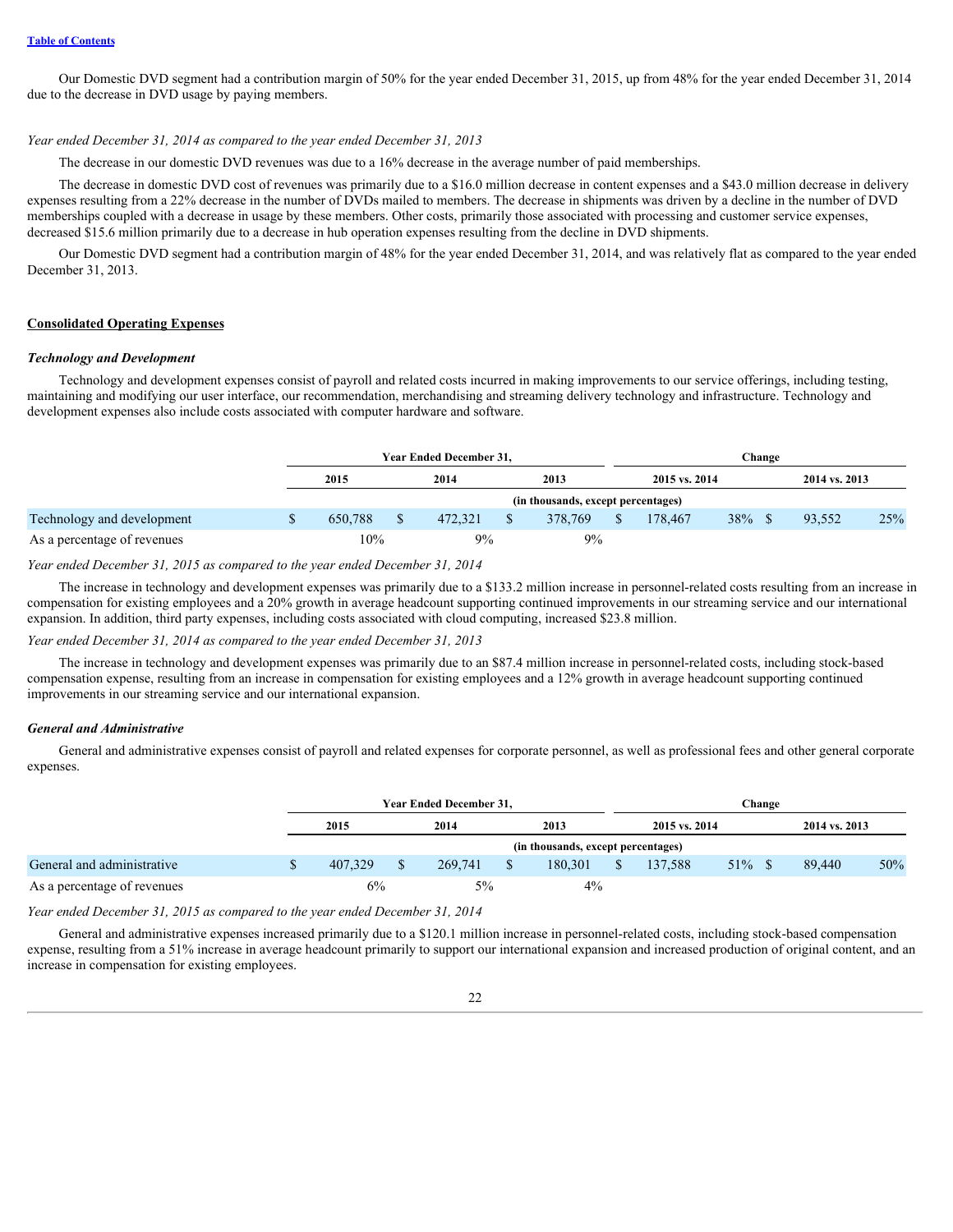Our Domestic DVD segment had a contribution margin of 50% for the year ended December 31, 2015, up from 48% for the year ended December 31, 2014 due to the decrease in DVD usage by paying members.

*Year ended December 31, 2014 as compared to the year ended December 31, 2013*

The decrease in our domestic DVD revenues was due to a 16% decrease in the average number of paid memberships.

The decrease in domestic DVD cost of revenues was primarily due to a $16.0 million decrease in content expenses and a $43.0 million decrease in delivery expenses resulting from a 22% decrease in the number of DVDs mailed to members. The decrease in shipments was driven by a decline in the number of DVD memberships coupled with a decrease in usage by these members. Other costs, primarily those associated with processing and customer service expenses, decreased $15.6 million primarily due to a decrease in hub operation expenses resulting from the decline in DVD shipments.

Our Domestic DVD segment had a contribution margin of 48% for the year ended December 31, 2014, and was relatively flat as compared to the year ended December 31, 2013.

## Consolidated Operating Expenses

### *Technology and Development*

Technology and development expenses consist of payroll and related costs incurred in making improvements to our service offerings, including testing, maintaining and modifying our user interface, our recommendation, merchandising and streaming delivery technology and infrastructure. Technology and development expenses also include costs associated with computer hardware and software.

| | Year Ended December 31, | | | Change | | | |
|---|---|---|---|---|---|---|---|
| | 2015 | 2014 | 2013 | 2015 vs. 2014 | | 2014 vs. 2013 | |
| | (in thousands, except percentages) | | | | | | |
| Technology and development | $ 650,788 | $ 472,321 | $ 378,769 | $ 178,467 | 38% | $ 93,552 | 25% |
| As a percentage of revenues | 10% | 9% | 9% | | | | |

*Year ended December 31, 2015 as compared to the year ended December 31, 2014*

The increase in technology and development expenses was primarily due to a $133.2 million increase in personnel-related costs resulting from an increase in compensation for existing employees and a 20% growth in average headcount supporting continued improvements in our streaming service and our international expansion. In addition, third party expenses, including costs associated with cloud computing, increased $23.8 million.

*Year ended December 31, 2014 as compared to the year ended December 31, 2013*

The increase in technology and development expenses was primarily due to an $87.4 million increase in personnel-related costs, including stock-based compensation expense, resulting from an increase in compensation for existing employees and a 12% growth in average headcount supporting continued improvements in our streaming service and our international expansion.

### *General and Administrative*

General and administrative expenses consist of payroll and related expenses for corporate personnel, as well as professional fees and other general corporate expenses.

| | Year Ended December 31, | | | Change | | | |
|---|---|---|---|---|---|---|---|
| | 2015 | 2014 | 2013 | 2015 vs. 2014 | | 2014 vs. 2013 | |
| | (in thousands, except percentages) | | | | | | |
| General and administrative | $ 407,329 | $ 269,741 | $ 180,301 | $ 137,588 | 51% | $ 89,440 | 50% |
| As a percentage of revenues | 6% | 5% | 4% | | | | |

*Year ended December 31, 2015 as compared to the year ended December 31, 2014*

General and administrative expenses increased primarily due to a $120.1 million increase in personnel-related costs, including stock-based compensation expense, resulting from a 51% increase in average headcount primarily to support our international expansion and increased production of original content, and an increase in compensation for existing employees.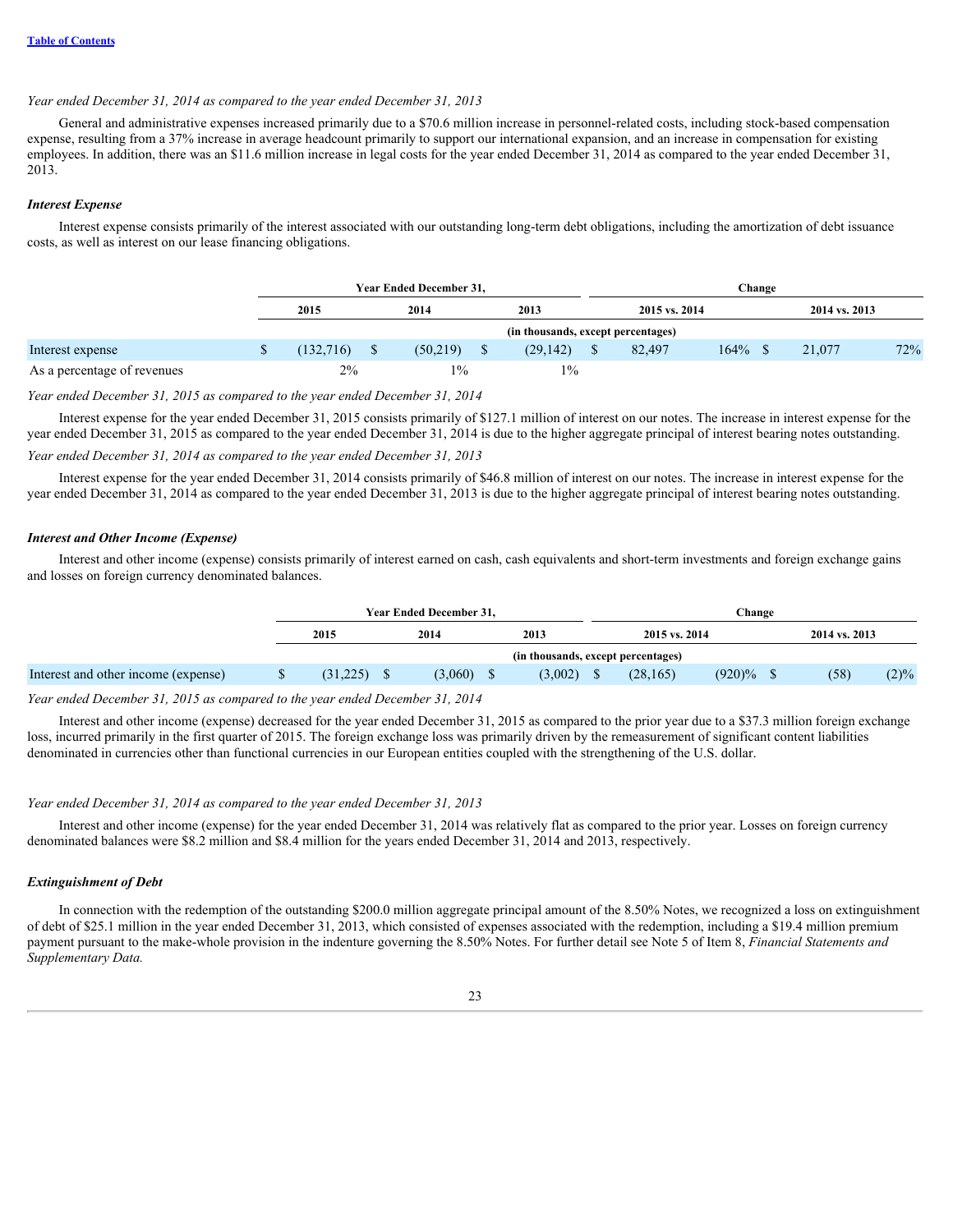*Year ended December 31, 2014 as compared to the year ended December 31, 2013*

General and administrative expenses increased primarily due to a $70.6 million increase in personnel-related costs, including stock-based compensation expense, resulting from a 37% increase in average headcount primarily to support our international expansion, and an increase in compensation for existing employees. In addition, there was an $11.6 million increase in legal costs for the year ended December 31, 2014 as compared to the year ended December 31, 2013.

***Interest Expense***

Interest expense consists primarily of the interest associated with our outstanding long-term debt obligations, including the amortization of debt issuance costs, as well as interest on our lease financing obligations.

| | Year Ended December 31, | | | Change | | | |
|---|---|---|---|---|---|---|---|
| | 2015 | 2014 | 2013 | 2015 vs. 2014 | | 2014 vs. 2013 | |
| | (in thousands, except percentages) | | | | | | |
| Interest expense | $ (132,716) | $ (50,219) | $ (29,142) | $ 82,497 | 164% | $ 21,077 | 72% |
| As a percentage of revenues | 2% | 1% | 1% | | | | |

*Year ended December 31, 2015 as compared to the year ended December 31, 2014*

Interest expense for the year ended December 31, 2015 consists primarily of $127.1 million of interest on our notes. The increase in interest expense for the year ended December 31, 2015 as compared to the year ended December 31, 2014 is due to the higher aggregate principal of interest bearing notes outstanding.

*Year ended December 31, 2014 as compared to the year ended December 31, 2013*

Interest expense for the year ended December 31, 2014 consists primarily of $46.8 million of interest on our notes. The increase in interest expense for the year ended December 31, 2014 as compared to the year ended December 31, 2013 is due to the higher aggregate principal of interest bearing notes outstanding.

***Interest and Other Income (Expense)***

Interest and other income (expense) consists primarily of interest earned on cash, cash equivalents and short-term investments and foreign exchange gains and losses on foreign currency denominated balances.

| | Year Ended December 31, | | | Change | | | |
|---|---|---|---|---|---|---|---|
| | 2015 | 2014 | 2013 | 2015 vs. 2014 | | 2014 vs. 2013 | |
| | (in thousands, except percentages) | | | | | | |
| Interest and other income (expense) | $ (31,225) | $ (3,060) | $ (3,002) | $ (28,165) | (920)% | $ (58) | (2)% |

*Year ended December 31, 2015 as compared to the year ended December 31, 2014*

Interest and other income (expense) decreased for the year ended December 31, 2015 as compared to the prior year due to a $37.3 million foreign exchange loss, incurred primarily in the first quarter of 2015. The foreign exchange loss was primarily driven by the remeasurement of significant content liabilities denominated in currencies other than functional currencies in our European entities coupled with the strengthening of the U.S. dollar.

*Year ended December 31, 2014 as compared to the year ended December 31, 2013*

Interest and other income (expense) for the year ended December 31, 2014 was relatively flat as compared to the prior year. Losses on foreign currency denominated balances were $8.2 million and $8.4 million for the years ended December 31, 2014 and 2013, respectively.

***Extinguishment of Debt***

In connection with the redemption of the outstanding $200.0 million aggregate principal amount of the 8.50% Notes, we recognized a loss on extinguishment of debt of $25.1 million in the year ended December 31, 2013, which consisted of expenses associated with the redemption, including a $19.4 million premium payment pursuant to the make-whole provision in the indenture governing the 8.50% Notes. For further detail see Note 5 of Item 8, *Financial Statements and Supplementary Data.*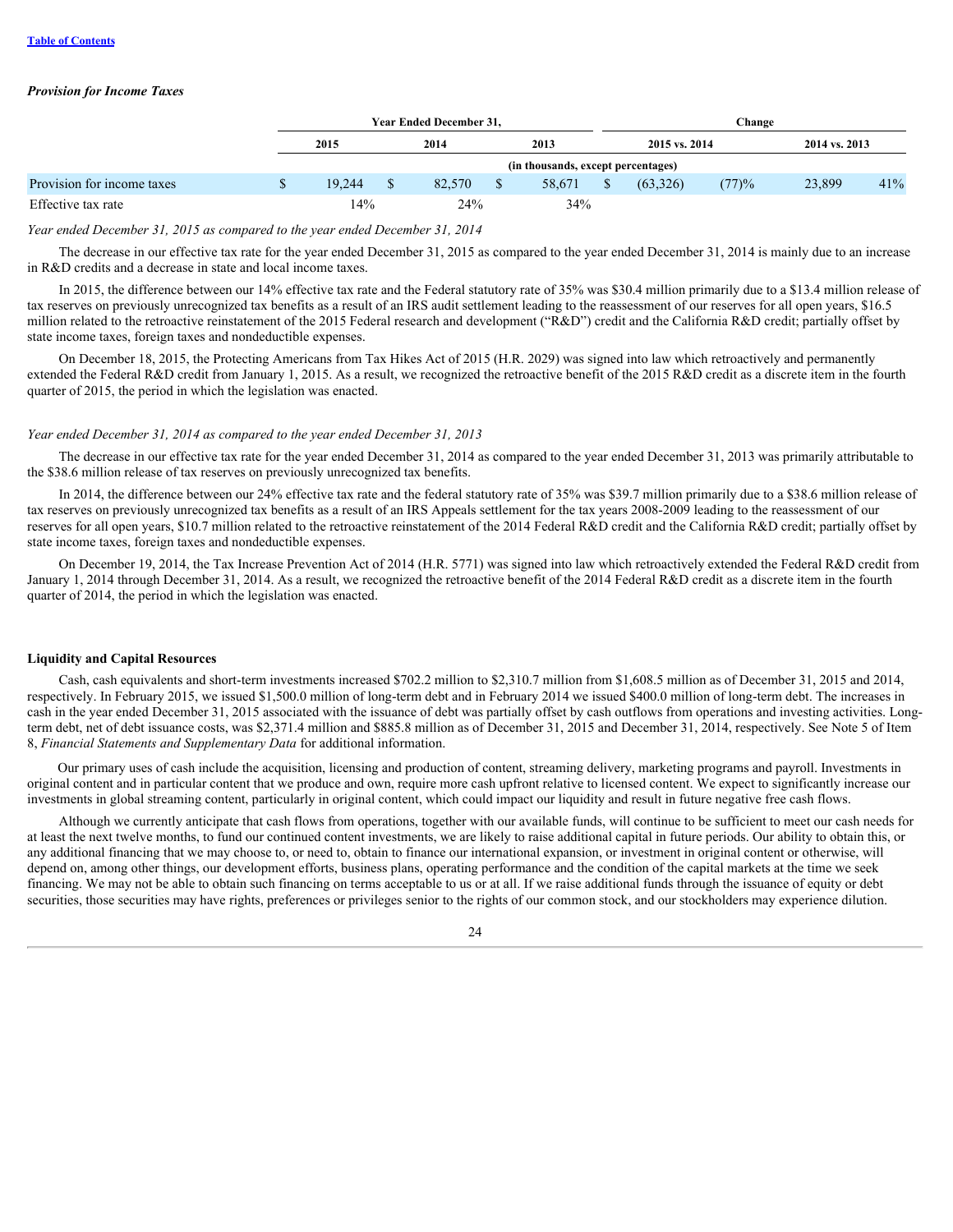### *Provision for Income Taxes*

| | Year Ended December 31, | | | Change | | | |
|---|---|---|---|---|---|---|---|
| | 2015 | 2014 | 2013 | 2015 vs. 2014 | | 2014 vs. 2013 | |
| | (in thousands, except percentages) | | | | | | |
| Provision for income taxes | $ 19,244 | $ 82,570 | $ 58,671 | $ (63,326) | (77)% | 23,899 | 41% |
| Effective tax rate | 14% | 24% | 34% | | | | |

*Year ended December 31, 2015 as compared to the year ended December 31, 2014*

The decrease in our effective tax rate for the year ended December 31, 2015 as compared to the year ended December 31, 2014 is mainly due to an increase in R&D credits and a decrease in state and local income taxes.

In 2015, the difference between our 14% effective tax rate and the Federal statutory rate of 35% was $30.4 million primarily due to a $13.4 million release of tax reserves on previously unrecognized tax benefits as a result of an IRS audit settlement leading to the reassessment of our reserves for all open years, $16.5 million related to the retroactive reinstatement of the 2015 Federal research and development ("R&D") credit and the California R&D credit; partially offset by state income taxes, foreign taxes and nondeductible expenses.

On December 18, 2015, the Protecting Americans from Tax Hikes Act of 2015 (H.R. 2029) was signed into law which retroactively and permanently extended the Federal R&D credit from January 1, 2015. As a result, we recognized the retroactive benefit of the 2015 R&D credit as a discrete item in the fourth quarter of 2015, the period in which the legislation was enacted.

*Year ended December 31, 2014 as compared to the year ended December 31, 2013*

The decrease in our effective tax rate for the year ended December 31, 2014 as compared to the year ended December 31, 2013 was primarily attributable to the $38.6 million release of tax reserves on previously unrecognized tax benefits.

In 2014, the difference between our 24% effective tax rate and the federal statutory rate of 35% was $39.7 million primarily due to a $38.6 million release of tax reserves on previously unrecognized tax benefits as a result of an IRS Appeals settlement for the tax years 2008-2009 leading to the reassessment of our reserves for all open years, $10.7 million related to the retroactive reinstatement of the 2014 Federal R&D credit and the California R&D credit; partially offset by state income taxes, foreign taxes and nondeductible expenses.

On December 19, 2014, the Tax Increase Prevention Act of 2014 (H.R. 5771) was signed into law which retroactively extended the Federal R&D credit from January 1, 2014 through December 31, 2014. As a result, we recognized the retroactive benefit of the 2014 Federal R&D credit as a discrete item in the fourth quarter of 2014, the period in which the legislation was enacted.

### Liquidity and Capital Resources

Cash, cash equivalents and short-term investments increased $702.2 million to $2,310.7 million from $1,608.5 million as of December 31, 2015 and 2014, respectively. In February 2015, we issued $1,500.0 million of long-term debt and in February 2014 we issued $400.0 million of long-term debt. The increases in cash in the year ended December 31, 2015 associated with the issuance of debt was partially offset by cash outflows from operations and investing activities. Long-term debt, net of debt issuance costs, was $2,371.4 million and $885.8 million as of December 31, 2015 and December 31, 2014, respectively. See Note 5 of Item 8, *Financial Statements and Supplementary Data* for additional information.

Our primary uses of cash include the acquisition, licensing and production of content, streaming delivery, marketing programs and payroll. Investments in original content and in particular content that we produce and own, require more cash upfront relative to licensed content. We expect to significantly increase our investments in global streaming content, particularly in original content, which could impact our liquidity and result in future negative free cash flows.

Although we currently anticipate that cash flows from operations, together with our available funds, will continue to be sufficient to meet our cash needs for at least the next twelve months, to fund our continued content investments, we are likely to raise additional capital in future periods. Our ability to obtain this, or any additional financing that we may choose to, or need to, obtain to finance our international expansion, or investment in original content or otherwise, will depend on, among other things, our development efforts, business plans, operating performance and the condition of the capital markets at the time we seek financing. We may not be able to obtain such financing on terms acceptable to us or at all. If we raise additional funds through the issuance of equity or debt securities, those securities may have rights, preferences or privileges senior to the rights of our common stock, and our stockholders may experience dilution.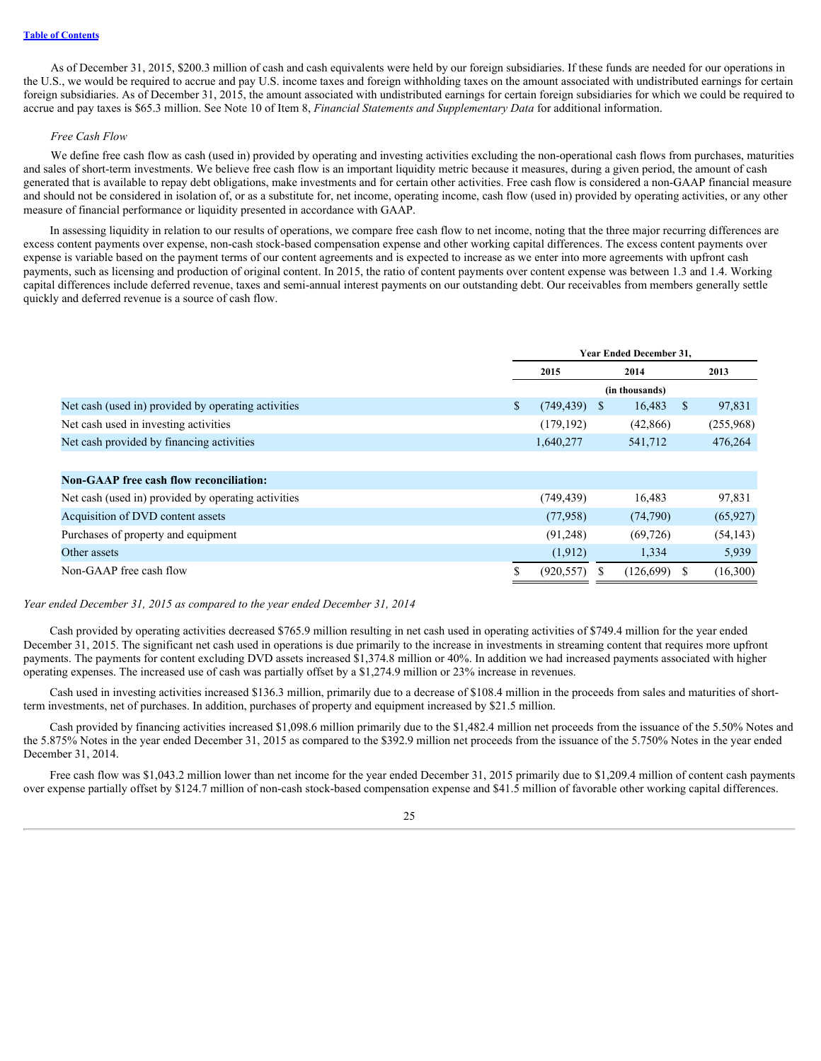As of December 31, 2015, $200.3 million of cash and cash equivalents were held by our foreign subsidiaries. If these funds are needed for our operations in the U.S., we would be required to accrue and pay U.S. income taxes and foreign withholding taxes on the amount associated with undistributed earnings for certain foreign subsidiaries. As of December 31, 2015, the amount associated with undistributed earnings for certain foreign subsidiaries for which we could be required to accrue and pay taxes is $65.3 million. See Note 10 of Item 8, *Financial Statements and Supplementary Data* for additional information.

*Free Cash Flow*

We define free cash flow as cash (used in) provided by operating and investing activities excluding the non-operational cash flows from purchases, maturities and sales of short-term investments. We believe free cash flow is an important liquidity metric because it measures, during a given period, the amount of cash generated that is available to repay debt obligations, make investments and for certain other activities. Free cash flow is considered a non-GAAP financial measure and should not be considered in isolation of, or as a substitute for, net income, operating income, cash flow (used in) provided by operating activities, or any other measure of financial performance or liquidity presented in accordance with GAAP.

In assessing liquidity in relation to our results of operations, we compare free cash flow to net income, noting that the three major recurring differences are excess content payments over expense, non-cash stock-based compensation expense and other working capital differences. The excess content payments over expense is variable based on the payment terms of our content agreements and is expected to increase as we enter into more agreements with upfront cash payments, such as licensing and production of original content. In 2015, the ratio of content payments over content expense was between 1.3 and 1.4. Working capital differences include deferred revenue, taxes and semi-annual interest payments on our outstanding debt. Our receivables from members generally settle quickly and deferred revenue is a source of cash flow.

| | Year Ended December 31, | | |
|---|---|---|---|
| | 2015 | 2014 | 2013 |
| | (in thousands) | | |
| Net cash (used in) provided by operating activities | $ (749,439) | $ 16,483 | $ 97,831 |
| Net cash used in investing activities | (179,192) | (42,866) | (255,968) |
| Net cash provided by financing activities | 1,640,277 | 541,712 | 476,264 |
| | | | |
| **Non-GAAP free cash flow reconciliation:** | | | |
| Net cash (used in) provided by operating activities | (749,439) | 16,483 | 97,831 |
| Acquisition of DVD content assets | (77,958) | (74,790) | (65,927) |
| Purchases of property and equipment | (91,248) | (69,726) | (54,143) |
| Other assets | (1,912) | 1,334 | 5,939 |
| Non-GAAP free cash flow | $ (920,557) | $ (126,699) | $ (16,300) |

*Year ended December 31, 2015 as compared to the year ended December 31, 2014*

Cash provided by operating activities decreased $765.9 million resulting in net cash used in operating activities of $749.4 million for the year ended December 31, 2015. The significant net cash used in operations is due primarily to the increase in investments in streaming content that requires more upfront payments. The payments for content excluding DVD assets increased $1,374.8 million or 40%. In addition we had increased payments associated with higher operating expenses. The increased use of cash was partially offset by a $1,274.9 million or 23% increase in revenues.

Cash used in investing activities increased $136.3 million, primarily due to a decrease of $108.4 million in the proceeds from sales and maturities of short-term investments, net of purchases. In addition, purchases of property and equipment increased by $21.5 million.

Cash provided by financing activities increased $1,098.6 million primarily due to the $1,482.4 million net proceeds from the issuance of the 5.50% Notes and the 5.875% Notes in the year ended December 31, 2015 as compared to the $392.9 million net proceeds from the issuance of the 5.750% Notes in the year ended December 31, 2014.

Free cash flow was $1,043.2 million lower than net income for the year ended December 31, 2015 primarily due to $1,209.4 million of content cash payments over expense partially offset by $124.7 million of non-cash stock-based compensation expense and $41.5 million of favorable other working capital differences.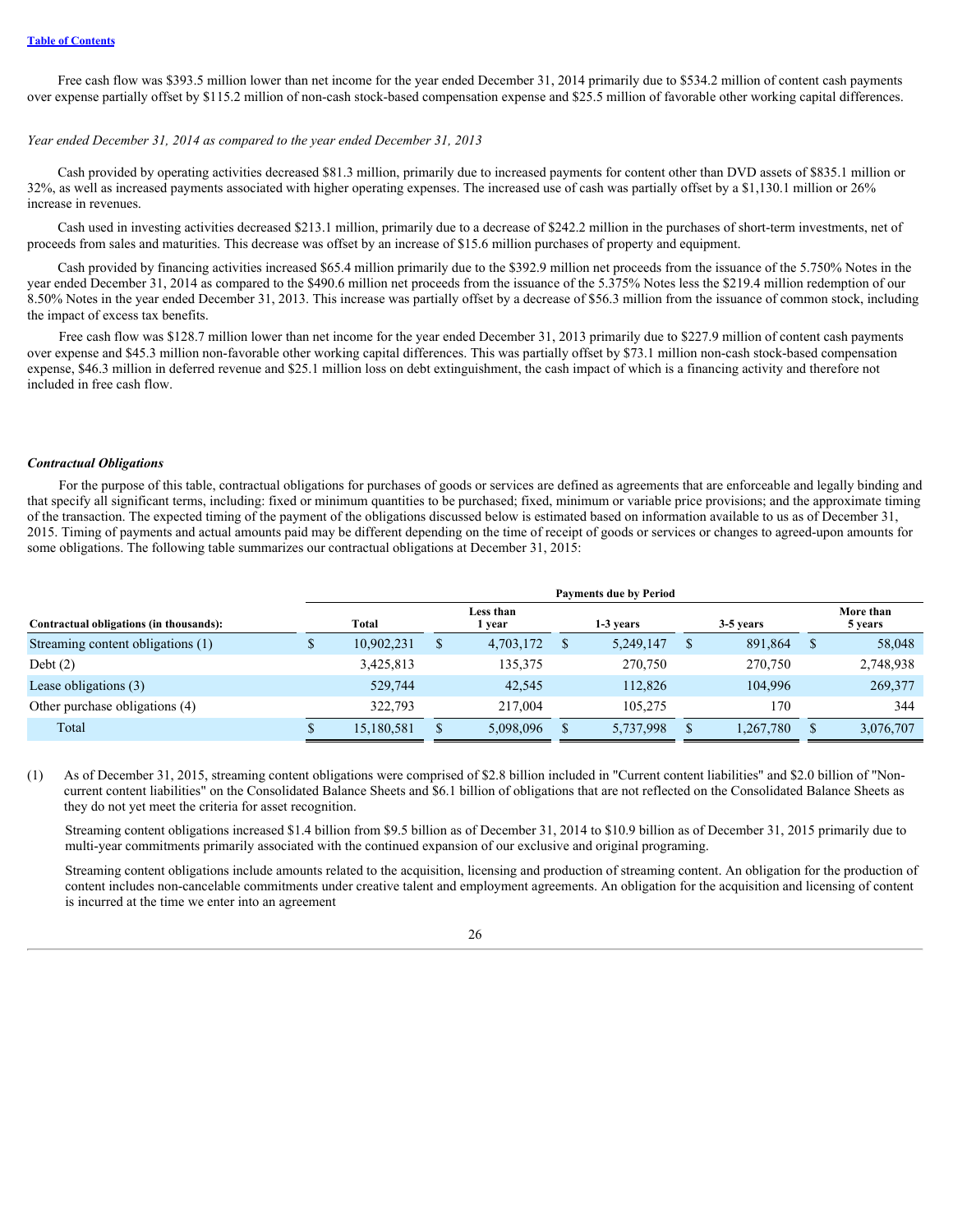Free cash flow was $393.5 million lower than net income for the year ended December 31, 2014 primarily due to $534.2 million of content cash payments over expense partially offset by $115.2 million of non-cash stock-based compensation expense and $25.5 million of favorable other working capital differences.

*Year ended December 31, 2014 as compared to the year ended December 31, 2013*

Cash provided by operating activities decreased $81.3 million, primarily due to increased payments for content other than DVD assets of $835.1 million or 32%, as well as increased payments associated with higher operating expenses. The increased use of cash was partially offset by a $1,130.1 million or 26% increase in revenues.

Cash used in investing activities decreased $213.1 million, primarily due to a decrease of $242.2 million in the purchases of short-term investments, net of proceeds from sales and maturities. This decrease was offset by an increase of $15.6 million purchases of property and equipment.

Cash provided by financing activities increased $65.4 million primarily due to the $392.9 million net proceeds from the issuance of the 5.750% Notes in the year ended December 31, 2014 as compared to the $490.6 million net proceeds from the issuance of the 5.375% Notes less the $219.4 million redemption of our 8.50% Notes in the year ended December 31, 2013. This increase was partially offset by a decrease of $56.3 million from the issuance of common stock, including the impact of excess tax benefits.

Free cash flow was $128.7 million lower than net income for the year ended December 31, 2013 primarily due to $227.9 million of content cash payments over expense and $45.3 million non-favorable other working capital differences. This was partially offset by $73.1 million non-cash stock-based compensation expense, $46.3 million in deferred revenue and $25.1 million loss on debt extinguishment, the cash impact of which is a financing activity and therefore not included in free cash flow.

### *Contractual Obligations*

For the purpose of this table, contractual obligations for purchases of goods or services are defined as agreements that are enforceable and legally binding and that specify all significant terms, including: fixed or minimum quantities to be purchased; fixed, minimum or variable price provisions; and the approximate timing of the transaction. The expected timing of the payment of the obligations discussed below is estimated based on information available to us as of December 31, 2015. Timing of payments and actual amounts paid may be different depending on the time of receipt of goods or services or changes to agreed-upon amounts for some obligations. The following table summarizes our contractual obligations at December 31, 2015:

| | Payments due by Period | | | | |
|---|---|---|---|---|---|
| **Contractual obligations (in thousands):** | **Total** | **Less than 1 year** | **1-3 years** | **3-5 years** | **More than 5 years** |
| Streaming content obligations (1) | $ 10,902,231 | $ 4,703,172 | $ 5,249,147 | $ 891,864 | $ 58,048 |
| Debt (2) | 3,425,813 | 135,375 | 270,750 | 270,750 | 2,748,938 |
| Lease obligations (3) | 529,744 | 42,545 | 112,826 | 104,996 | 269,377 |
| Other purchase obligations (4) | 322,793 | 217,004 | 105,275 | 170 | 344 |
| Total | $ 15,180,581 | $ 5,098,096 | $ 5,737,998 | $ 1,267,780 | $ 3,076,707 |

(1) As of December 31, 2015, streaming content obligations were comprised of $2.8 billion included in "Current content liabilities" and $2.0 billion of "Non-current content liabilities" on the Consolidated Balance Sheets and $6.1 billion of obligations that are not reflected on the Consolidated Balance Sheets as they do not yet meet the criteria for asset recognition.

Streaming content obligations increased $1.4 billion from $9.5 billion as of December 31, 2014 to $10.9 billion as of December 31, 2015 primarily due to multi-year commitments primarily associated with the continued expansion of our exclusive and original programing.

Streaming content obligations include amounts related to the acquisition, licensing and production of streaming content. An obligation for the production of content includes non-cancelable commitments under creative talent and employment agreements. An obligation for the acquisition and licensing of content is incurred at the time we enter into an agreement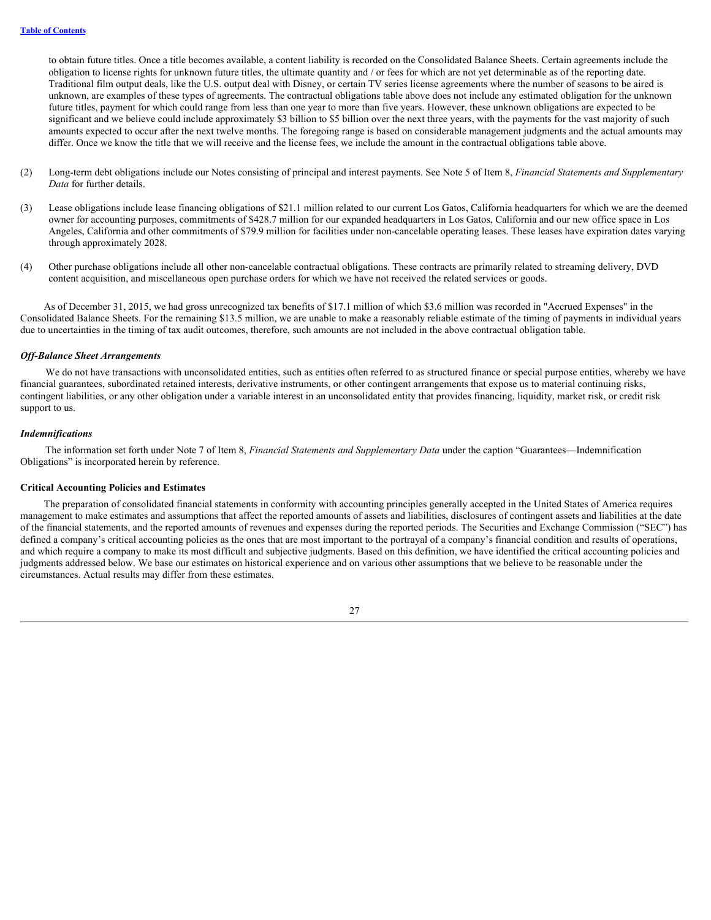to obtain future titles. Once a title becomes available, a content liability is recorded on the Consolidated Balance Sheets. Certain agreements include the obligation to license rights for unknown future titles, the ultimate quantity and / or fees for which are not yet determinable as of the reporting date. Traditional film output deals, like the U.S. output deal with Disney, or certain TV series license agreements where the number of seasons to be aired is unknown, are examples of these types of agreements. The contractual obligations table above does not include any estimated obligation for the unknown future titles, payment for which could range from less than one year to more than five years. However, these unknown obligations are expected to be significant and we believe could include approximately $3 billion to $5 billion over the next three years, with the payments for the vast majority of such amounts expected to occur after the next twelve months. The foregoing range is based on considerable management judgments and the actual amounts may differ. Once we know the title that we will receive and the license fees, we include the amount in the contractual obligations table above.

(2) Long-term debt obligations include our Notes consisting of principal and interest payments. See Note 5 of Item 8, *Financial Statements and Supplementary Data* for further details.

(3) Lease obligations include lease financing obligations of $21.1 million related to our current Los Gatos, California headquarters for which we are the deemed owner for accounting purposes, commitments of $428.7 million for our expanded headquarters in Los Gatos, California and our new office space in Los Angeles, California and other commitments of $79.9 million for facilities under non-cancelable operating leases. These leases have expiration dates varying through approximately 2028.

(4) Other purchase obligations include all other non-cancelable contractual obligations. These contracts are primarily related to streaming delivery, DVD content acquisition, and miscellaneous open purchase orders for which we have not received the related services or goods.

As of December 31, 2015, we had gross unrecognized tax benefits of $17.1 million of which $3.6 million was recorded in "Accrued Expenses" in the Consolidated Balance Sheets. For the remaining $13.5 million, we are unable to make a reasonably reliable estimate of the timing of payments in individual years due to uncertainties in the timing of tax audit outcomes, therefore, such amounts are not included in the above contractual obligation table.

### *Off-Balance Sheet Arrangements*

We do not have transactions with unconsolidated entities, such as entities often referred to as structured finance or special purpose entities, whereby we have financial guarantees, subordinated retained interests, derivative instruments, or other contingent arrangements that expose us to material continuing risks, contingent liabilities, or any other obligation under a variable interest in an unconsolidated entity that provides financing, liquidity, market risk, or credit risk support to us.

### *Indemnifications*

The information set forth under Note 7 of Item 8, *Financial Statements and Supplementary Data* under the caption "Guarantees—Indemnification Obligations" is incorporated herein by reference.

## Critical Accounting Policies and Estimates

The preparation of consolidated financial statements in conformity with accounting principles generally accepted in the United States of America requires management to make estimates and assumptions that affect the reported amounts of assets and liabilities, disclosures of contingent assets and liabilities at the date of the financial statements, and the reported amounts of revenues and expenses during the reported periods. The Securities and Exchange Commission ("SEC") has defined a company's critical accounting policies as the ones that are most important to the portrayal of a company's financial condition and results of operations, and which require a company to make its most difficult and subjective judgments. Based on this definition, we have identified the critical accounting policies and judgments addressed below. We base our estimates on historical experience and on various other assumptions that we believe to be reasonable under the circumstances. Actual results may differ from these estimates.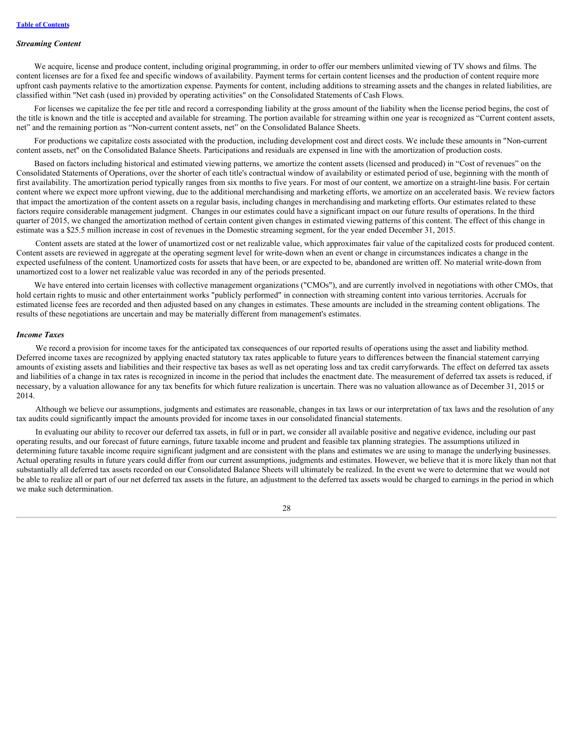*Streaming Content*

We acquire, license and produce content, including original programming, in order to offer our members unlimited viewing of TV shows and films. The content licenses are for a fixed fee and specific windows of availability. Payment terms for certain content licenses and the production of content require more upfront cash payments relative to the amortization expense. Payments for content, including additions to streaming assets and the changes in related liabilities, are classified within "Net cash (used in) provided by operating activities" on the Consolidated Statements of Cash Flows.

For licenses we capitalize the fee per title and record a corresponding liability at the gross amount of the liability when the license period begins, the cost of the title is known and the title is accepted and available for streaming. The portion available for streaming within one year is recognized as "Current content assets, net" and the remaining portion as "Non-current content assets, net" on the Consolidated Balance Sheets.

For productions we capitalize costs associated with the production, including development cost and direct costs. We include these amounts in "Non-current content assets, net" on the Consolidated Balance Sheets. Participations and residuals are expensed in line with the amortization of production costs.

Based on factors including historical and estimated viewing patterns, we amortize the content assets (licensed and produced) in "Cost of revenues" on the Consolidated Statements of Operations, over the shorter of each title's contractual window of availability or estimated period of use, beginning with the month of first availability. The amortization period typically ranges from six months to five years. For most of our content, we amortize on a straight-line basis. For certain content where we expect more upfront viewing, due to the additional merchandising and marketing efforts, we amortize on an accelerated basis. We review factors that impact the amortization of the content assets on a regular basis, including changes in merchandising and marketing efforts. Our estimates related to these factors require considerable management judgment. Changes in our estimates could have a significant impact on our future results of operations. In the third quarter of 2015, we changed the amortization method of certain content given changes in estimated viewing patterns of this content. The effect of this change in estimate was a $25.5 million increase in cost of revenues in the Domestic streaming segment, for the year ended December 31, 2015.

Content assets are stated at the lower of unamortized cost or net realizable value, which approximates fair value of the capitalized costs for produced content. Content assets are reviewed in aggregate at the operating segment level for write-down when an event or change in circumstances indicates a change in the expected usefulness of the content. Unamortized costs for assets that have been, or are expected to be, abandoned are written off. No material write-down from unamortized cost to a lower net realizable value was recorded in any of the periods presented.

We have entered into certain licenses with collective management organizations ("CMOs"), and are currently involved in negotiations with other CMOs, that hold certain rights to music and other entertainment works "publicly performed" in connection with streaming content into various territories. Accruals for estimated license fees are recorded and then adjusted based on any changes in estimates. These amounts are included in the streaming content obligations. The results of these negotiations are uncertain and may be materially different from management's estimates.

*Income Taxes*

We record a provision for income taxes for the anticipated tax consequences of our reported results of operations using the asset and liability method. Deferred income taxes are recognized by applying enacted statutory tax rates applicable to future years to differences between the financial statement carrying amounts of existing assets and liabilities and their respective tax bases as well as net operating loss and tax credit carryforwards. The effect on deferred tax assets and liabilities of a change in tax rates is recognized in income in the period that includes the enactment date. The measurement of deferred tax assets is reduced, if necessary, by a valuation allowance for any tax benefits for which future realization is uncertain. There was no valuation allowance as of December 31, 2015 or 2014.

Although we believe our assumptions, judgments and estimates are reasonable, changes in tax laws or our interpretation of tax laws and the resolution of any tax audits could significantly impact the amounts provided for income taxes in our consolidated financial statements.

In evaluating our ability to recover our deferred tax assets, in full or in part, we consider all available positive and negative evidence, including our past operating results, and our forecast of future earnings, future taxable income and prudent and feasible tax planning strategies. The assumptions utilized in determining future taxable income require significant judgment and are consistent with the plans and estimates we are using to manage the underlying businesses. Actual operating results in future years could differ from our current assumptions, judgments and estimates. However, we believe that it is more likely than not that substantially all deferred tax assets recorded on our Consolidated Balance Sheets will ultimately be realized. In the event we were to determine that we would not be able to realize all or part of our net deferred tax assets in the future, an adjustment to the deferred tax assets would be charged to earnings in the period in which we make such determination.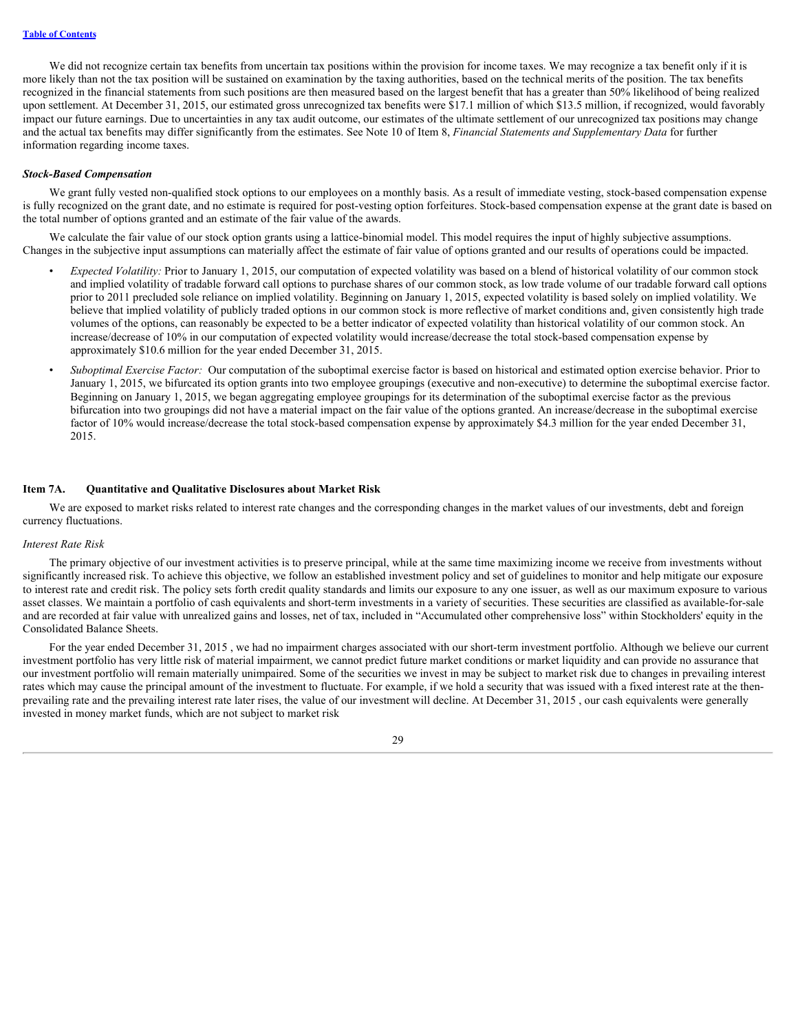We did not recognize certain tax benefits from uncertain tax positions within the provision for income taxes. We may recognize a tax benefit only if it is more likely than not the tax position will be sustained on examination by the taxing authorities, based on the technical merits of the position. The tax benefits recognized in the financial statements from such positions are then measured based on the largest benefit that has a greater than 50% likelihood of being realized upon settlement. At December 31, 2015, our estimated gross unrecognized tax benefits were $17.1 million of which $13.5 million, if recognized, would favorably impact our future earnings. Due to uncertainties in any tax audit outcome, our estimates of the ultimate settlement of our unrecognized tax positions may change and the actual tax benefits may differ significantly from the estimates. See Note 10 of Item 8, *Financial Statements and Supplementary Data* for further information regarding income taxes.

***Stock-Based Compensation***

We grant fully vested non-qualified stock options to our employees on a monthly basis. As a result of immediate vesting, stock-based compensation expense is fully recognized on the grant date, and no estimate is required for post-vesting option forfeitures. Stock-based compensation expense at the grant date is based on the total number of options granted and an estimate of the fair value of the awards.

We calculate the fair value of our stock option grants using a lattice-binomial model. This model requires the input of highly subjective assumptions. Changes in the subjective input assumptions can materially affect the estimate of fair value of options granted and our results of operations could be impacted.

- *Expected Volatility:* Prior to January 1, 2015, our computation of expected volatility was based on a blend of historical volatility of our common stock and implied volatility of tradable forward call options to purchase shares of our common stock, as low trade volume of our tradable forward call options prior to 2011 precluded sole reliance on implied volatility. Beginning on January 1, 2015, expected volatility is based solely on implied volatility. We believe that implied volatility of publicly traded options in our common stock is more reflective of market conditions and, given consistently high trade volumes of the options, can reasonably be expected to be a better indicator of expected volatility than historical volatility of our common stock. An increase/decrease of 10% in our computation of expected volatility would increase/decrease the total stock-based compensation expense by approximately $10.6 million for the year ended December 31, 2015.
- *Suboptimal Exercise Factor:* Our computation of the suboptimal exercise factor is based on historical and estimated option exercise behavior. Prior to January 1, 2015, we bifurcated its option grants into two employee groupings (executive and non-executive) to determine the suboptimal exercise factor. Beginning on January 1, 2015, we began aggregating employee groupings for its determination of the suboptimal exercise factor as the previous bifurcation into two groupings did not have a material impact on the fair value of the options granted. An increase/decrease in the suboptimal exercise factor of 10% would increase/decrease the total stock-based compensation expense by approximately $4.3 million for the year ended December 31, 2015.

## Item 7A. Quantitative and Qualitative Disclosures about Market Risk

We are exposed to market risks related to interest rate changes and the corresponding changes in the market values of our investments, debt and foreign currency fluctuations.

*Interest Rate Risk*

The primary objective of our investment activities is to preserve principal, while at the same time maximizing income we receive from investments without significantly increased risk. To achieve this objective, we follow an established investment policy and set of guidelines to monitor and help mitigate our exposure to interest rate and credit risk. The policy sets forth credit quality standards and limits our exposure to any one issuer, as well as our maximum exposure to various asset classes. We maintain a portfolio of cash equivalents and short-term investments in a variety of securities. These securities are classified as available-for-sale and are recorded at fair value with unrealized gains and losses, net of tax, included in "Accumulated other comprehensive loss" within Stockholders' equity in the Consolidated Balance Sheets.

For the year ended December 31, 2015 , we had no impairment charges associated with our short-term investment portfolio. Although we believe our current investment portfolio has very little risk of material impairment, we cannot predict future market conditions or market liquidity and can provide no assurance that our investment portfolio will remain materially unimpaired. Some of the securities we invest in may be subject to market risk due to changes in prevailing interest rates which may cause the principal amount of the investment to fluctuate. For example, if we hold a security that was issued with a fixed interest rate at the then-prevailing rate and the prevailing interest rate later rises, the value of our investment will decline. At December 31, 2015 , our cash equivalents were generally invested in money market funds, which are not subject to market risk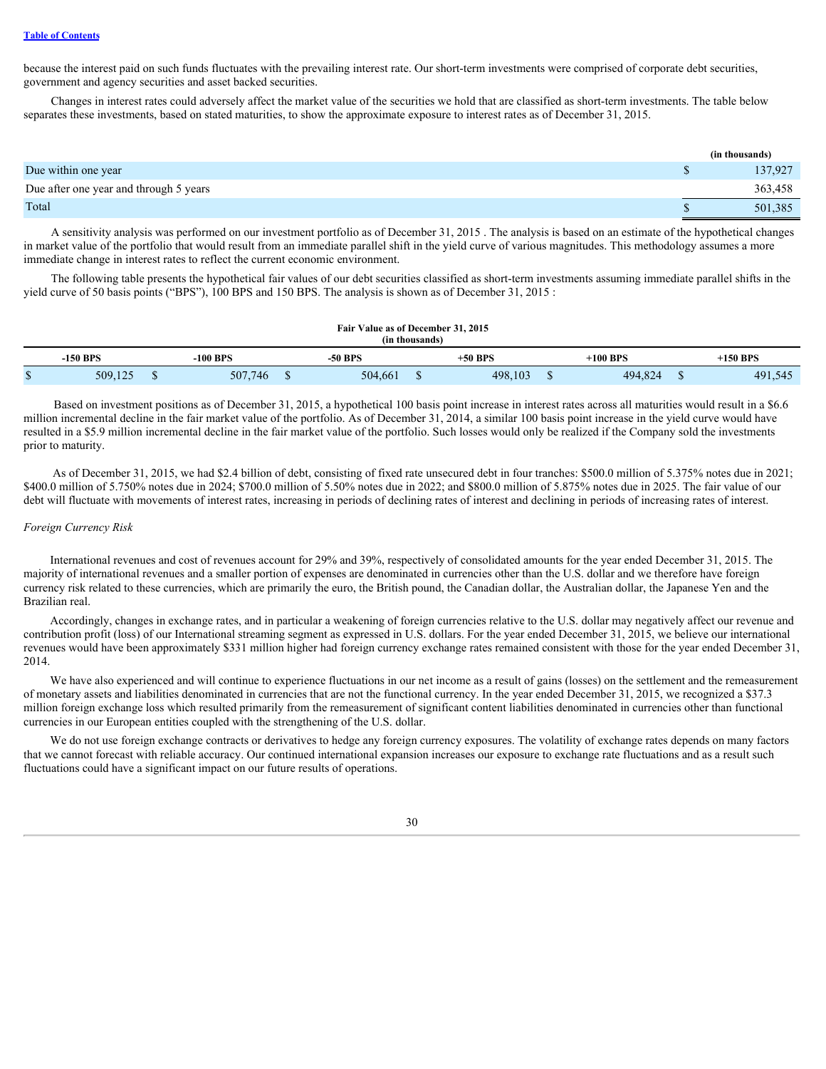because the interest paid on such funds fluctuates with the prevailing interest rate. Our short-term investments were comprised of corporate debt securities, government and agency securities and asset backed securities.

Changes in interest rates could adversely affect the market value of the securities we hold that are classified as short-term investments. The table below separates these investments, based on stated maturities, to show the approximate exposure to interest rates as of December 31, 2015.

| | (in thousands) |
|---|---|
| Due within one year | $ 137,927 |
| Due after one year and through 5 years | 363,458 |
| Total | $ 501,385 |

A sensitivity analysis was performed on our investment portfolio as of December 31, 2015 . The analysis is based on an estimate of the hypothetical changes in market value of the portfolio that would result from an immediate parallel shift in the yield curve of various magnitudes. This methodology assumes a more immediate change in interest rates to reflect the current economic environment.

The following table presents the hypothetical fair values of our debt securities classified as short-term investments assuming immediate parallel shifts in the yield curve of 50 basis points ("BPS"), 100 BPS and 150 BPS. The analysis is shown as of December 31, 2015 :

| Fair Value as of December 31, 2015 (in thousands) | | | | | |
|---|---|---|---|---|---|
| -150 BPS | -100 BPS | -50 BPS | +50 BPS | +100 BPS | +150 BPS |
| $ 509,125 | $ 507,746 | $ 504,661 | $ 498,103 | $ 494,824 | $ 491,545 |

Based on investment positions as of December 31, 2015, a hypothetical 100 basis point increase in interest rates across all maturities would result in a $6.6 million incremental decline in the fair market value of the portfolio. As of December 31, 2014, a similar 100 basis point increase in the yield curve would have resulted in a $5.9 million incremental decline in the fair market value of the portfolio. Such losses would only be realized if the Company sold the investments prior to maturity.

As of December 31, 2015, we had $2.4 billion of debt, consisting of fixed rate unsecured debt in four tranches: $500.0 million of 5.375% notes due in 2021; $400.0 million of 5.750% notes due in 2024; $700.0 million of 5.50% notes due in 2022; and $800.0 million of 5.875% notes due in 2025. The fair value of our debt will fluctuate with movements of interest rates, increasing in periods of declining rates of interest and declining in periods of increasing rates of interest.

*Foreign Currency Risk*

International revenues and cost of revenues account for 29% and 39%, respectively of consolidated amounts for the year ended December 31, 2015. The majority of international revenues and a smaller portion of expenses are denominated in currencies other than the U.S. dollar and we therefore have foreign currency risk related to these currencies, which are primarily the euro, the British pound, the Canadian dollar, the Australian dollar, the Japanese Yen and the Brazilian real.

Accordingly, changes in exchange rates, and in particular a weakening of foreign currencies relative to the U.S. dollar may negatively affect our revenue and contribution profit (loss) of our International streaming segment as expressed in U.S. dollars. For the year ended December 31, 2015, we believe our international revenues would have been approximately $331 million higher had foreign currency exchange rates remained consistent with those for the year ended December 31, 2014.

We have also experienced and will continue to experience fluctuations in our net income as a result of gains (losses) on the settlement and the remeasurement of monetary assets and liabilities denominated in currencies that are not the functional currency. In the year ended December 31, 2015, we recognized a $37.3 million foreign exchange loss which resulted primarily from the remeasurement of significant content liabilities denominated in currencies other than functional currencies in our European entities coupled with the strengthening of the U.S. dollar.

We do not use foreign exchange contracts or derivatives to hedge any foreign currency exposures. The volatility of exchange rates depends on many factors that we cannot forecast with reliable accuracy. Our continued international expansion increases our exposure to exchange rate fluctuations and as a result such fluctuations could have a significant impact on our future results of operations.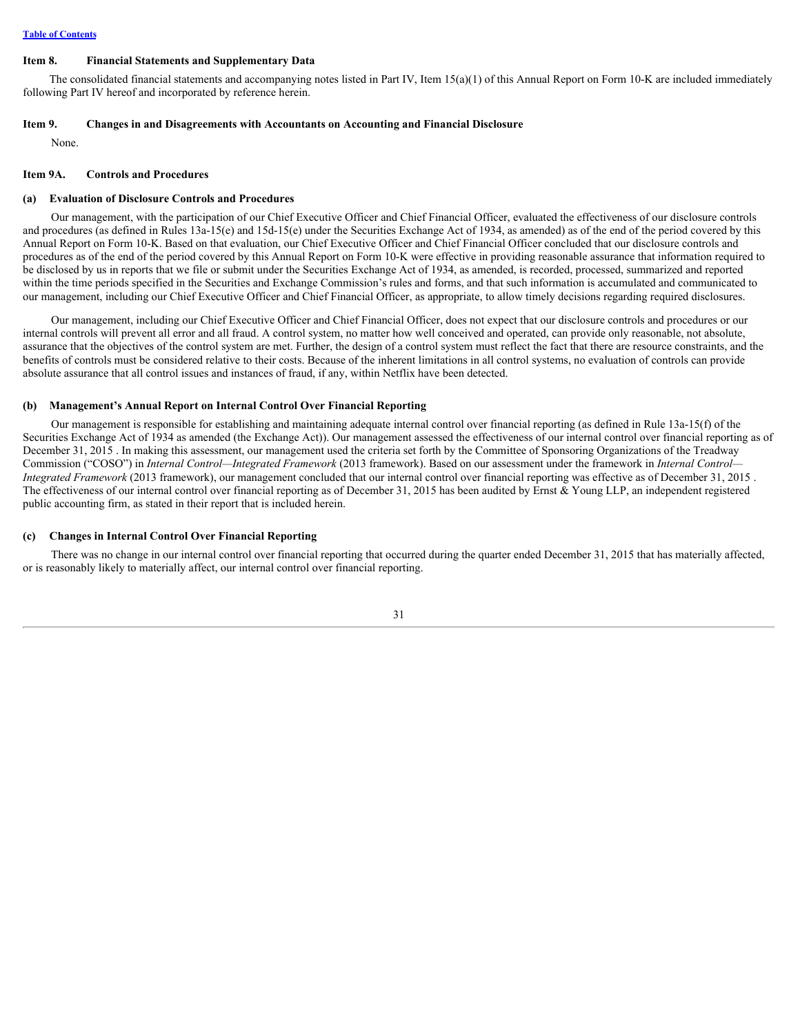## Item 8. Financial Statements and Supplementary Data

The consolidated financial statements and accompanying notes listed in Part IV, Item 15(a)(1) of this Annual Report on Form 10-K are included immediately following Part IV hereof and incorporated by reference herein.

## Item 9. Changes in and Disagreements with Accountants on Accounting and Financial Disclosure

None.

## Item 9A. Controls and Procedures

### (a) Evaluation of Disclosure Controls and Procedures

Our management, with the participation of our Chief Executive Officer and Chief Financial Officer, evaluated the effectiveness of our disclosure controls and procedures (as defined in Rules 13a-15(e) and 15d-15(e) under the Securities Exchange Act of 1934, as amended) as of the end of the period covered by this Annual Report on Form 10-K. Based on that evaluation, our Chief Executive Officer and Chief Financial Officer concluded that our disclosure controls and procedures as of the end of the period covered by this Annual Report on Form 10-K were effective in providing reasonable assurance that information required to be disclosed by us in reports that we file or submit under the Securities Exchange Act of 1934, as amended, is recorded, processed, summarized and reported within the time periods specified in the Securities and Exchange Commission's rules and forms, and that such information is accumulated and communicated to our management, including our Chief Executive Officer and Chief Financial Officer, as appropriate, to allow timely decisions regarding required disclosures.

Our management, including our Chief Executive Officer and Chief Financial Officer, does not expect that our disclosure controls and procedures or our internal controls will prevent all error and all fraud. A control system, no matter how well conceived and operated, can provide only reasonable, not absolute, assurance that the objectives of the control system are met. Further, the design of a control system must reflect the fact that there are resource constraints, and the benefits of controls must be considered relative to their costs. Because of the inherent limitations in all control systems, no evaluation of controls can provide absolute assurance that all control issues and instances of fraud, if any, within Netflix have been detected.

### (b) Management's Annual Report on Internal Control Over Financial Reporting

Our management is responsible for establishing and maintaining adequate internal control over financial reporting (as defined in Rule 13a-15(f) of the Securities Exchange Act of 1934 as amended (the Exchange Act)). Our management assessed the effectiveness of our internal control over financial reporting as of December 31, 2015 . In making this assessment, our management used the criteria set forth by the Committee of Sponsoring Organizations of the Treadway Commission ("COSO") in *Internal Control—Integrated Framework* (2013 framework). Based on our assessment under the framework in *Internal Control—Integrated Framework* (2013 framework), our management concluded that our internal control over financial reporting was effective as of December 31, 2015 . The effectiveness of our internal control over financial reporting as of December 31, 2015 has been audited by Ernst & Young LLP, an independent registered public accounting firm, as stated in their report that is included herein.

### (c) Changes in Internal Control Over Financial Reporting

There was no change in our internal control over financial reporting that occurred during the quarter ended December 31, 2015 that has materially affected, or is reasonably likely to materially affect, our internal control over financial reporting.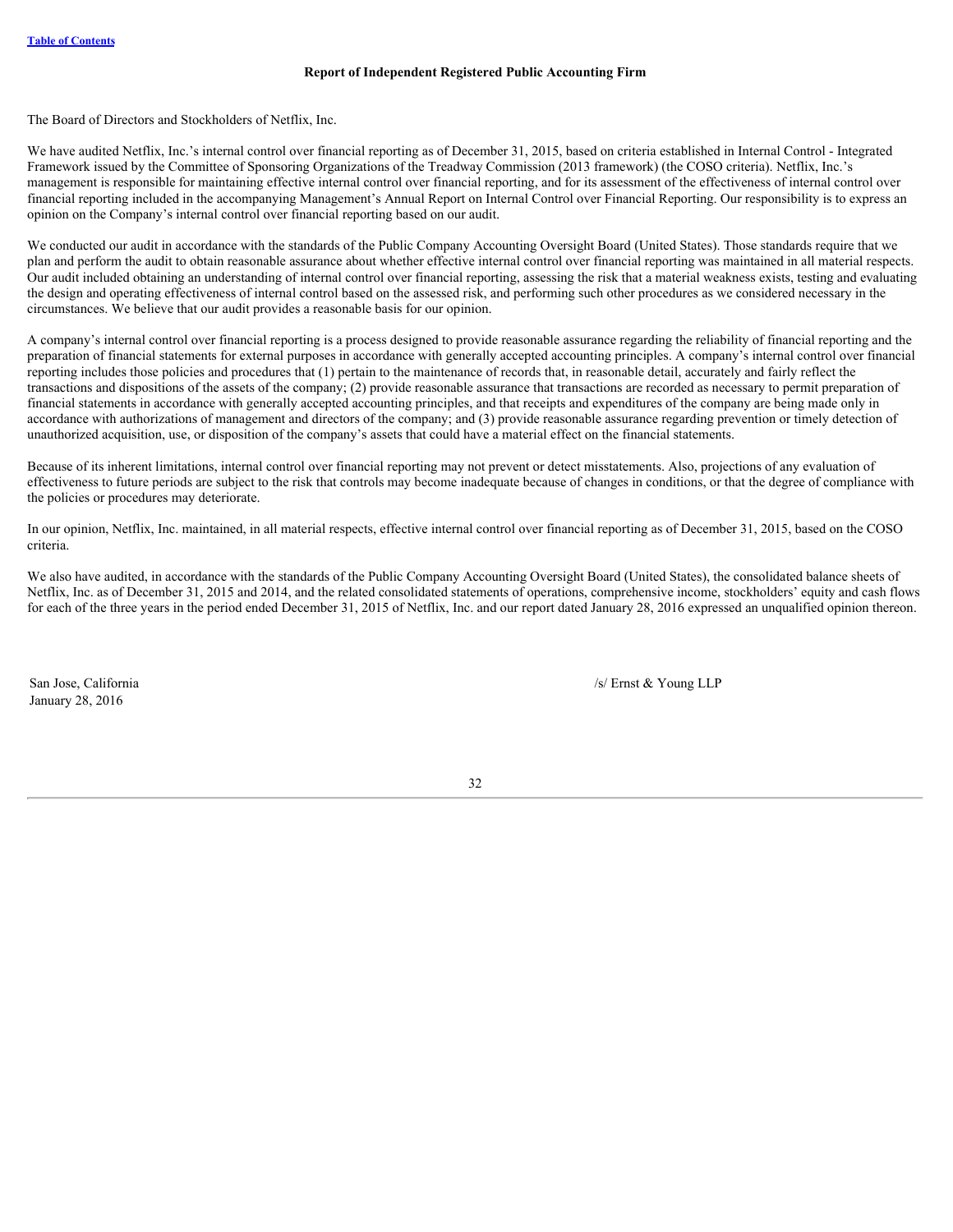## Report of Independent Registered Public Accounting Firm

The Board of Directors and Stockholders of Netflix, Inc.

We have audited Netflix, Inc.'s internal control over financial reporting as of December 31, 2015, based on criteria established in Internal Control - Integrated Framework issued by the Committee of Sponsoring Organizations of the Treadway Commission (2013 framework) (the COSO criteria). Netflix, Inc.'s management is responsible for maintaining effective internal control over financial reporting, and for its assessment of the effectiveness of internal control over financial reporting included in the accompanying Management's Annual Report on Internal Control over Financial Reporting. Our responsibility is to express an opinion on the Company's internal control over financial reporting based on our audit.

We conducted our audit in accordance with the standards of the Public Company Accounting Oversight Board (United States). Those standards require that we plan and perform the audit to obtain reasonable assurance about whether effective internal control over financial reporting was maintained in all material respects. Our audit included obtaining an understanding of internal control over financial reporting, assessing the risk that a material weakness exists, testing and evaluating the design and operating effectiveness of internal control based on the assessed risk, and performing such other procedures as we considered necessary in the circumstances. We believe that our audit provides a reasonable basis for our opinion.

A company's internal control over financial reporting is a process designed to provide reasonable assurance regarding the reliability of financial reporting and the preparation of financial statements for external purposes in accordance with generally accepted accounting principles. A company's internal control over financial reporting includes those policies and procedures that (1) pertain to the maintenance of records that, in reasonable detail, accurately and fairly reflect the transactions and dispositions of the assets of the company; (2) provide reasonable assurance that transactions are recorded as necessary to permit preparation of financial statements in accordance with generally accepted accounting principles, and that receipts and expenditures of the company are being made only in accordance with authorizations of management and directors of the company; and (3) provide reasonable assurance regarding prevention or timely detection of unauthorized acquisition, use, or disposition of the company's assets that could have a material effect on the financial statements.

Because of its inherent limitations, internal control over financial reporting may not prevent or detect misstatements. Also, projections of any evaluation of effectiveness to future periods are subject to the risk that controls may become inadequate because of changes in conditions, or that the degree of compliance with the policies or procedures may deteriorate.

In our opinion, Netflix, Inc. maintained, in all material respects, effective internal control over financial reporting as of December 31, 2015, based on the COSO criteria.

We also have audited, in accordance with the standards of the Public Company Accounting Oversight Board (United States), the consolidated balance sheets of Netflix, Inc. as of December 31, 2015 and 2014, and the related consolidated statements of operations, comprehensive income, stockholders' equity and cash flows for each of the three years in the period ended December 31, 2015 of Netflix, Inc. and our report dated January 28, 2016 expressed an unqualified opinion thereon.

San Jose, California
January 28, 2016

/s/ Ernst & Young LLP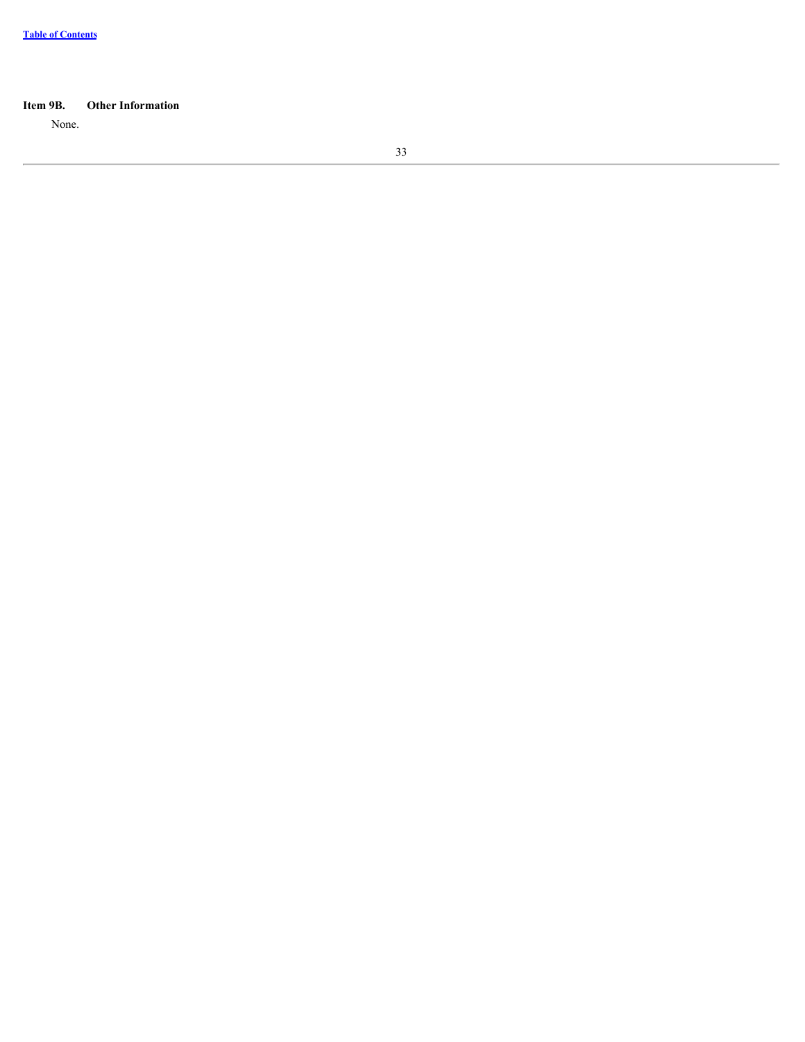## Item 9B. Other Information

None.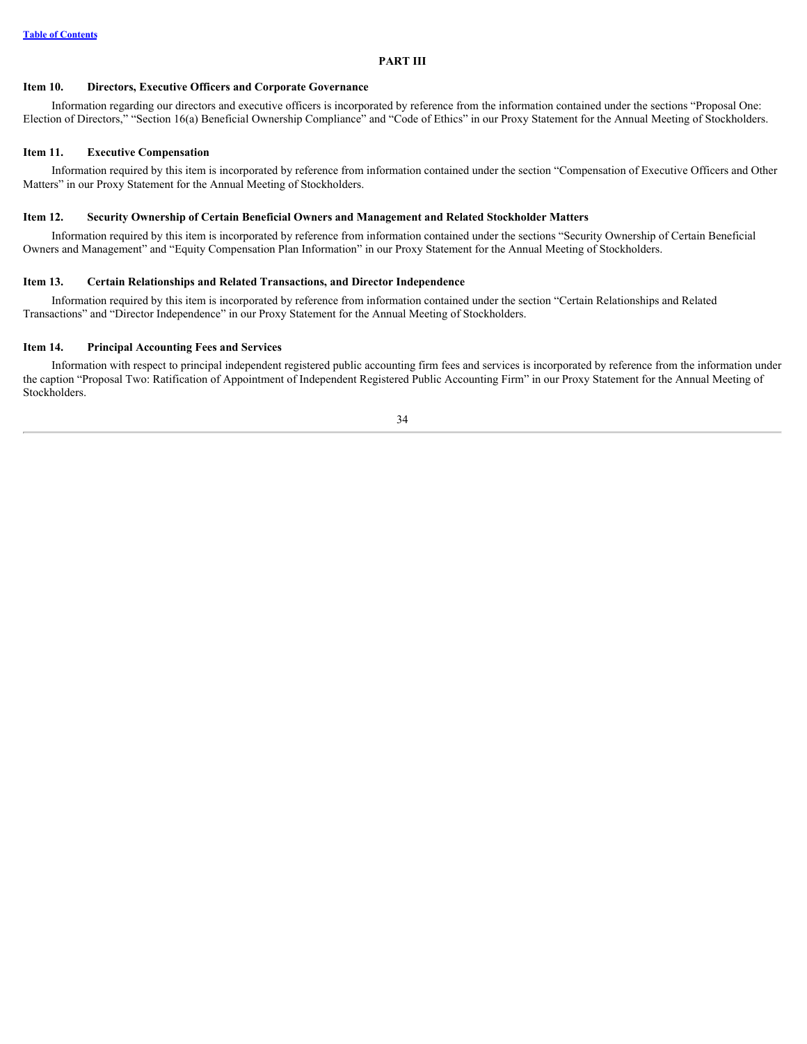## PART III

### Item 10. Directors, Executive Officers and Corporate Governance

Information regarding our directors and executive officers is incorporated by reference from the information contained under the sections "Proposal One: Election of Directors," "Section 16(a) Beneficial Ownership Compliance" and "Code of Ethics" in our Proxy Statement for the Annual Meeting of Stockholders.

### Item 11. Executive Compensation

Information required by this item is incorporated by reference from information contained under the section "Compensation of Executive Officers and Other Matters" in our Proxy Statement for the Annual Meeting of Stockholders.

### Item 12. Security Ownership of Certain Beneficial Owners and Management and Related Stockholder Matters

Information required by this item is incorporated by reference from information contained under the sections "Security Ownership of Certain Beneficial Owners and Management" and "Equity Compensation Plan Information" in our Proxy Statement for the Annual Meeting of Stockholders.

### Item 13. Certain Relationships and Related Transactions, and Director Independence

Information required by this item is incorporated by reference from information contained under the section "Certain Relationships and Related Transactions" and "Director Independence" in our Proxy Statement for the Annual Meeting of Stockholders.

### Item 14. Principal Accounting Fees and Services

Information with respect to principal independent registered public accounting firm fees and services is incorporated by reference from the information under the caption "Proposal Two: Ratification of Appointment of Independent Registered Public Accounting Firm" in our Proxy Statement for the Annual Meeting of Stockholders.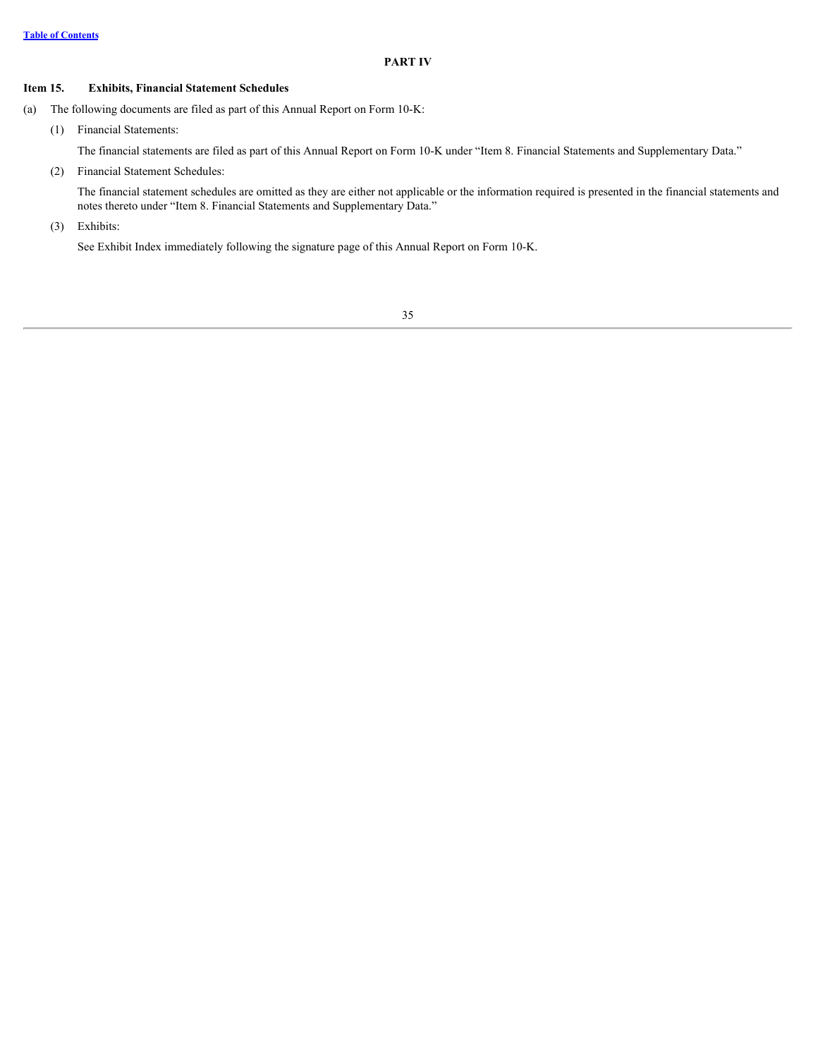## PART IV

### Item 15. Exhibits, Financial Statement Schedules

(a) The following documents are filed as part of this Annual Report on Form 10-K:

(1) Financial Statements:

The financial statements are filed as part of this Annual Report on Form 10-K under "Item 8. Financial Statements and Supplementary Data."

(2) Financial Statement Schedules:

The financial statement schedules are omitted as they are either not applicable or the information required is presented in the financial statements and notes thereto under "Item 8. Financial Statements and Supplementary Data."

(3) Exhibits:

See Exhibit Index immediately following the signature page of this Annual Report on Form 10-K.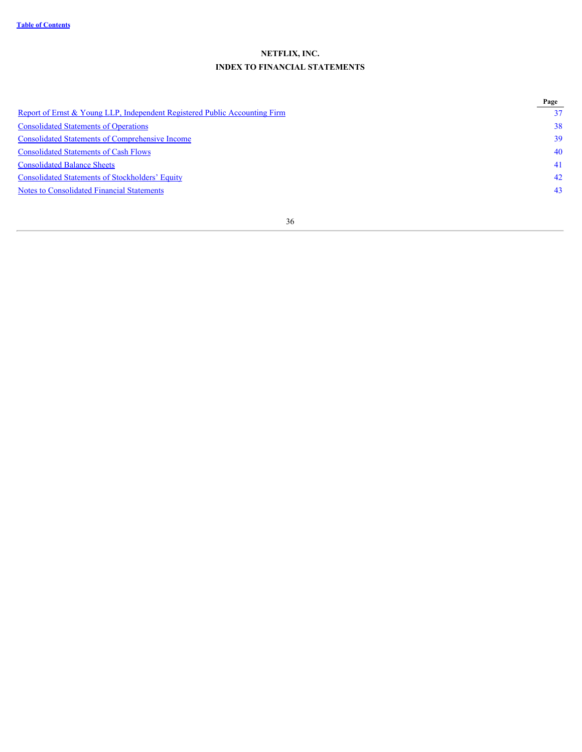# NETFLIX, INC.

## INDEX TO FINANCIAL STATEMENTS

| | Page |
|---|---|
| Report of Ernst & Young LLP, Independent Registered Public Accounting Firm | 37 |
| Consolidated Statements of Operations | 38 |
| Consolidated Statements of Comprehensive Income | 39 |
| Consolidated Statements of Cash Flows | 40 |
| Consolidated Balance Sheets | 41 |
| Consolidated Statements of Stockholders' Equity | 42 |
| Notes to Consolidated Financial Statements | 43 |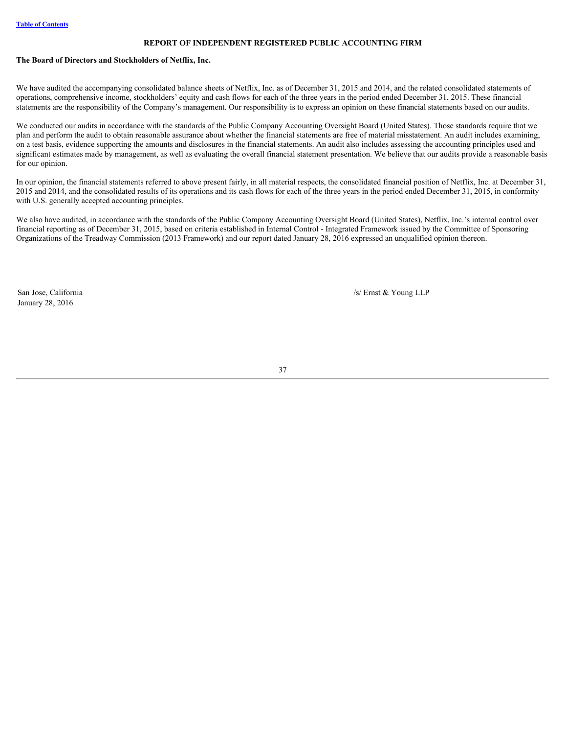[Table of Contents](#)

## REPORT OF INDEPENDENT REGISTERED PUBLIC ACCOUNTING FIRM

**The Board of Directors and Stockholders of Netflix, Inc.**

We have audited the accompanying consolidated balance sheets of Netflix, Inc. as of December 31, 2015 and 2014, and the related consolidated statements of operations, comprehensive income, stockholders' equity and cash flows for each of the three years in the period ended December 31, 2015. These financial statements are the responsibility of the Company's management. Our responsibility is to express an opinion on these financial statements based on our audits.

We conducted our audits in accordance with the standards of the Public Company Accounting Oversight Board (United States). Those standards require that we plan and perform the audit to obtain reasonable assurance about whether the financial statements are free of material misstatement. An audit includes examining, on a test basis, evidence supporting the amounts and disclosures in the financial statements. An audit also includes assessing the accounting principles used and significant estimates made by management, as well as evaluating the overall financial statement presentation. We believe that our audits provide a reasonable basis for our opinion.

In our opinion, the financial statements referred to above present fairly, in all material respects, the consolidated financial position of Netflix, Inc. at December 31, 2015 and 2014, and the consolidated results of its operations and its cash flows for each of the three years in the period ended December 31, 2015, in conformity with U.S. generally accepted accounting principles.

We also have audited, in accordance with the standards of the Public Company Accounting Oversight Board (United States), Netflix, Inc.'s internal control over financial reporting as of December 31, 2015, based on criteria established in Internal Control - Integrated Framework issued by the Committee of Sponsoring Organizations of the Treadway Commission (2013 Framework) and our report dated January 28, 2016 expressed an unqualified opinion thereon.

/s/ Ernst & Young LLP

San Jose, California
January 28, 2016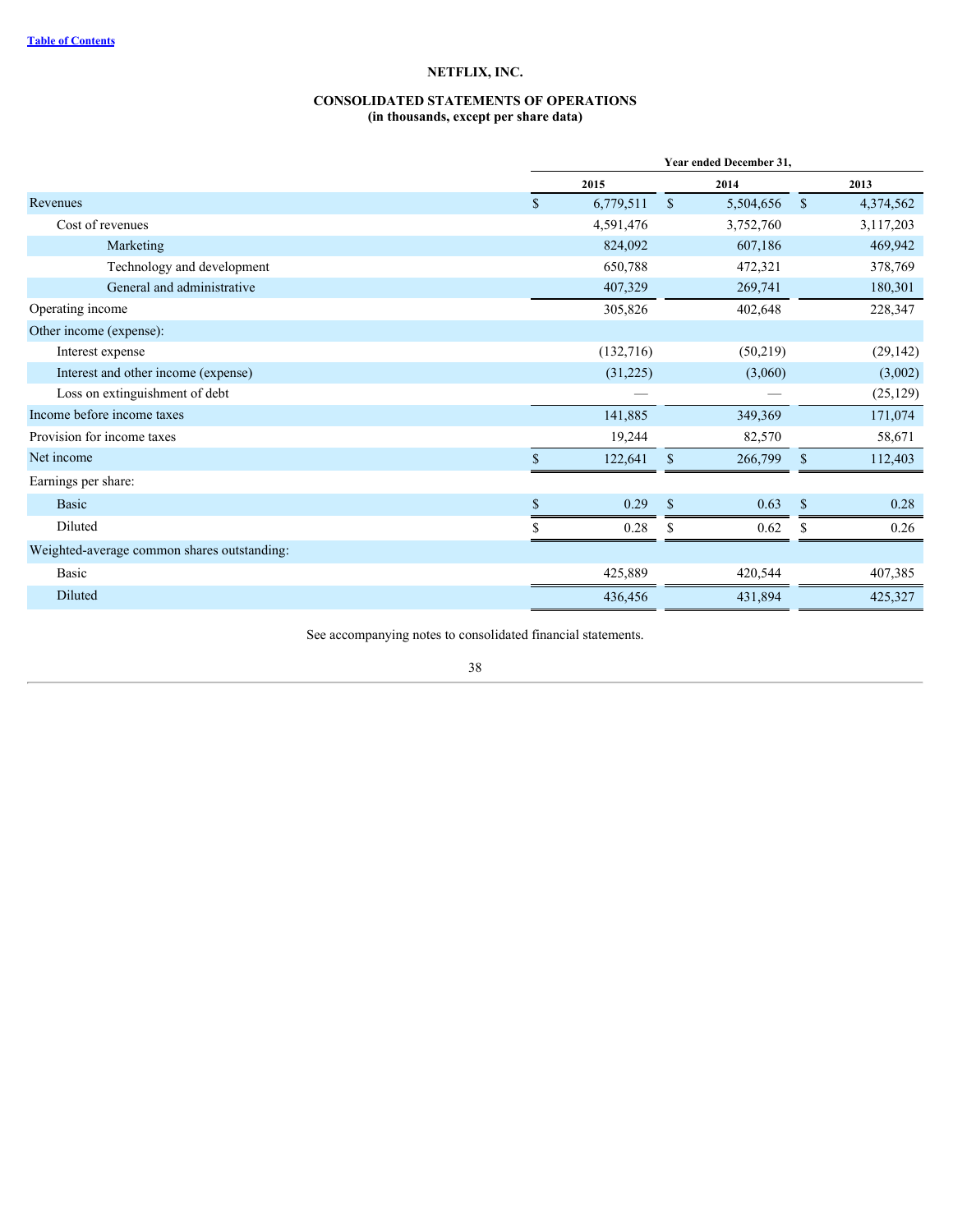[Table of Contents](#)

# NETFLIX, INC.

## CONSOLIDATED STATEMENTS OF OPERATIONS
**(in thousands, except per share data)**

| | Year ended December 31, | | |
|---|---|---|---|
| | **2015** | **2014** | **2013** |
| Revenues | $ 6,779,511 | $ 5,504,656 | $ 4,374,562 |
| Cost of revenues | 4,591,476 | 3,752,760 | 3,117,203 |
| Marketing | 824,092 | 607,186 | 469,942 |
| Technology and development | 650,788 | 472,321 | 378,769 |
| General and administrative | 407,329 | 269,741 | 180,301 |
| Operating income | 305,826 | 402,648 | 228,347 |
| Other income (expense): | | | |
| Interest expense | (132,716) | (50,219) | (29,142) |
| Interest and other income (expense) | (31,225) | (3,060) | (3,002) |
| Loss on extinguishment of debt | — | — | (25,129) |
| Income before income taxes | 141,885 | 349,369 | 171,074 |
| Provision for income taxes | 19,244 | 82,570 | 58,671 |
| Net income | $ 122,641 | $ 266,799 | $ 112,403 |
| Earnings per share: | | | |
| Basic | $ 0.29 | $ 0.63 | $ 0.28 |
| Diluted | $ 0.28 | $ 0.62 | $ 0.26 |
| Weighted-average common shares outstanding: | | | |
| Basic | 425,889 | 420,544 | 407,385 |
| Diluted | 436,456 | 431,894 | 425,327 |

See accompanying notes to consolidated financial statements.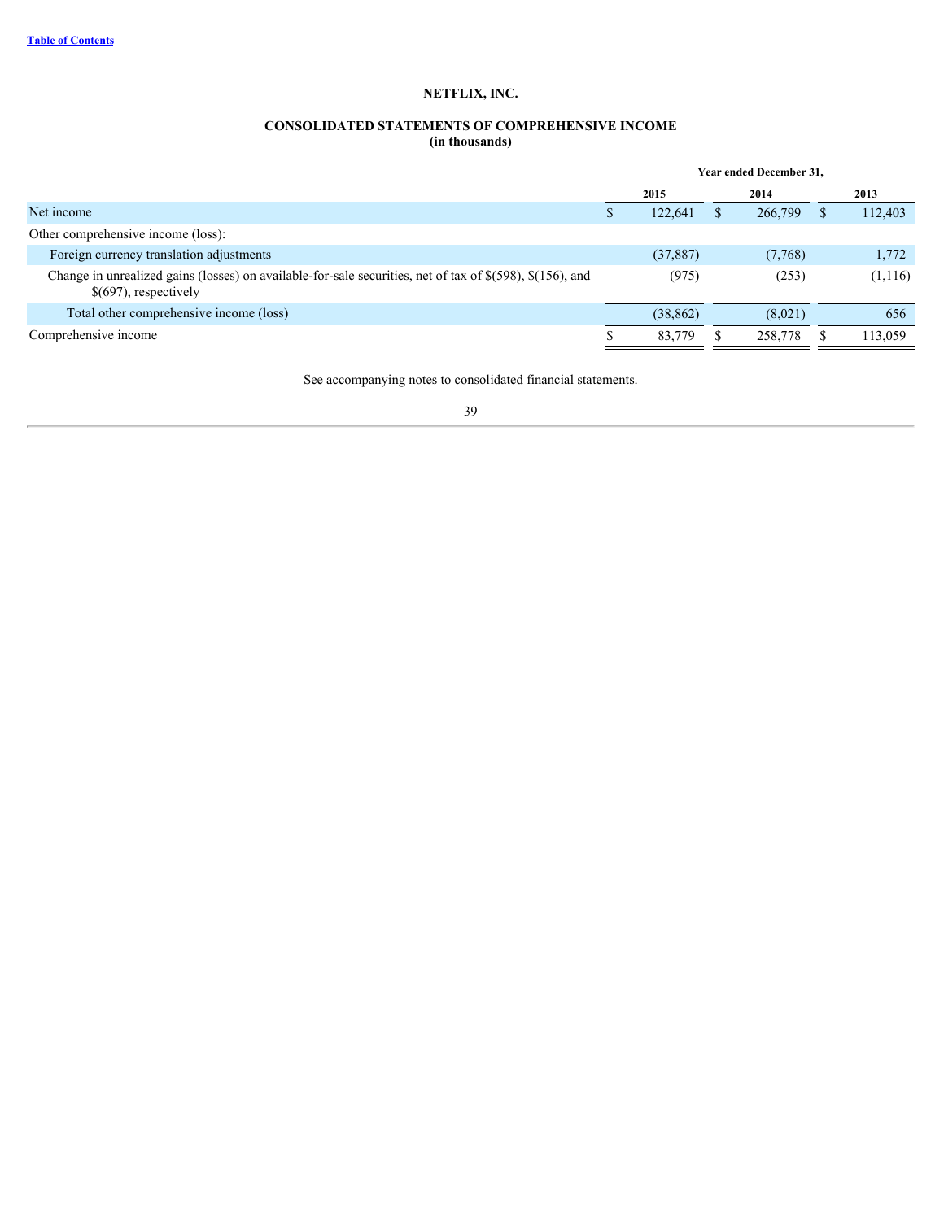# NETFLIX, INC.

## CONSOLIDATED STATEMENTS OF COMPREHENSIVE INCOME
**(in thousands)**

| | Year ended December 31, | | |
|---|---|---|---|
| | **2015** | **2014** | **2013** |
| Net income | $ 122,641 | $ 266,799 | $ 112,403 |
| Other comprehensive income (loss): | | | |
| Foreign currency translation adjustments | (37,887) | (7,768) | 1,772 |
| Change in unrealized gains (losses) on available-for-sale securities, net of tax of $(598), $(156), and $(697), respectively | (975) | (253) | (1,116) |
| Total other comprehensive income (loss) | (38,862) | (8,021) | 656 |
| Comprehensive income | $ 83,779 | $ 258,778 | $ 113,059 |

See accompanying notes to consolidated financial statements.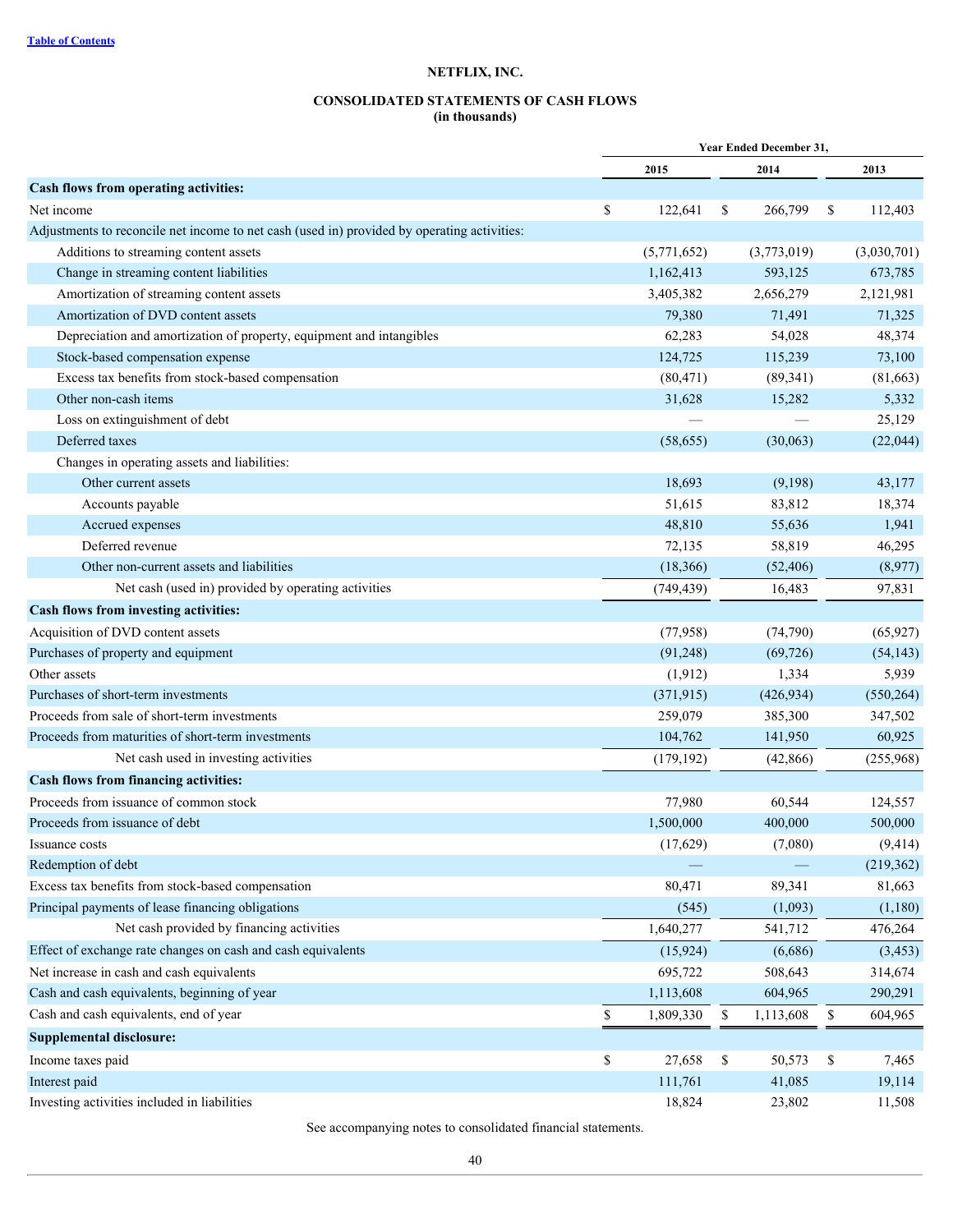# NETFLIX, INC.

## CONSOLIDATED STATEMENTS OF CASH FLOWS

**(in thousands)**

| | Year Ended December 31, | | |
|---|---|---|---|
| | 2015 | 2014 | 2013 |
| **Cash flows from operating activities:** | | | |
| Net income | $ 122,641 | $ 266,799 | $ 112,403 |
| Adjustments to reconcile net income to net cash (used in) provided by operating activities: | | | |
| Additions to streaming content assets | (5,771,652) | (3,773,019) | (3,030,701) |
| Change in streaming content liabilities | 1,162,413 | 593,125 | 673,785 |
| Amortization of streaming content assets | 3,405,382 | 2,656,279 | 2,121,981 |
| Amortization of DVD content assets | 79,380 | 71,491 | 71,325 |
| Depreciation and amortization of property, equipment and intangibles | 62,283 | 54,028 | 48,374 |
| Stock-based compensation expense | 124,725 | 115,239 | 73,100 |
| Excess tax benefits from stock-based compensation | (80,471) | (89,341) | (81,663) |
| Other non-cash items | 31,628 | 15,282 | 5,332 |
| Loss on extinguishment of debt | — | — | 25,129 |
| Deferred taxes | (58,655) | (30,063) | (22,044) |
| Changes in operating assets and liabilities: | | | |
| Other current assets | 18,693 | (9,198) | 43,177 |
| Accounts payable | 51,615 | 83,812 | 18,374 |
| Accrued expenses | 48,810 | 55,636 | 1,941 |
| Deferred revenue | 72,135 | 58,819 | 46,295 |
| Other non-current assets and liabilities | (18,366) | (52,406) | (8,977) |
| Net cash (used in) provided by operating activities | (749,439) | 16,483 | 97,831 |
| **Cash flows from investing activities:** | | | |
| Acquisition of DVD content assets | (77,958) | (74,790) | (65,927) |
| Purchases of property and equipment | (91,248) | (69,726) | (54,143) |
| Other assets | (1,912) | 1,334 | 5,939 |
| Purchases of short-term investments | (371,915) | (426,934) | (550,264) |
| Proceeds from sale of short-term investments | 259,079 | 385,300 | 347,502 |
| Proceeds from maturities of short-term investments | 104,762 | 141,950 | 60,925 |
| Net cash used in investing activities | (179,192) | (42,866) | (255,968) |
| **Cash flows from financing activities:** | | | |
| Proceeds from issuance of common stock | 77,980 | 60,544 | 124,557 |
| Proceeds from issuance of debt | 1,500,000 | 400,000 | 500,000 |
| Issuance costs | (17,629) | (7,080) | (9,414) |
| Redemption of debt | — | — | (219,362) |
| Excess tax benefits from stock-based compensation | 80,471 | 89,341 | 81,663 |
| Principal payments of lease financing obligations | (545) | (1,093) | (1,180) |
| Net cash provided by financing activities | 1,640,277 | 541,712 | 476,264 |
| Effect of exchange rate changes on cash and cash equivalents | (15,924) | (6,686) | (3,453) |
| Net increase in cash and cash equivalents | 695,722 | 508,643 | 314,674 |
| Cash and cash equivalents, beginning of year | 1,113,608 | 604,965 | 290,291 |
| Cash and cash equivalents, end of year | $ 1,809,330 | $ 1,113,608 | $ 604,965 |
| **Supplemental disclosure:** | | | |
| Income taxes paid | $ 27,658 | $ 50,573 | $ 7,465 |
| Interest paid | 111,761 | 41,085 | 19,114 |
| Investing activities included in liabilities | 18,824 | 23,802 | 11,508 |

See accompanying notes to consolidated financial statements.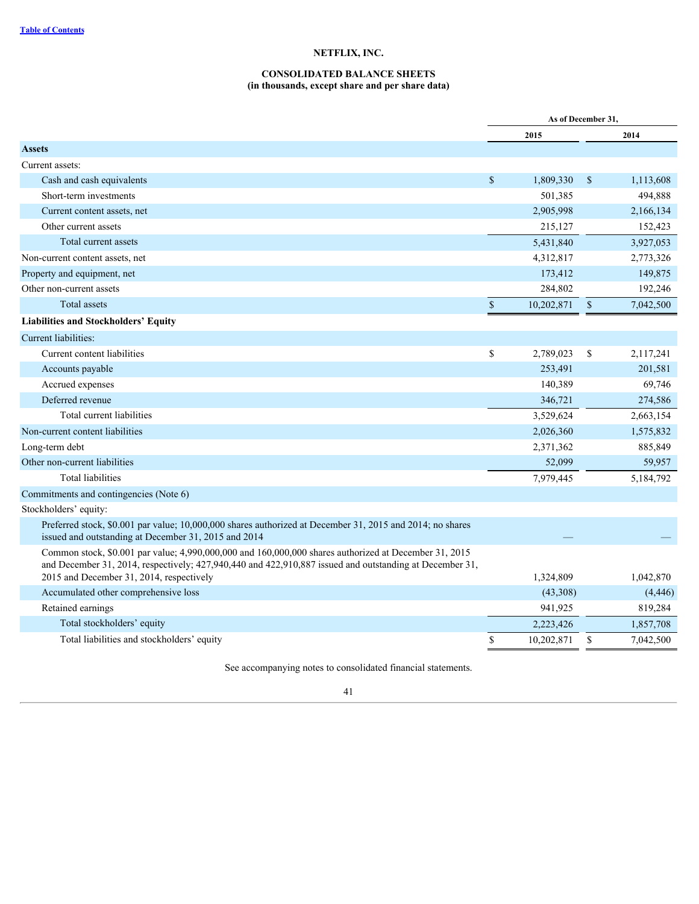# NETFLIX, INC.

## CONSOLIDATED BALANCE SHEETS
**(in thousands, except share and per share data)**

| | As of December 31, | |
|---|---|---|
| | 2015 | 2014 |
| **Assets** | | |
| Current assets: | | |
| Cash and cash equivalents | $ 1,809,330 | $ 1,113,608 |
| Short-term investments | 501,385 | 494,888 |
| Current content assets, net | 2,905,998 | 2,166,134 |
| Other current assets | 215,127 | 152,423 |
| Total current assets | 5,431,840 | 3,927,053 |
| Non-current content assets, net | 4,312,817 | 2,773,326 |
| Property and equipment, net | 173,412 | 149,875 |
| Other non-current assets | 284,802 | 192,246 |
| Total assets | $ 10,202,871 | $ 7,042,500 |
| **Liabilities and Stockholders' Equity** | | |
| Current liabilities: | | |
| Current content liabilities | $ 2,789,023 | $ 2,117,241 |
| Accounts payable | 253,491 | 201,581 |
| Accrued expenses | 140,389 | 69,746 |
| Deferred revenue | 346,721 | 274,586 |
| Total current liabilities | 3,529,624 | 2,663,154 |
| Non-current content liabilities | 2,026,360 | 1,575,832 |
| Long-term debt | 2,371,362 | 885,849 |
| Other non-current liabilities | 52,099 | 59,957 |
| Total liabilities | 7,979,445 | 5,184,792 |
| Commitments and contingencies (Note 6) | | |
| Stockholders' equity: | | |
| Preferred stock, $0.001 par value; 10,000,000 shares authorized at December 31, 2015 and 2014; no shares issued and outstanding at December 31, 2015 and 2014 | — | — |
| Common stock, $0.001 par value; 4,990,000,000 and 160,000,000 shares authorized at December 31, 2015 and December 31, 2014, respectively; 427,940,440 and 422,910,887 issued and outstanding at December 31, 2015 and December 31, 2014, respectively | 1,324,809 | 1,042,870 |
| Accumulated other comprehensive loss | (43,308) | (4,446) |
| Retained earnings | 941,925 | 819,284 |
| Total stockholders' equity | 2,223,426 | 1,857,708 |
| Total liabilities and stockholders' equity | $ 10,202,871 | $ 7,042,500 |

See accompanying notes to consolidated financial statements.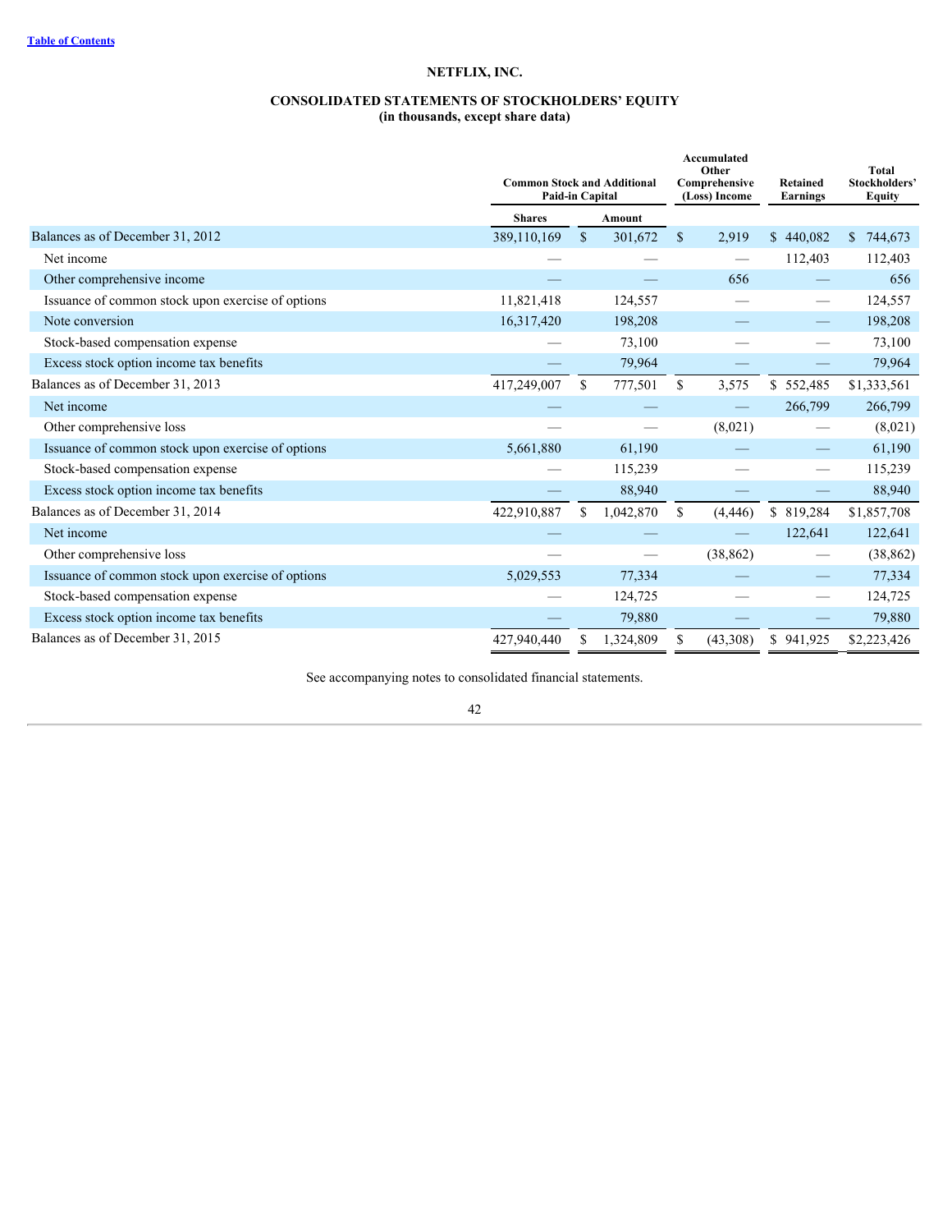[Table of Contents](#)

# NETFLIX, INC.

## CONSOLIDATED STATEMENTS OF STOCKHOLDERS' EQUITY
### (in thousands, except share data)

| | Common Stock and Additional Paid-in Capital | | Accumulated Other Comprehensive (Loss) Income | Retained Earnings | Total Stockholders' Equity |
|---|---|---|---|---|---|
| | Shares | Amount | | | |
| Balances as of December 31, 2012 | 389,110,169 | $ 301,672 | $ 2,919 | $ 440,082 | $ 744,673 |
| Net income | — | — | — | 112,403 | 112,403 |
| Other comprehensive income | — | — | 656 | — | 656 |
| Issuance of common stock upon exercise of options | 11,821,418 | 124,557 | — | — | 124,557 |
| Note conversion | 16,317,420 | 198,208 | — | — | 198,208 |
| Stock-based compensation expense | — | 73,100 | — | — | 73,100 |
| Excess stock option income tax benefits | — | 79,964 | — | — | 79,964 |
| Balances as of December 31, 2013 | 417,249,007 | $ 777,501 | $ 3,575 | $ 552,485 | $1,333,561 |
| Net income | — | — | — | 266,799 | 266,799 |
| Other comprehensive loss | — | — | (8,021) | — | (8,021) |
| Issuance of common stock upon exercise of options | 5,661,880 | 61,190 | — | — | 61,190 |
| Stock-based compensation expense | — | 115,239 | — | — | 115,239 |
| Excess stock option income tax benefits | — | 88,940 | — | — | 88,940 |
| Balances as of December 31, 2014 | 422,910,887 | $ 1,042,870 | $ (4,446) | $ 819,284 | $1,857,708 |
| Net income | — | — | — | 122,641 | 122,641 |
| Other comprehensive loss | — | — | (38,862) | — | (38,862) |
| Issuance of common stock upon exercise of options | 5,029,553 | 77,334 | — | — | 77,334 |
| Stock-based compensation expense | — | 124,725 | — | — | 124,725 |
| Excess stock option income tax benefits | — | 79,880 | — | — | 79,880 |
| Balances as of December 31, 2015 | 427,940,440 | $ 1,324,809 | $ (43,308) | $ 941,925 | $2,223,426 |

See accompanying notes to consolidated financial statements.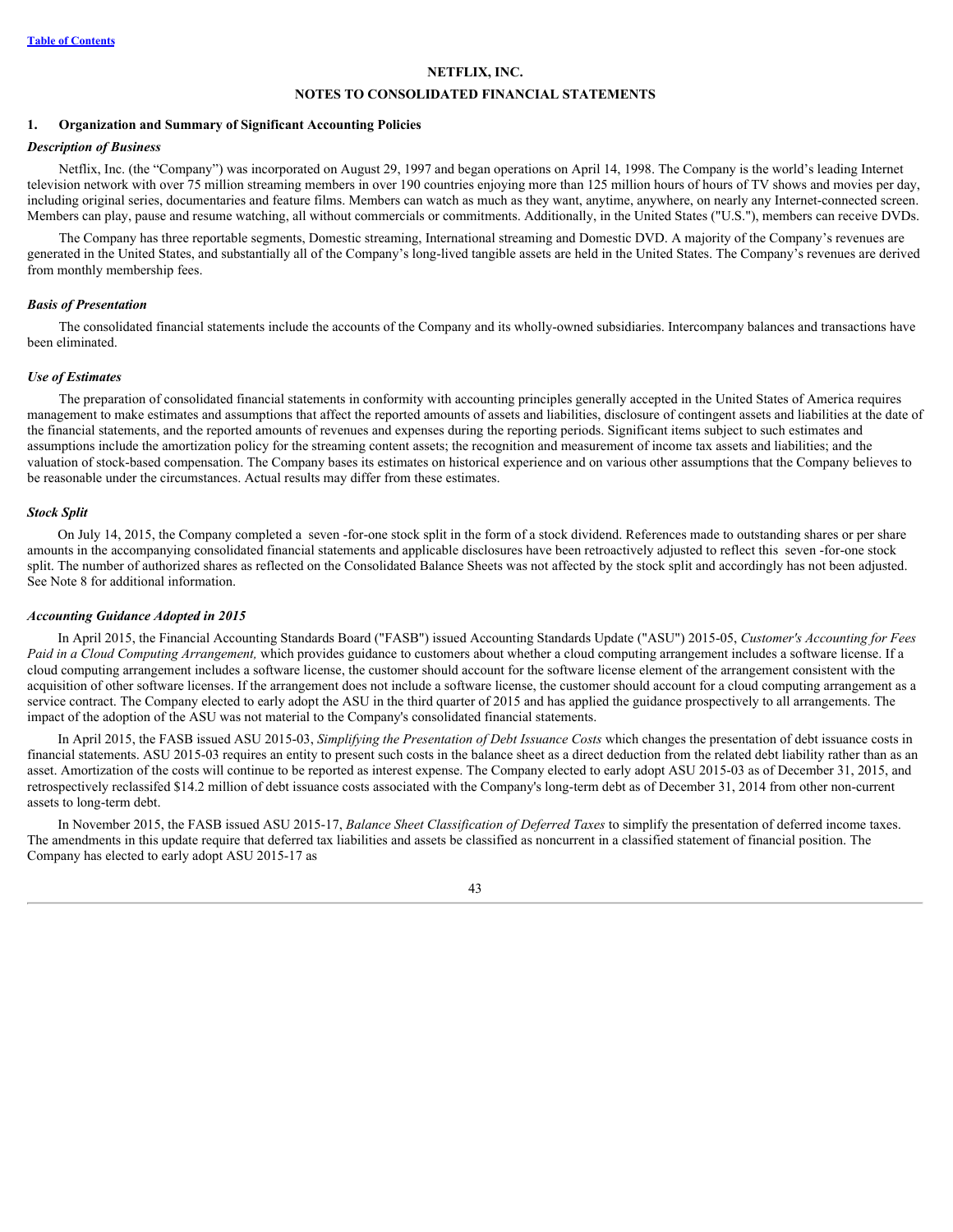# NETFLIX, INC.

## NOTES TO CONSOLIDATED FINANCIAL STATEMENTS

### 1. Organization and Summary of Significant Accounting Policies

***Description of Business***

Netflix, Inc. (the "Company") was incorporated on August 29, 1997 and began operations on April 14, 1998. The Company is the world's leading Internet television network with over 75 million streaming members in over 190 countries enjoying more than 125 million hours of hours of TV shows and movies per day, including original series, documentaries and feature films. Members can watch as much as they want, anytime, anywhere, on nearly any Internet-connected screen. Members can play, pause and resume watching, all without commercials or commitments. Additionally, in the United States ("U.S."), members can receive DVDs.

The Company has three reportable segments, Domestic streaming, International streaming and Domestic DVD. A majority of the Company's revenues are generated in the United States, and substantially all of the Company's long-lived tangible assets are held in the United States. The Company's revenues are derived from monthly membership fees.

***Basis of Presentation***

The consolidated financial statements include the accounts of the Company and its wholly-owned subsidiaries. Intercompany balances and transactions have been eliminated.

***Use of Estimates***

The preparation of consolidated financial statements in conformity with accounting principles generally accepted in the United States of America requires management to make estimates and assumptions that affect the reported amounts of assets and liabilities, disclosure of contingent assets and liabilities at the date of the financial statements, and the reported amounts of revenues and expenses during the reporting periods. Significant items subject to such estimates and assumptions include the amortization policy for the streaming content assets; the recognition and measurement of income tax assets and liabilities; and the valuation of stock-based compensation. The Company bases its estimates on historical experience and on various other assumptions that the Company believes to be reasonable under the circumstances. Actual results may differ from these estimates.

***Stock Split***

On July 14, 2015, the Company completed a seven -for-one stock split in the form of a stock dividend. References made to outstanding shares or per share amounts in the accompanying consolidated financial statements and applicable disclosures have been retroactively adjusted to reflect this seven -for-one stock split. The number of authorized shares as reflected on the Consolidated Balance Sheets was not affected by the stock split and accordingly has not been adjusted. See Note 8 for additional information.

***Accounting Guidance Adopted in 2015***

In April 2015, the Financial Accounting Standards Board ("FASB") issued Accounting Standards Update ("ASU") 2015-05, *Customer's Accounting for Fees Paid in a Cloud Computing Arrangement,* which provides guidance to customers about whether a cloud computing arrangement includes a software license. If a cloud computing arrangement includes a software license, the customer should account for the software license element of the arrangement consistent with the acquisition of other software licenses. If the arrangement does not include a software license, the customer should account for a cloud computing arrangement as a service contract. The Company elected to early adopt the ASU in the third quarter of 2015 and has applied the guidance prospectively to all arrangements. The impact of the adoption of the ASU was not material to the Company's consolidated financial statements.

In April 2015, the FASB issued ASU 2015-03, *Simplifying the Presentation of Debt Issuance Costs* which changes the presentation of debt issuance costs in financial statements. ASU 2015-03 requires an entity to present such costs in the balance sheet as a direct deduction from the related debt liability rather than as an asset. Amortization of the costs will continue to be reported as interest expense. The Company elected to early adopt ASU 2015-03 as of December 31, 2015, and retrospectively reclassifed $14.2 million of debt issuance costs associated with the Company's long-term debt as of December 31, 2014 from other non-current assets to long-term debt.

In November 2015, the FASB issued ASU 2015-17, *Balance Sheet Classification of Deferred Taxes* to simplify the presentation of deferred income taxes. The amendments in this update require that deferred tax liabilities and assets be classified as noncurrent in a classified statement of financial position. The Company has elected to early adopt ASU 2015-17 as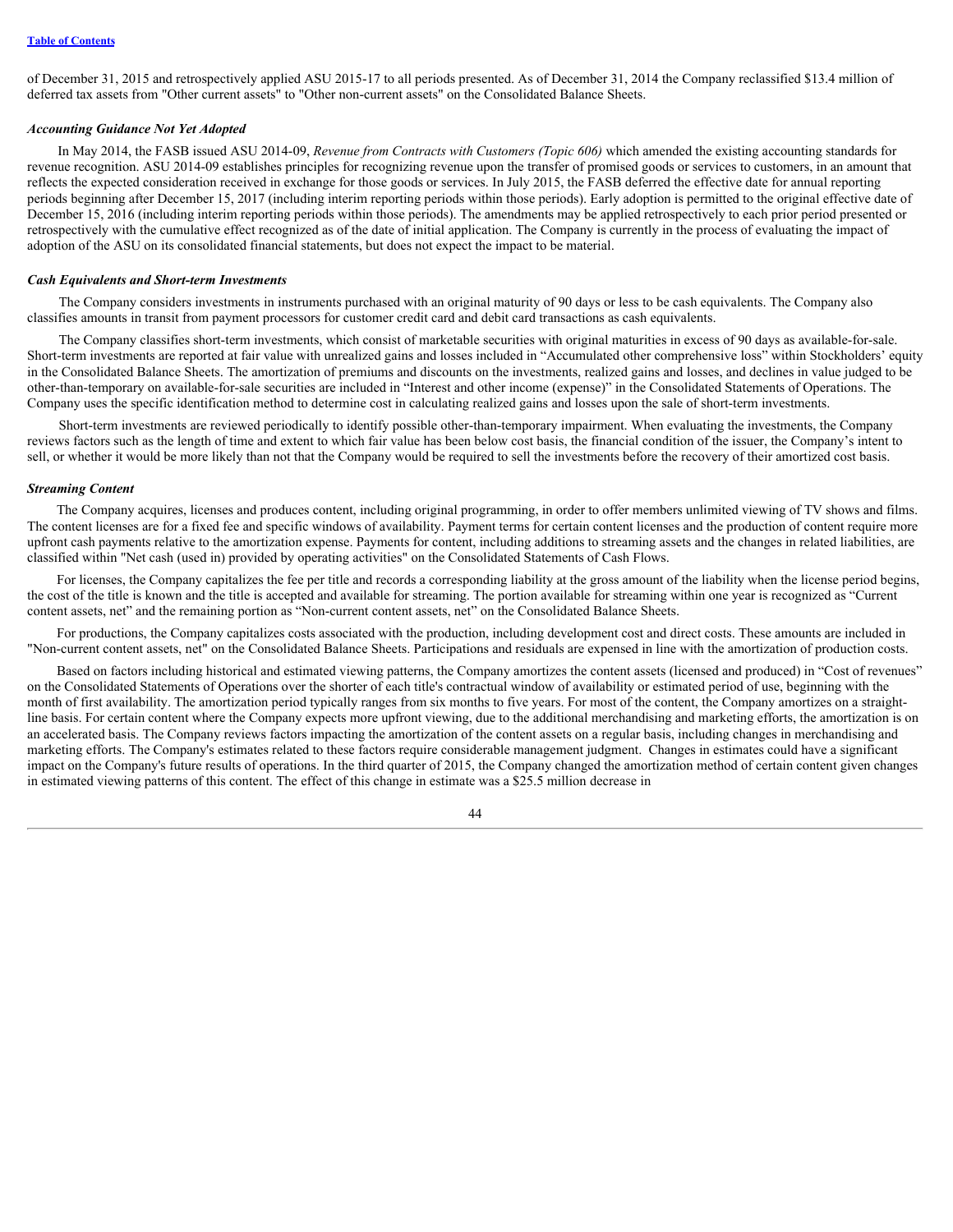of December 31, 2015 and retrospectively applied ASU 2015-17 to all periods presented. As of December 31, 2014 the Company reclassified $13.4 million of deferred tax assets from "Other current assets" to "Other non-current assets" on the Consolidated Balance Sheets.

### *Accounting Guidance Not Yet Adopted*

In May 2014, the FASB issued ASU 2014-09, *Revenue from Contracts with Customers (Topic 606)* which amended the existing accounting standards for revenue recognition. ASU 2014-09 establishes principles for recognizing revenue upon the transfer of promised goods or services to customers, in an amount that reflects the expected consideration received in exchange for those goods or services. In July 2015, the FASB deferred the effective date for annual reporting periods beginning after December 15, 2017 (including interim reporting periods within those periods). Early adoption is permitted to the original effective date of December 15, 2016 (including interim reporting periods within those periods). The amendments may be applied retrospectively to each prior period presented or retrospectively with the cumulative effect recognized as of the date of initial application. The Company is currently in the process of evaluating the impact of adoption of the ASU on its consolidated financial statements, but does not expect the impact to be material.

### *Cash Equivalents and Short-term Investments*

The Company considers investments in instruments purchased with an original maturity of 90 days or less to be cash equivalents. The Company also classifies amounts in transit from payment processors for customer credit card and debit card transactions as cash equivalents.

The Company classifies short-term investments, which consist of marketable securities with original maturities in excess of 90 days as available-for-sale. Short-term investments are reported at fair value with unrealized gains and losses included in "Accumulated other comprehensive loss" within Stockholders' equity in the Consolidated Balance Sheets. The amortization of premiums and discounts on the investments, realized gains and losses, and declines in value judged to be other-than-temporary on available-for-sale securities are included in "Interest and other income (expense)" in the Consolidated Statements of Operations. The Company uses the specific identification method to determine cost in calculating realized gains and losses upon the sale of short-term investments.

Short-term investments are reviewed periodically to identify possible other-than-temporary impairment. When evaluating the investments, the Company reviews factors such as the length of time and extent to which fair value has been below cost basis, the financial condition of the issuer, the Company's intent to sell, or whether it would be more likely than not that the Company would be required to sell the investments before the recovery of their amortized cost basis.

### *Streaming Content*

The Company acquires, licenses and produces content, including original programming, in order to offer members unlimited viewing of TV shows and films. The content licenses are for a fixed fee and specific windows of availability. Payment terms for certain content licenses and the production of content require more upfront cash payments relative to the amortization expense. Payments for content, including additions to streaming assets and the changes in related liabilities, are classified within "Net cash (used in) provided by operating activities" on the Consolidated Statements of Cash Flows.

For licenses, the Company capitalizes the fee per title and records a corresponding liability at the gross amount of the liability when the license period begins, the cost of the title is known and the title is accepted and available for streaming. The portion available for streaming within one year is recognized as "Current content assets, net" and the remaining portion as "Non-current content assets, net" on the Consolidated Balance Sheets.

For productions, the Company capitalizes costs associated with the production, including development cost and direct costs. These amounts are included in "Non-current content assets, net" on the Consolidated Balance Sheets. Participations and residuals are expensed in line with the amortization of production costs.

Based on factors including historical and estimated viewing patterns, the Company amortizes the content assets (licensed and produced) in "Cost of revenues" on the Consolidated Statements of Operations over the shorter of each title's contractual window of availability or estimated period of use, beginning with the month of first availability. The amortization period typically ranges from six months to five years. For most of the content, the Company amortizes on a straight-line basis. For certain content where the Company expects more upfront viewing, due to the additional merchandising and marketing efforts, the amortization is on an accelerated basis. The Company reviews factors impacting the amortization of the content assets on a regular basis, including changes in merchandising and marketing efforts. The Company's estimates related to these factors require considerable management judgment. Changes in estimates could have a significant impact on the Company's future results of operations. In the third quarter of 2015, the Company changed the amortization method of certain content given changes in estimated viewing patterns of this content. The effect of this change in estimate was a $25.5 million decrease in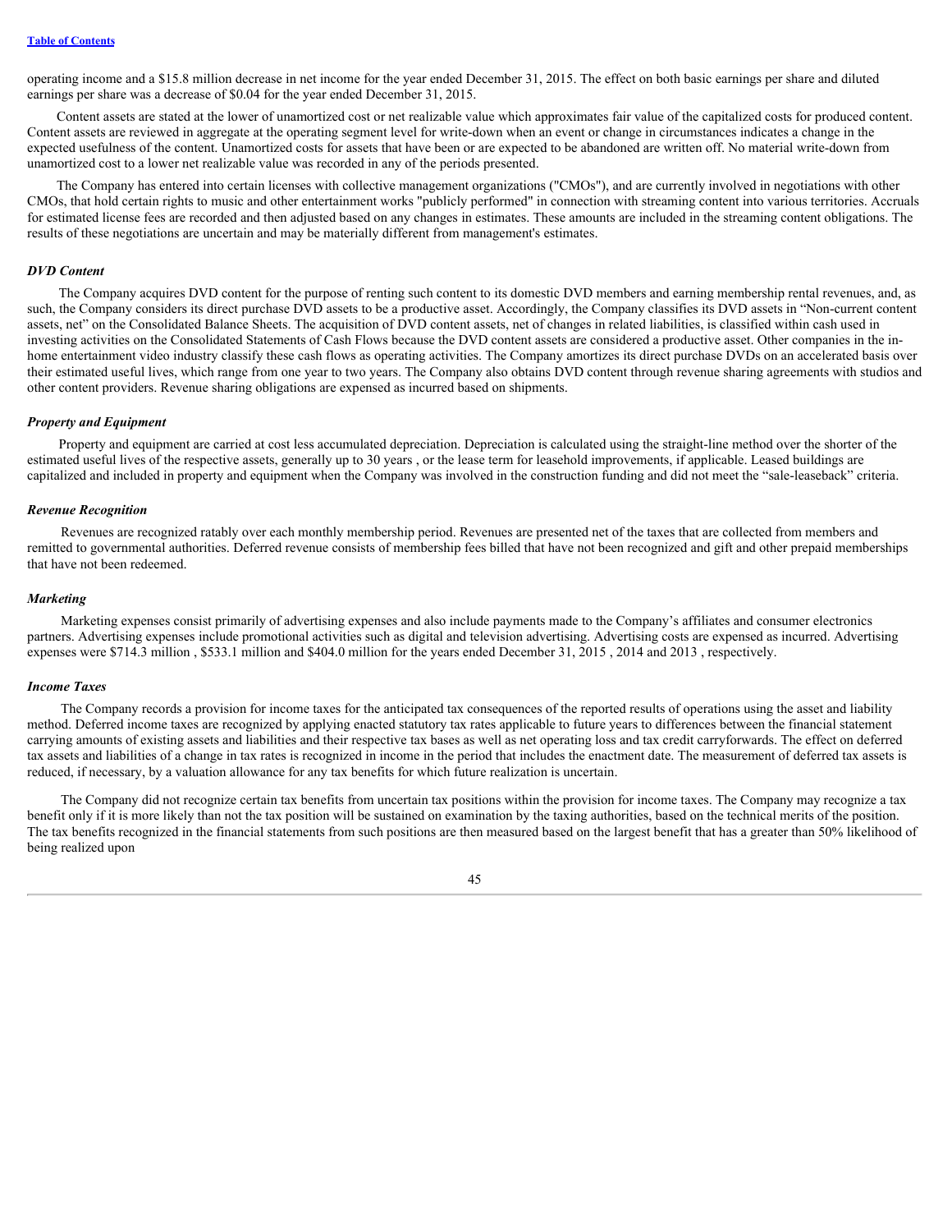operating income and a $15.8 million decrease in net income for the year ended December 31, 2015. The effect on both basic earnings per share and diluted earnings per share was a decrease of $0.04 for the year ended December 31, 2015.

Content assets are stated at the lower of unamortized cost or net realizable value which approximates fair value of the capitalized costs for produced content. Content assets are reviewed in aggregate at the operating segment level for write-down when an event or change in circumstances indicates a change in the expected usefulness of the content. Unamortized costs for assets that have been or are expected to be abandoned are written off. No material write-down from unamortized cost to a lower net realizable value was recorded in any of the periods presented.

The Company has entered into certain licenses with collective management organizations ("CMOs"), and are currently involved in negotiations with other CMOs, that hold certain rights to music and other entertainment works "publicly performed" in connection with streaming content into various territories. Accruals for estimated license fees are recorded and then adjusted based on any changes in estimates. These amounts are included in the streaming content obligations. The results of these negotiations are uncertain and may be materially different from management's estimates.

### *DVD Content*

The Company acquires DVD content for the purpose of renting such content to its domestic DVD members and earning membership rental revenues, and, as such, the Company considers its direct purchase DVD assets to be a productive asset. Accordingly, the Company classifies its DVD assets in "Non-current content assets, net" on the Consolidated Balance Sheets. The acquisition of DVD content assets, net of changes in related liabilities, is classified within cash used in investing activities on the Consolidated Statements of Cash Flows because the DVD content assets are considered a productive asset. Other companies in the in-home entertainment video industry classify these cash flows as operating activities. The Company amortizes its direct purchase DVDs on an accelerated basis over their estimated useful lives, which range from one year to two years. The Company also obtains DVD content through revenue sharing agreements with studios and other content providers. Revenue sharing obligations are expensed as incurred based on shipments.

### *Property and Equipment*

Property and equipment are carried at cost less accumulated depreciation. Depreciation is calculated using the straight-line method over the shorter of the estimated useful lives of the respective assets, generally up to 30 years , or the lease term for leasehold improvements, if applicable. Leased buildings are capitalized and included in property and equipment when the Company was involved in the construction funding and did not meet the "sale-leaseback" criteria.

### *Revenue Recognition*

Revenues are recognized ratably over each monthly membership period. Revenues are presented net of the taxes that are collected from members and remitted to governmental authorities. Deferred revenue consists of membership fees billed that have not been recognized and gift and other prepaid memberships that have not been redeemed.

### *Marketing*

Marketing expenses consist primarily of advertising expenses and also include payments made to the Company's affiliates and consumer electronics partners. Advertising expenses include promotional activities such as digital and television advertising. Advertising costs are expensed as incurred. Advertising expenses were $714.3 million , $533.1 million and $404.0 million for the years ended December 31, 2015 , 2014 and 2013 , respectively.

### *Income Taxes*

The Company records a provision for income taxes for the anticipated tax consequences of the reported results of operations using the asset and liability method. Deferred income taxes are recognized by applying enacted statutory tax rates applicable to future years to differences between the financial statement carrying amounts of existing assets and liabilities and their respective tax bases as well as net operating loss and tax credit carryforwards. The effect on deferred tax assets and liabilities of a change in tax rates is recognized in income in the period that includes the enactment date. The measurement of deferred tax assets is reduced, if necessary, by a valuation allowance for any tax benefits for which future realization is uncertain.

The Company did not recognize certain tax benefits from uncertain tax positions within the provision for income taxes. The Company may recognize a tax benefit only if it is more likely than not the tax position will be sustained on examination by the taxing authorities, based on the technical merits of the position. The tax benefits recognized in the financial statements from such positions are then measured based on the largest benefit that has a greater than 50% likelihood of being realized upon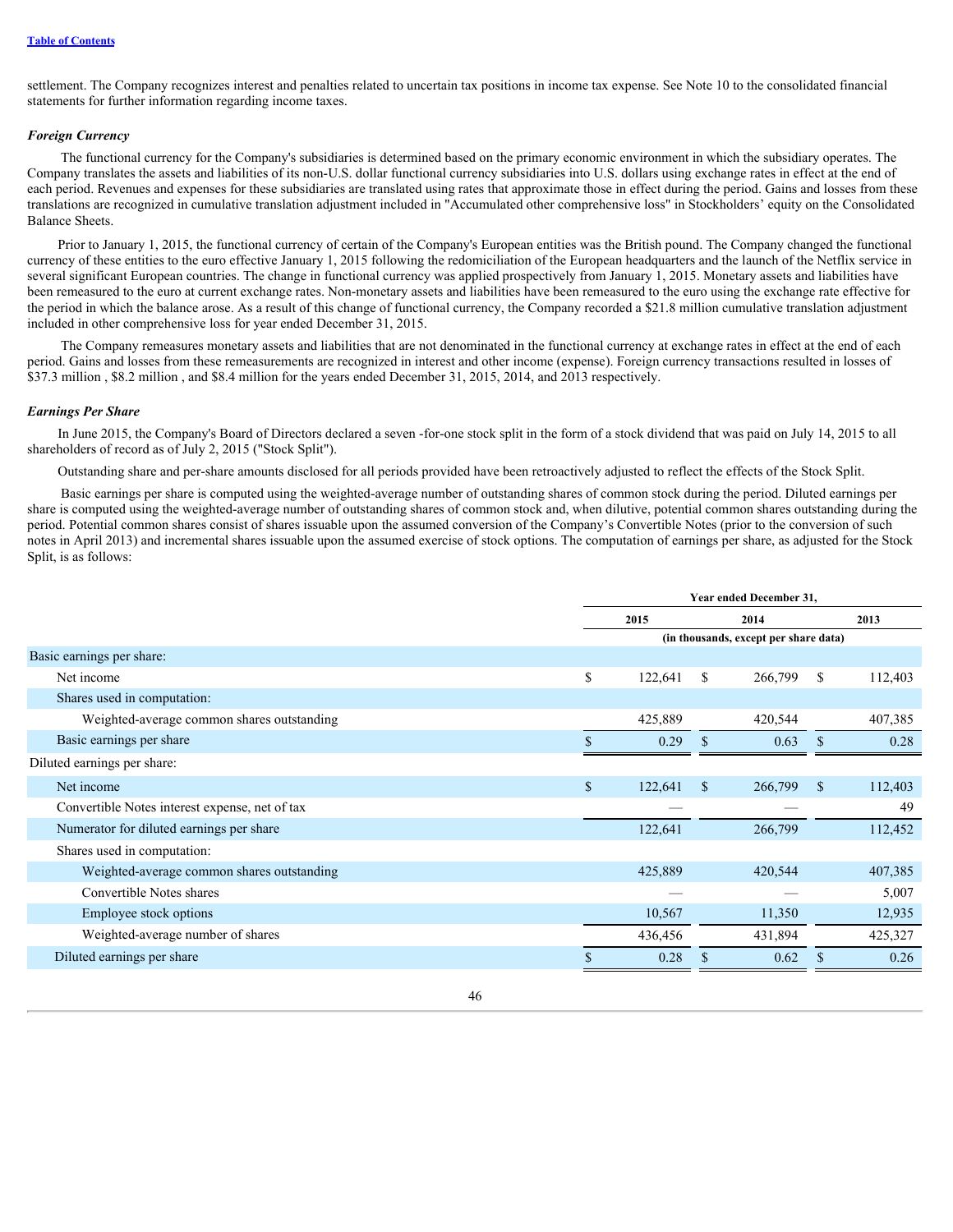settlement. The Company recognizes interest and penalties related to uncertain tax positions in income tax expense. See Note 10 to the consolidated financial statements for further information regarding income taxes.

***Foreign Currency***

The functional currency for the Company's subsidiaries is determined based on the primary economic environment in which the subsidiary operates. The Company translates the assets and liabilities of its non-U.S. dollar functional currency subsidiaries into U.S. dollars using exchange rates in effect at the end of each period. Revenues and expenses for these subsidiaries are translated using rates that approximate those in effect during the period. Gains and losses from these translations are recognized in cumulative translation adjustment included in "Accumulated other comprehensive loss" in Stockholders' equity on the Consolidated Balance Sheets.

Prior to January 1, 2015, the functional currency of certain of the Company's European entities was the British pound. The Company changed the functional currency of these entities to the euro effective January 1, 2015 following the redomiciliation of the European headquarters and the launch of the Netflix service in several significant European countries. The change in functional currency was applied prospectively from January 1, 2015. Monetary assets and liabilities have been remeasured to the euro at current exchange rates. Non-monetary assets and liabilities have been remeasured to the euro using the exchange rate effective for the period in which the balance arose. As a result of this change of functional currency, the Company recorded a $21.8 million cumulative translation adjustment included in other comprehensive loss for year ended December 31, 2015.

The Company remeasures monetary assets and liabilities that are not denominated in the functional currency at exchange rates in effect at the end of each period. Gains and losses from these remeasurements are recognized in interest and other income (expense). Foreign currency transactions resulted in losses of $37.3 million , $8.2 million , and $8.4 million for the years ended December 31, 2015, 2014, and 2013 respectively.

***Earnings Per Share***

In June 2015, the Company's Board of Directors declared a seven -for-one stock split in the form of a stock dividend that was paid on July 14, 2015 to all shareholders of record as of July 2, 2015 ("Stock Split").

Outstanding share and per-share amounts disclosed for all periods provided have been retroactively adjusted to reflect the effects of the Stock Split.

Basic earnings per share is computed using the weighted-average number of outstanding shares of common stock during the period. Diluted earnings per share is computed using the weighted-average number of outstanding shares of common stock and, when dilutive, potential common shares outstanding during the period. Potential common shares consist of shares issuable upon the assumed conversion of the Company's Convertible Notes (prior to the conversion of such notes in April 2013) and incremental shares issuable upon the assumed exercise of stock options. The computation of earnings per share, as adjusted for the Stock Split, is as follows:

| | Year ended December 31, | | |
|---|---|---|---|
| | 2015 | 2014 | 2013 |
| | (in thousands, except per share data) | | |
| Basic earnings per share: | | | |
| Net income | $ 122,641 | $ 266,799 | $ 112,403 |
| Shares used in computation: | | | |
| Weighted-average common shares outstanding | 425,889 | 420,544 | 407,385 |
| Basic earnings per share | $ 0.29 | $ 0.63 | $ 0.28 |
| Diluted earnings per share: | | | |
| Net income | $ 122,641 | $ 266,799 | $ 112,403 |
| Convertible Notes interest expense, net of tax | — | — | 49 |
| Numerator for diluted earnings per share | 122,641 | 266,799 | 112,452 |
| Shares used in computation: | | | |
| Weighted-average common shares outstanding | 425,889 | 420,544 | 407,385 |
| Convertible Notes shares | — | — | 5,007 |
| Employee stock options | 10,567 | 11,350 | 12,935 |
| Weighted-average number of shares | 436,456 | 431,894 | 425,327 |
| Diluted earnings per share | $ 0.28 | $ 0.62 | $ 0.26 |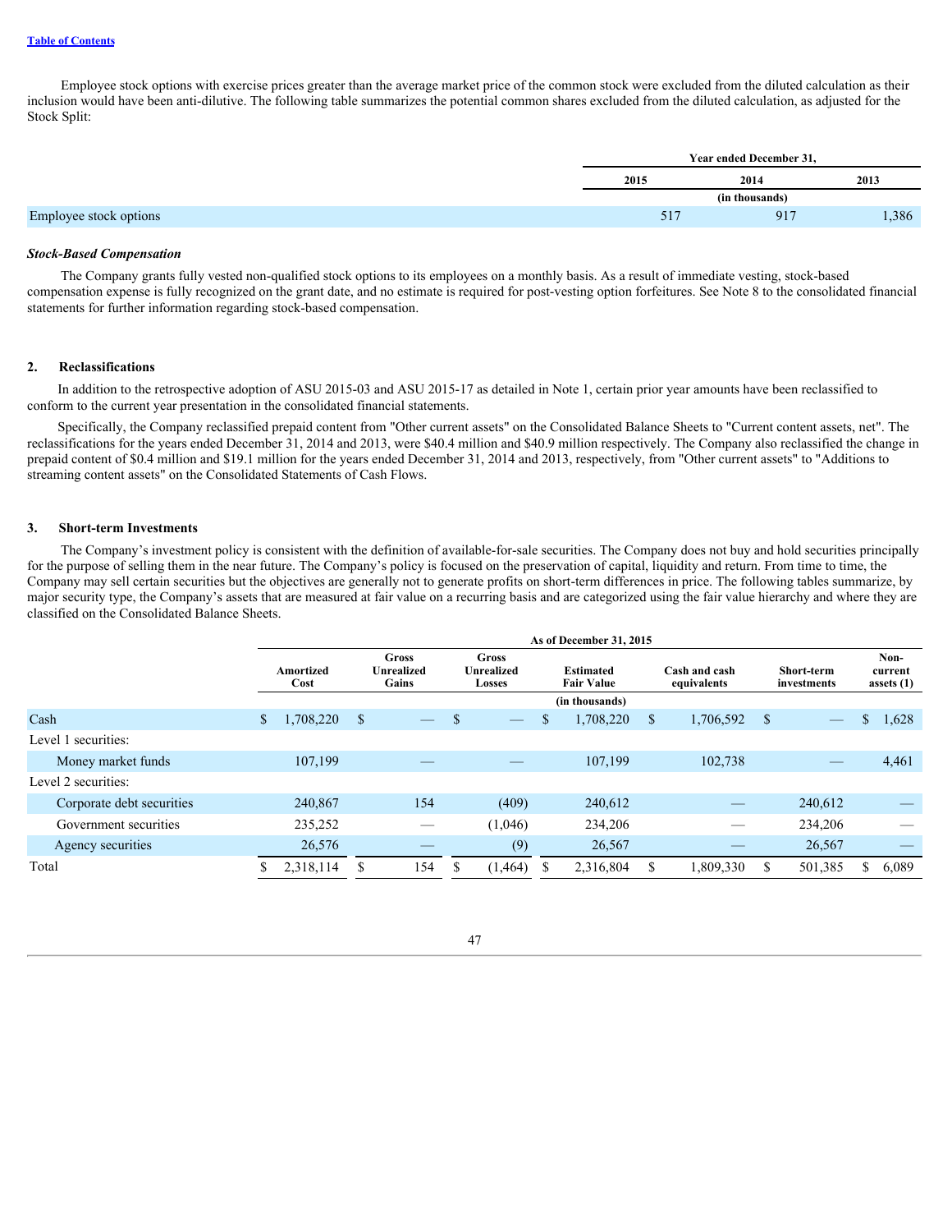Employee stock options with exercise prices greater than the average market price of the common stock were excluded from the diluted calculation as their inclusion would have been anti-dilutive. The following table summarizes the potential common shares excluded from the diluted calculation, as adjusted for the Stock Split:

| | Year ended December 31, | | |
|---|---|---|---|
| | 2015 | 2014 | 2013 |
| | (in thousands) | | |
| Employee stock options | 517 | 917 | 1,386 |

***Stock-Based Compensation***

The Company grants fully vested non-qualified stock options to its employees on a monthly basis. As a result of immediate vesting, stock-based compensation expense is fully recognized on the grant date, and no estimate is required for post-vesting option forfeitures. See Note 8 to the consolidated financial statements for further information regarding stock-based compensation.

## 2. Reclassifications

In addition to the retrospective adoption of ASU 2015-03 and ASU 2015-17 as detailed in Note 1, certain prior year amounts have been reclassified to conform to the current year presentation in the consolidated financial statements.

Specifically, the Company reclassified prepaid content from "Other current assets" on the Consolidated Balance Sheets to "Current content assets, net". The reclassifications for the years ended December 31, 2014 and 2013, were $40.4 million and $40.9 million respectively. The Company also reclassified the change in prepaid content of $0.4 million and $19.1 million for the years ended December 31, 2014 and 2013, respectively, from "Other current assets" to "Additions to streaming content assets" on the Consolidated Statements of Cash Flows.

## 3. Short-term Investments

The Company's investment policy is consistent with the definition of available-for-sale securities. The Company does not buy and hold securities principally for the purpose of selling them in the near future. The Company's policy is focused on the preservation of capital, liquidity and return. From time to time, the Company may sell certain securities but the objectives are generally not to generate profits on short-term differences in price. The following tables summarize, by major security type, the Company's assets that are measured at fair value on a recurring basis and are categorized using the fair value hierarchy and where they are classified on the Consolidated Balance Sheets.

| | As of December 31, 2015 | | | | | | |
|---|---|---|---|---|---|---|---|
| | Amortized Cost | Gross Unrealized Gains | Gross Unrealized Losses | Estimated Fair Value | Cash and cash equivalents | Short-term investments | Non-current assets (1) |
| | (in thousands) | | | | | | |
| Cash | $ 1,708,220 | $ — | $ — | $ 1,708,220 | $ 1,706,592 | $ — | $ 1,628 |
| Level 1 securities: | | | | | | | |
| Money market funds | 107,199 | — | — | 107,199 | 102,738 | — | 4,461 |
| Level 2 securities: | | | | | | | |
| Corporate debt securities | 240,867 | 154 | (409) | 240,612 | — | 240,612 | — |
| Government securities | 235,252 | — | (1,046) | 234,206 | — | 234,206 | — |
| Agency securities | 26,576 | — | (9) | 26,567 | — | 26,567 | — |
| Total | $ 2,318,114 | $ 154 | $ (1,464) | $ 2,316,804 | $ 1,809,330 | $ 501,385 | $ 6,089 |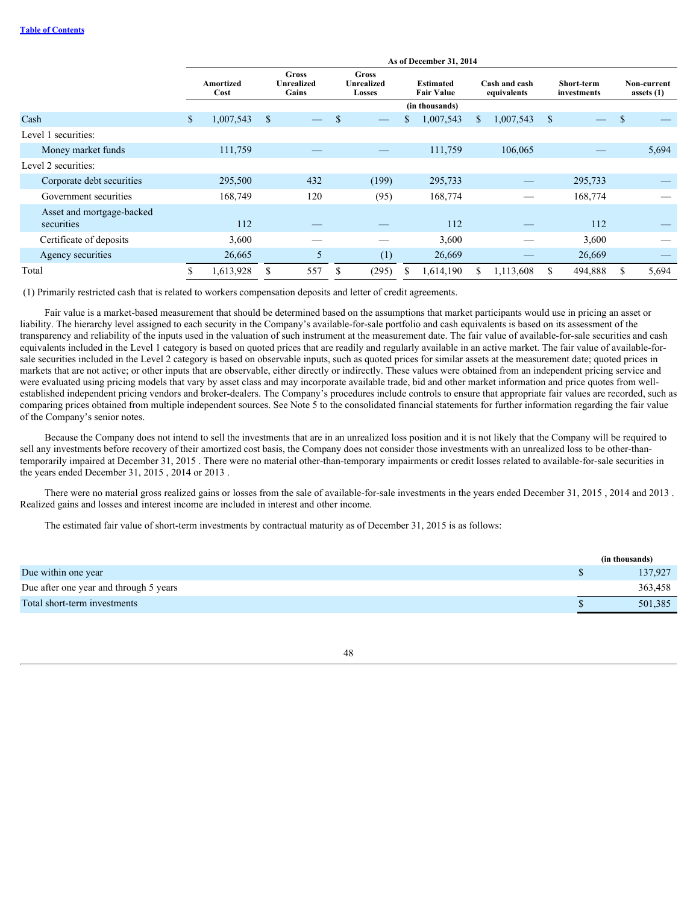| | As of December 31, 2014 | | | | | | |
|---|---|---|---|---|---|---|---|
| | Amortized Cost | Gross Unrealized Gains | Gross Unrealized Losses | Estimated Fair Value | Cash and cash equivalents | Short-term investments | Non-current assets (1) |
| | (in thousands) | | | | | | |
| Cash | $ 1,007,543 | $ — | $ — | $ 1,007,543 | $ 1,007,543 | $ — | $ — |
| Level 1 securities: | | | | | | | |
| Money market funds | 111,759 | — | — | 111,759 | 106,065 | — | 5,694 |
| Level 2 securities: | | | | | | | |
| Corporate debt securities | 295,500 | 432 | (199) | 295,733 | — | 295,733 | — |
| Government securities | 168,749 | 120 | (95) | 168,774 | — | 168,774 | — |
| Asset and mortgage-backed securities | 112 | — | — | 112 | — | 112 | — |
| Certificate of deposits | 3,600 | — | — | 3,600 | — | 3,600 | — |
| Agency securities | 26,665 | 5 | (1) | 26,669 | — | 26,669 | — |
| Total | $ 1,613,928 | $ 557 | $ (295) | $ 1,614,190 | $ 1,113,608 | $ 494,888 | $ 5,694 |

(1) Primarily restricted cash that is related to workers compensation deposits and letter of credit agreements.

Fair value is a market-based measurement that should be determined based on the assumptions that market participants would use in pricing an asset or liability. The hierarchy level assigned to each security in the Company's available-for-sale portfolio and cash equivalents is based on its assessment of the transparency and reliability of the inputs used in the valuation of such instrument at the measurement date. The fair value of available-for-sale securities and cash equivalents included in the Level 1 category is based on quoted prices that are readily and regularly available in an active market. The fair value of available-for-sale securities included in the Level 2 category is based on observable inputs, such as quoted prices for similar assets at the measurement date; quoted prices in markets that are not active; or other inputs that are observable, either directly or indirectly. These values were obtained from an independent pricing service and were evaluated using pricing models that vary by asset class and may incorporate available trade, bid and other market information and price quotes from well-established independent pricing vendors and broker-dealers. The Company's procedures include controls to ensure that appropriate fair values are recorded, such as comparing prices obtained from multiple independent sources. See Note 5 to the consolidated financial statements for further information regarding the fair value of the Company's senior notes.

Because the Company does not intend to sell the investments that are in an unrealized loss position and it is not likely that the Company will be required to sell any investments before recovery of their amortized cost basis, the Company does not consider those investments with an unrealized loss to be other-than-temporarily impaired at December 31, 2015 . There were no material other-than-temporary impairments or credit losses related to available-for-sale securities in the years ended December 31, 2015 , 2014 or 2013 .

There were no material gross realized gains or losses from the sale of available-for-sale investments in the years ended December 31, 2015 , 2014 and 2013 . Realized gains and losses and interest income are included in interest and other income.

The estimated fair value of short-term investments by contractual maturity as of December 31, 2015 is as follows:

| | (in thousands) |
|---|---|
| Due within one year | $ 137,927 |
| Due after one year and through 5 years | 363,458 |
| Total short-term investments | $ 501,385 |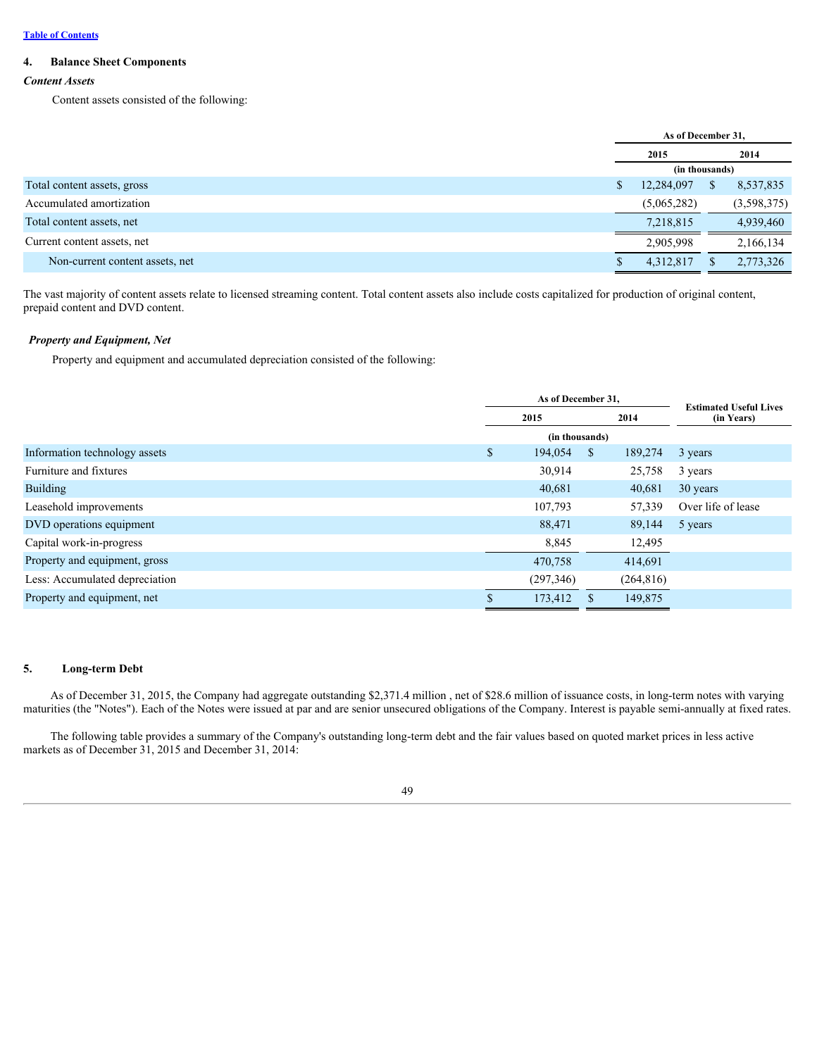[Table of Contents](#)

## 4. Balance Sheet Components

*Content Assets*

Content assets consisted of the following:

| | As of December 31, | |
|---|---|---|
| | 2015 | 2014 |
| | (in thousands) | |
| Total content assets, gross | $ 12,284,097 | $ 8,537,835 |
| Accumulated amortization | (5,065,282) | (3,598,375) |
| Total content assets, net | 7,218,815 | 4,939,460 |
| Current content assets, net | 2,905,998 | 2,166,134 |
| Non-current content assets, net | $ 4,312,817 | $ 2,773,326 |

The vast majority of content assets relate to licensed streaming content. Total content assets also include costs capitalized for production of original content, prepaid content and DVD content.

***Property and Equipment, Net***

Property and equipment and accumulated depreciation consisted of the following:

| | As of December 31, | | Estimated Useful Lives (in Years) |
|---|---|---|---|
| | 2015 | 2014 | |
| | (in thousands) | | |
| Information technology assets | $ 194,054 | $ 189,274 | 3 years |
| Furniture and fixtures | 30,914 | 25,758 | 3 years |
| Building | 40,681 | 40,681 | 30 years |
| Leasehold improvements | 107,793 | 57,339 | Over life of lease |
| DVD operations equipment | 88,471 | 89,144 | 5 years |
| Capital work-in-progress | 8,845 | 12,495 | |
| Property and equipment, gross | 470,758 | 414,691 | |
| Less: Accumulated depreciation | (297,346) | (264,816) | |
| Property and equipment, net | $ 173,412 | $ 149,875 | |

## 5. Long-term Debt

As of December 31, 2015, the Company had aggregate outstanding $2,371.4 million , net of $28.6 million of issuance costs, in long-term notes with varying maturities (the "Notes"). Each of the Notes were issued at par and are senior unsecured obligations of the Company. Interest is payable semi-annually at fixed rates.

The following table provides a summary of the Company's outstanding long-term debt and the fair values based on quoted market prices in less active markets as of December 31, 2015 and December 31, 2014: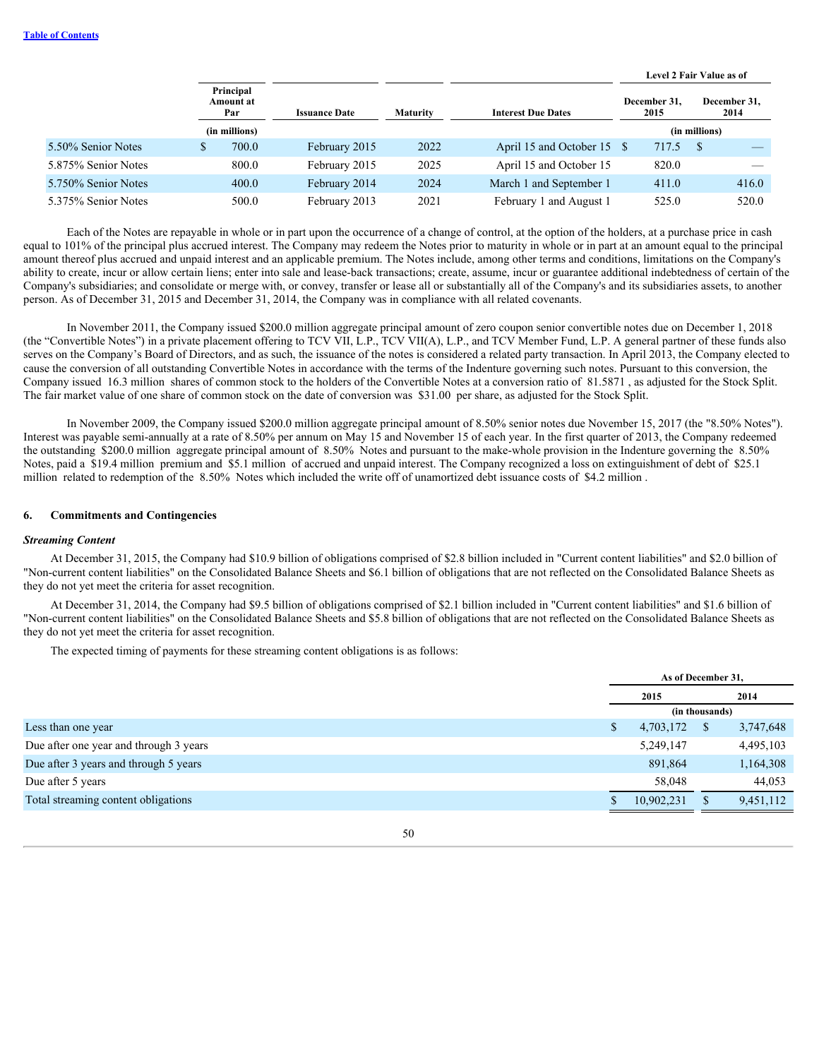| | Principal Amount at Par | Issuance Date | Maturity | Interest Due Dates | Level 2 Fair Value as of | |
|---|---|---|---|---|---|---|
| | | | | | December 31, 2015 | December 31, 2014 |
| | (in millions) | | | | (in millions) | |
| 5.50% Senior Notes | $ 700.0 | February 2015 | 2022 | April 15 and October 15 | $ 717.5 | $ — |
| 5.875% Senior Notes | 800.0 | February 2015 | 2025 | April 15 and October 15 | 820.0 | — |
| 5.750% Senior Notes | 400.0 | February 2014 | 2024 | March 1 and September 1 | 411.0 | 416.0 |
| 5.375% Senior Notes | 500.0 | February 2013 | 2021 | February 1 and August 1 | 525.0 | 520.0 |

Each of the Notes are repayable in whole or in part upon the occurrence of a change of control, at the option of the holders, at a purchase price in cash equal to 101% of the principal plus accrued interest. The Company may redeem the Notes prior to maturity in whole or in part at an amount equal to the principal amount thereof plus accrued and unpaid interest and an applicable premium. The Notes include, among other terms and conditions, limitations on the Company's ability to create, incur or allow certain liens; enter into sale and lease-back transactions; create, assume, incur or guarantee additional indebtedness of certain of the Company's subsidiaries; and consolidate or merge with, or convey, transfer or lease all or substantially all of the Company's and its subsidiaries assets, to another person. As of December 31, 2015 and December 31, 2014, the Company was in compliance with all related covenants.

In November 2011, the Company issued $200.0 million aggregate principal amount of zero coupon senior convertible notes due on December 1, 2018 (the "Convertible Notes") in a private placement offering to TCV VII, L.P., TCV VII(A), L.P., and TCV Member Fund, L.P. A general partner of these funds also serves on the Company's Board of Directors, and as such, the issuance of the notes is considered a related party transaction. In April 2013, the Company elected to cause the conversion of all outstanding Convertible Notes in accordance with the terms of the Indenture governing such notes. Pursuant to this conversion, the Company issued 16.3 million shares of common stock to the holders of the Convertible Notes at a conversion ratio of 81.5871 , as adjusted for the Stock Split. The fair market value of one share of common stock on the date of conversion was $31.00 per share, as adjusted for the Stock Split.

In November 2009, the Company issued $200.0 million aggregate principal amount of 8.50% senior notes due November 15, 2017 (the "8.50% Notes"). Interest was payable semi-annually at a rate of 8.50% per annum on May 15 and November 15 of each year. In the first quarter of 2013, the Company redeemed the outstanding $200.0 million aggregate principal amount of 8.50% Notes and pursuant to the make-whole provision in the Indenture governing the 8.50% Notes, paid a $19.4 million premium and $5.1 million of accrued and unpaid interest. The Company recognized a loss on extinguishment of debt of $25.1 million related to redemption of the 8.50% Notes which included the write off of unamortized debt issuance costs of $4.2 million .

## 6. Commitments and Contingencies

*Streaming Content*

At December 31, 2015, the Company had $10.9 billion of obligations comprised of $2.8 billion included in "Current content liabilities" and $2.0 billion of "Non-current content liabilities" on the Consolidated Balance Sheets and $6.1 billion of obligations that are not reflected on the Consolidated Balance Sheets as they do not yet meet the criteria for asset recognition.

At December 31, 2014, the Company had $9.5 billion of obligations comprised of $2.1 billion included in "Current content liabilities" and $1.6 billion of "Non-current content liabilities" on the Consolidated Balance Sheets and $5.8 billion of obligations that are not reflected on the Consolidated Balance Sheets as they do not yet meet the criteria for asset recognition.

The expected timing of payments for these streaming content obligations is as follows:

| | As of December 31, | |
|---|---|---|
| | 2015 | 2014 |
| | (in thousands) | |
| Less than one year | $ 4,703,172 | $ 3,747,648 |
| Due after one year and through 3 years | 5,249,147 | 4,495,103 |
| Due after 3 years and through 5 years | 891,864 | 1,164,308 |
| Due after 5 years | 58,048 | 44,053 |
| Total streaming content obligations | $ 10,902,231 | $ 9,451,112 |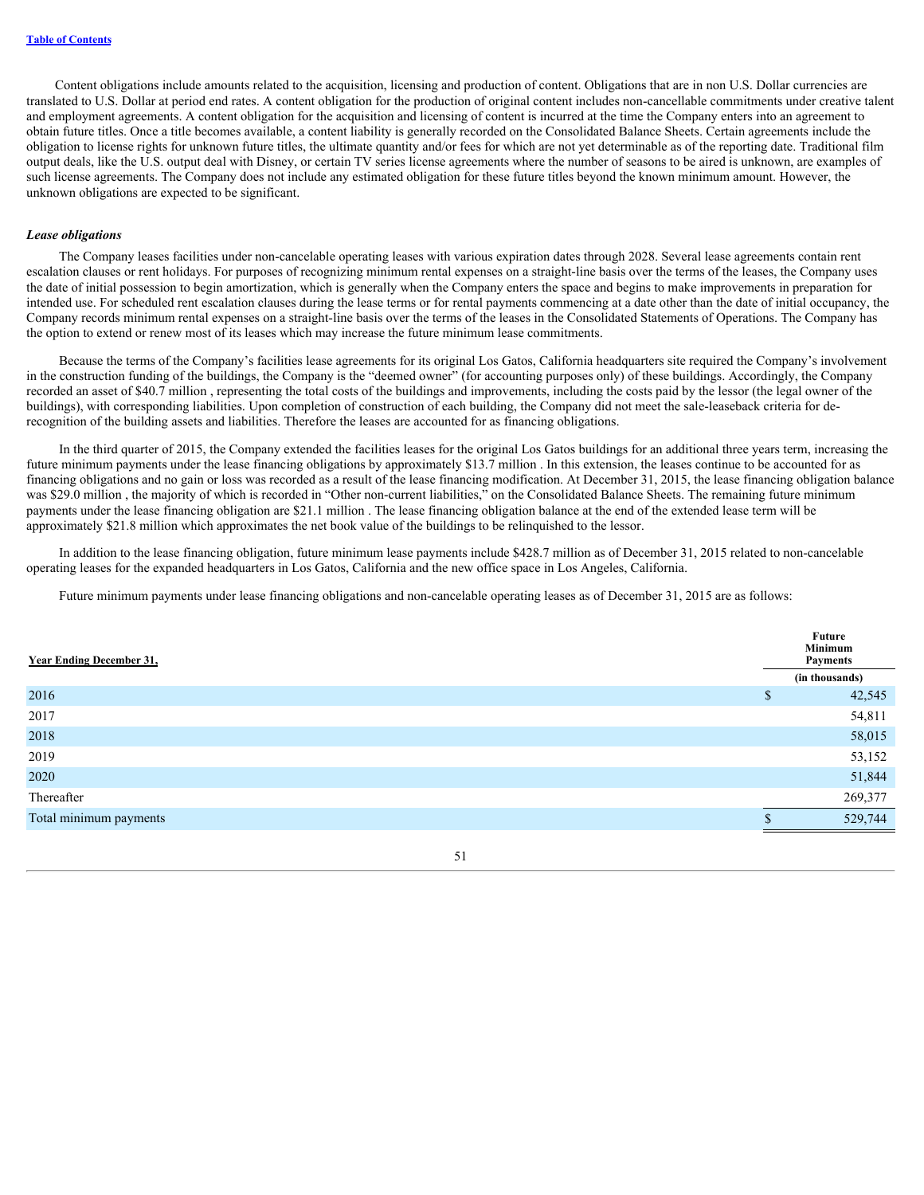Content obligations include amounts related to the acquisition, licensing and production of content. Obligations that are in non U.S. Dollar currencies are translated to U.S. Dollar at period end rates. A content obligation for the production of original content includes non-cancellable commitments under creative talent and employment agreements. A content obligation for the acquisition and licensing of content is incurred at the time the Company enters into an agreement to obtain future titles. Once a title becomes available, a content liability is generally recorded on the Consolidated Balance Sheets. Certain agreements include the obligation to license rights for unknown future titles, the ultimate quantity and/or fees for which are not yet determinable as of the reporting date. Traditional film output deals, like the U.S. output deal with Disney, or certain TV series license agreements where the number of seasons to be aired is unknown, are examples of such license agreements. The Company does not include any estimated obligation for these future titles beyond the known minimum amount. However, the unknown obligations are expected to be significant.

***Lease obligations***

The Company leases facilities under non-cancelable operating leases with various expiration dates through 2028. Several lease agreements contain rent escalation clauses or rent holidays. For purposes of recognizing minimum rental expenses on a straight-line basis over the terms of the leases, the Company uses the date of initial possession to begin amortization, which is generally when the Company enters the space and begins to make improvements in preparation for intended use. For scheduled rent escalation clauses during the lease terms or for rental payments commencing at a date other than the date of initial occupancy, the Company records minimum rental expenses on a straight-line basis over the terms of the leases in the Consolidated Statements of Operations. The Company has the option to extend or renew most of its leases which may increase the future minimum lease commitments.

Because the terms of the Company's facilities lease agreements for its original Los Gatos, California headquarters site required the Company's involvement in the construction funding of the buildings, the Company is the "deemed owner" (for accounting purposes only) of these buildings. Accordingly, the Company recorded an asset of $40.7 million , representing the total costs of the buildings and improvements, including the costs paid by the lessor (the legal owner of the buildings), with corresponding liabilities. Upon completion of construction of each building, the Company did not meet the sale-leaseback criteria for de-recognition of the building assets and liabilities. Therefore the leases are accounted for as financing obligations.

In the third quarter of 2015, the Company extended the facilities leases for the original Los Gatos buildings for an additional three years term, increasing the future minimum payments under the lease financing obligations by approximately $13.7 million . In this extension, the leases continue to be accounted for as financing obligations and no gain or loss was recorded as a result of the lease financing modification. At December 31, 2015, the lease financing obligation balance was $29.0 million , the majority of which is recorded in "Other non-current liabilities," on the Consolidated Balance Sheets. The remaining future minimum payments under the lease financing obligation are $21.1 million . The lease financing obligation balance at the end of the extended lease term will be approximately $21.8 million which approximates the net book value of the buildings to be relinquished to the lessor.

In addition to the lease financing obligation, future minimum lease payments include $428.7 million as of December 31, 2015 related to non-cancelable operating leases for the expanded headquarters in Los Gatos, California and the new office space in Los Angeles, California.

Future minimum payments under lease financing obligations and non-cancelable operating leases as of December 31, 2015 are as follows:

| Year Ending December 31, | Future Minimum Payments |
|---|---|
| | (in thousands) |
| 2016 | $ 42,545 |
| 2017 | 54,811 |
| 2018 | 58,015 |
| 2019 | 53,152 |
| 2020 | 51,844 |
| Thereafter | 269,377 |
| Total minimum payments | $ 529,744 |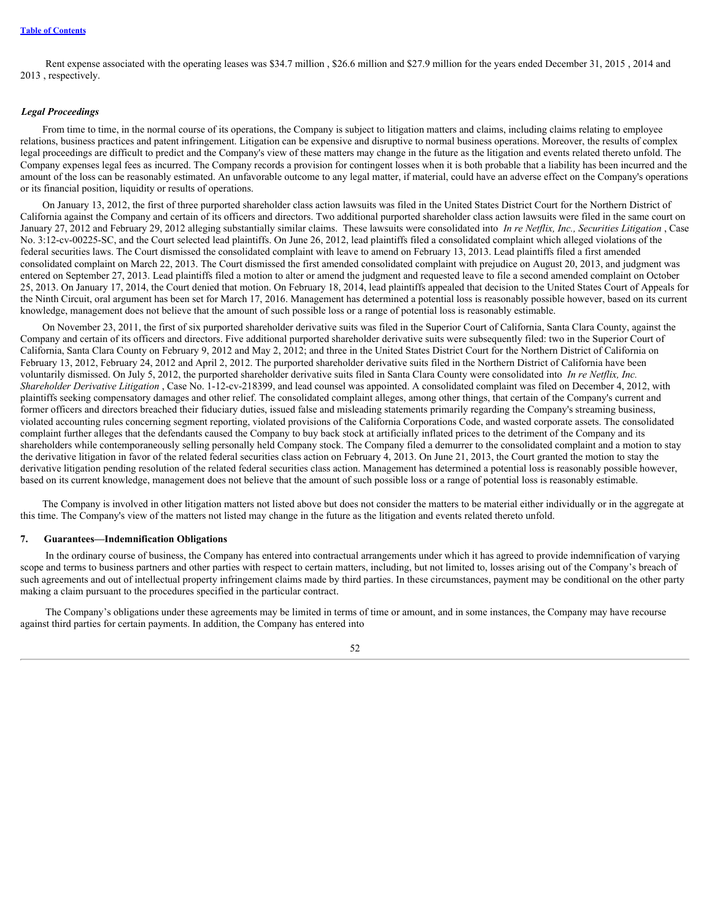Rent expense associated with the operating leases was $34.7 million , $26.6 million and $27.9 million for the years ended December 31, 2015 , 2014 and 2013 , respectively.

*Legal Proceedings*

From time to time, in the normal course of its operations, the Company is subject to litigation matters and claims, including claims relating to employee relations, business practices and patent infringement. Litigation can be expensive and disruptive to normal business operations. Moreover, the results of complex legal proceedings are difficult to predict and the Company's view of these matters may change in the future as the litigation and events related thereto unfold. The Company expenses legal fees as incurred. The Company records a provision for contingent losses when it is both probable that a liability has been incurred and the amount of the loss can be reasonably estimated. An unfavorable outcome to any legal matter, if material, could have an adverse effect on the Company's operations or its financial position, liquidity or results of operations.

On January 13, 2012, the first of three purported shareholder class action lawsuits was filed in the United States District Court for the Northern District of California against the Company and certain of its officers and directors. Two additional purported shareholder class action lawsuits were filed in the same court on January 27, 2012 and February 29, 2012 alleging substantially similar claims. These lawsuits were consolidated into *In re Netflix, Inc., Securities Litigation* , Case No. 3:12-cv-00225-SC, and the Court selected lead plaintiffs. On June 26, 2012, lead plaintiffs filed a consolidated complaint which alleged violations of the federal securities laws. The Court dismissed the consolidated complaint with leave to amend on February 13, 2013. Lead plaintiffs filed a first amended consolidated complaint on March 22, 2013. The Court dismissed the first amended consolidated complaint with prejudice on August 20, 2013, and judgment was entered on September 27, 2013. Lead plaintiffs filed a motion to alter or amend the judgment and requested leave to file a second amended complaint on October 25, 2013. On January 17, 2014, the Court denied that motion. On February 18, 2014, lead plaintiffs appealed that decision to the United States Court of Appeals for the Ninth Circuit, oral argument has been set for March 17, 2016. Management has determined a potential loss is reasonably possible however, based on its current knowledge, management does not believe that the amount of such possible loss or a range of potential loss is reasonably estimable.

On November 23, 2011, the first of six purported shareholder derivative suits was filed in the Superior Court of California, Santa Clara County, against the Company and certain of its officers and directors. Five additional purported shareholder derivative suits were subsequently filed: two in the Superior Court of California, Santa Clara County on February 9, 2012 and May 2, 2012; and three in the United States District Court for the Northern District of California on February 13, 2012, February 24, 2012 and April 2, 2012. The purported shareholder derivative suits filed in the Northern District of California have been voluntarily dismissed. On July 5, 2012, the purported shareholder derivative suits filed in Santa Clara County were consolidated into *In re Netflix, Inc. Shareholder Derivative Litigation* , Case No. 1-12-cv-218399, and lead counsel was appointed. A consolidated complaint was filed on December 4, 2012, with plaintiffs seeking compensatory damages and other relief. The consolidated complaint alleges, among other things, that certain of the Company's current and former officers and directors breached their fiduciary duties, issued false and misleading statements primarily regarding the Company's streaming business, violated accounting rules concerning segment reporting, violated provisions of the California Corporations Code, and wasted corporate assets. The consolidated complaint further alleges that the defendants caused the Company to buy back stock at artificially inflated prices to the detriment of the Company and its shareholders while contemporaneously selling personally held Company stock. The Company filed a demurrer to the consolidated complaint and a motion to stay the derivative litigation in favor of the related federal securities class action on February 4, 2013. On June 21, 2013, the Court granted the motion to stay the derivative litigation pending resolution of the related federal securities class action. Management has determined a potential loss is reasonably possible however, based on its current knowledge, management does not believe that the amount of such possible loss or a range of potential loss is reasonably estimable.

The Company is involved in other litigation matters not listed above but does not consider the matters to be material either individually or in the aggregate at this time. The Company's view of the matters not listed may change in the future as the litigation and events related thereto unfold.

## 7. Guarantees—Indemnification Obligations

In the ordinary course of business, the Company has entered into contractual arrangements under which it has agreed to provide indemnification of varying scope and terms to business partners and other parties with respect to certain matters, including, but not limited to, losses arising out of the Company's breach of such agreements and out of intellectual property infringement claims made by third parties. In these circumstances, payment may be conditional on the other party making a claim pursuant to the procedures specified in the particular contract.

The Company's obligations under these agreements may be limited in terms of time or amount, and in some instances, the Company may have recourse against third parties for certain payments. In addition, the Company has entered into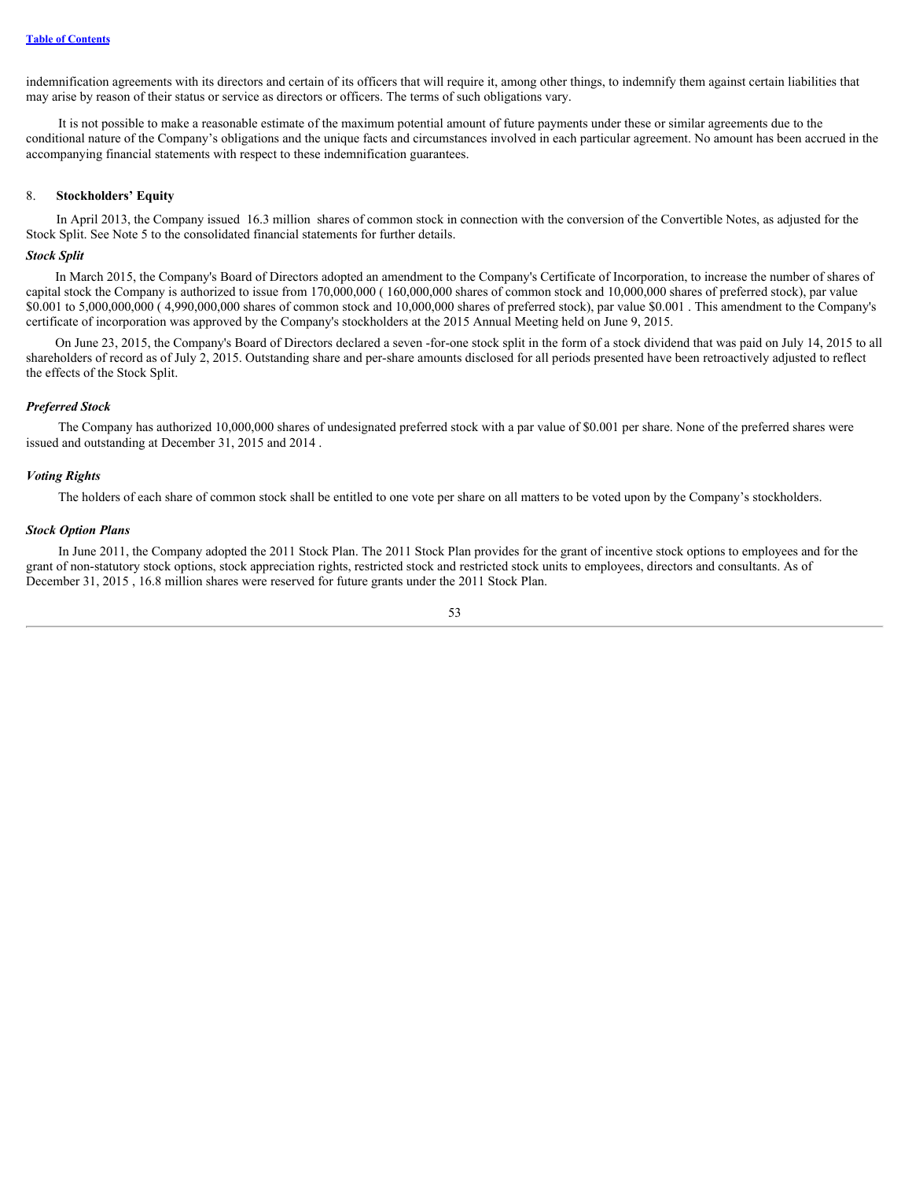indemnification agreements with its directors and certain of its officers that will require it, among other things, to indemnify them against certain liabilities that may arise by reason of their status or service as directors or officers. The terms of such obligations vary.

It is not possible to make a reasonable estimate of the maximum potential amount of future payments under these or similar agreements due to the conditional nature of the Company's obligations and the unique facts and circumstances involved in each particular agreement. No amount has been accrued in the accompanying financial statements with respect to these indemnification guarantees.

## 8. Stockholders' Equity

In April 2013, the Company issued 16.3 million shares of common stock in connection with the conversion of the Convertible Notes, as adjusted for the Stock Split. See Note 5 to the consolidated financial statements for further details.

### *Stock Split*

In March 2015, the Company's Board of Directors adopted an amendment to the Company's Certificate of Incorporation, to increase the number of shares of capital stock the Company is authorized to issue from 170,000,000 ( 160,000,000 shares of common stock and 10,000,000 shares of preferred stock), par value $0.001 to 5,000,000,000 ( 4,990,000,000 shares of common stock and 10,000,000 shares of preferred stock), par value $0.001 . This amendment to the Company's certificate of incorporation was approved by the Company's stockholders at the 2015 Annual Meeting held on June 9, 2015.

On June 23, 2015, the Company's Board of Directors declared a seven -for-one stock split in the form of a stock dividend that was paid on July 14, 2015 to all shareholders of record as of July 2, 2015. Outstanding share and per-share amounts disclosed for all periods presented have been retroactively adjusted to reflect the effects of the Stock Split.

### *Preferred Stock*

The Company has authorized 10,000,000 shares of undesignated preferred stock with a par value of $0.001 per share. None of the preferred shares were issued and outstanding at December 31, 2015 and 2014 .

### *Voting Rights*

The holders of each share of common stock shall be entitled to one vote per share on all matters to be voted upon by the Company's stockholders.

### *Stock Option Plans*

In June 2011, the Company adopted the 2011 Stock Plan. The 2011 Stock Plan provides for the grant of incentive stock options to employees and for the grant of non-statutory stock options, stock appreciation rights, restricted stock and restricted stock units to employees, directors and consultants. As of December 31, 2015 , 16.8 million shares were reserved for future grants under the 2011 Stock Plan.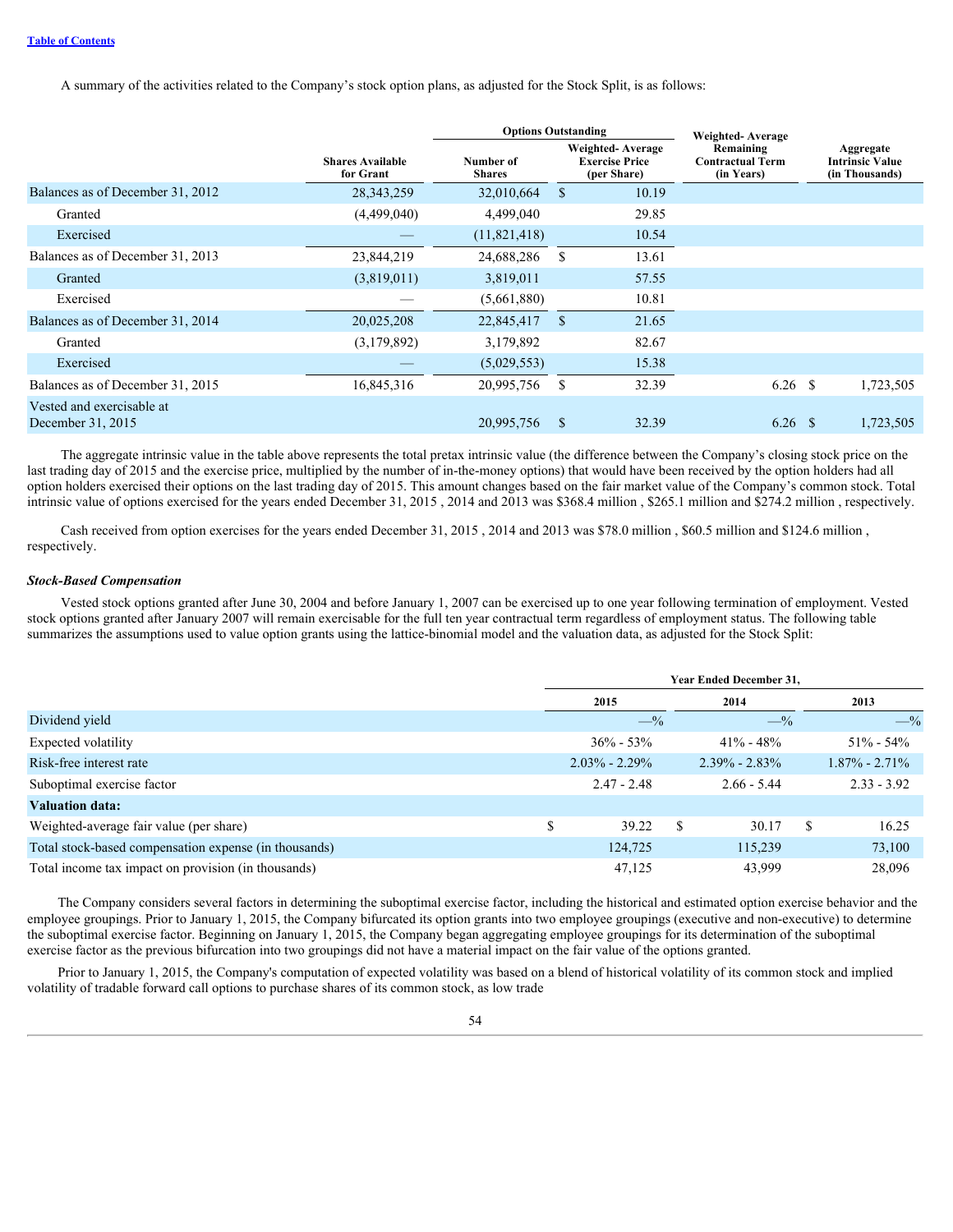A summary of the activities related to the Company's stock option plans, as adjusted for the Stock Split, is as follows:

| | Shares Available for Grant | Options Outstanding | | Weighted- Average Remaining Contractual Term (in Years) | Aggregate Intrinsic Value (in Thousands) |
|---|---|---|---|---|---|
| | | Number of Shares | Weighted- Average Exercise Price (per Share) | | |
| Balances as of December 31, 2012 | 28,343,259 | 32,010,664 | $ 10.19 | | |
| Granted | (4,499,040) | 4,499,040 | 29.85 | | |
| Exercised | — | (11,821,418) | 10.54 | | |
| Balances as of December 31, 2013 | 23,844,219 | 24,688,286 | $ 13.61 | | |
| Granted | (3,819,011) | 3,819,011 | 57.55 | | |
| Exercised | — | (5,661,880) | 10.81 | | |
| Balances as of December 31, 2014 | 20,025,208 | 22,845,417 | $ 21.65 | | |
| Granted | (3,179,892) | 3,179,892 | 82.67 | | |
| Exercised | — | (5,029,553) | 15.38 | | |
| Balances as of December 31, 2015 | 16,845,316 | 20,995,756 | $ 32.39 | 6.26 | $ 1,723,505 |
| Vested and exercisable at December 31, 2015 | | 20,995,756 | $ 32.39 | 6.26 | $ 1,723,505 |

The aggregate intrinsic value in the table above represents the total pretax intrinsic value (the difference between the Company's closing stock price on the last trading day of 2015 and the exercise price, multiplied by the number of in-the-money options) that would have been received by the option holders had all option holders exercised their options on the last trading day of 2015. This amount changes based on the fair market value of the Company's common stock. Total intrinsic value of options exercised for the years ended December 31, 2015 , 2014 and 2013 was $368.4 million , $265.1 million and $274.2 million , respectively.

Cash received from option exercises for the years ended December 31, 2015 , 2014 and 2013 was $78.0 million , $60.5 million and $124.6 million , respectively.

***Stock-Based Compensation***

Vested stock options granted after June 30, 2004 and before January 1, 2007 can be exercised up to one year following termination of employment. Vested stock options granted after January 2007 will remain exercisable for the full ten year contractual term regardless of employment status. The following table summarizes the assumptions used to value option grants using the lattice-binomial model and the valuation data, as adjusted for the Stock Split:

| | Year Ended December 31, | | |
|---|---|---|---|
| | 2015 | 2014 | 2013 |
| Dividend yield | —% | —% | —% |
| Expected volatility | 36% - 53% | 41% - 48% | 51% - 54% |
| Risk-free interest rate | 2.03% - 2.29% | 2.39% - 2.83% | 1.87% - 2.71% |
| Suboptimal exercise factor | 2.47 - 2.48 | 2.66 - 5.44 | 2.33 - 3.92 |
| **Valuation data:** | | | |
| Weighted-average fair value (per share) | $ 39.22 | $ 30.17 | $ 16.25 |
| Total stock-based compensation expense (in thousands) | 124,725 | 115,239 | 73,100 |
| Total income tax impact on provision (in thousands) | 47,125 | 43,999 | 28,096 |

The Company considers several factors in determining the suboptimal exercise factor, including the historical and estimated option exercise behavior and the employee groupings. Prior to January 1, 2015, the Company bifurcated its option grants into two employee groupings (executive and non-executive) to determine the suboptimal exercise factor. Beginning on January 1, 2015, the Company began aggregating employee groupings for its determination of the suboptimal exercise factor as the previous bifurcation into two groupings did not have a material impact on the fair value of the options granted.

Prior to January 1, 2015, the Company's computation of expected volatility was based on a blend of historical volatility of its common stock and implied volatility of tradable forward call options to purchase shares of its common stock, as low trade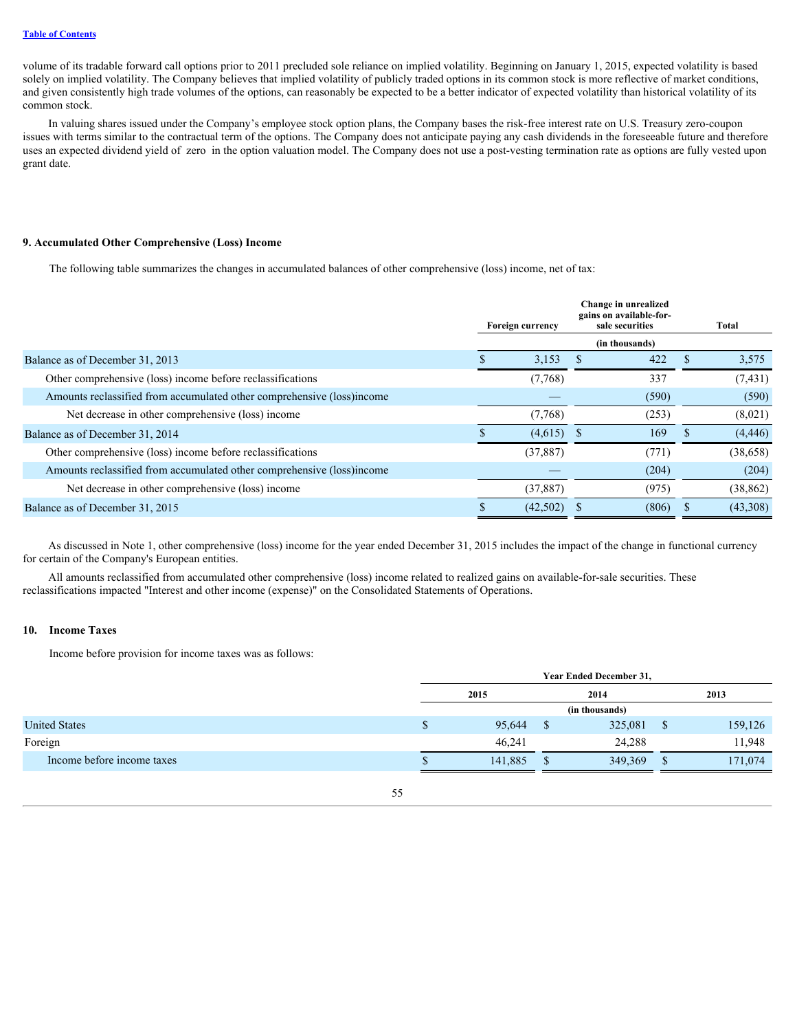volume of its tradable forward call options prior to 2011 precluded sole reliance on implied volatility. Beginning on January 1, 2015, expected volatility is based solely on implied volatility. The Company believes that implied volatility of publicly traded options in its common stock is more reflective of market conditions, and given consistently high trade volumes of the options, can reasonably be expected to be a better indicator of expected volatility than historical volatility of its common stock.

In valuing shares issued under the Company's employee stock option plans, the Company bases the risk-free interest rate on U.S. Treasury zero-coupon issues with terms similar to the contractual term of the options. The Company does not anticipate paying any cash dividends in the foreseeable future and therefore uses an expected dividend yield of zero in the option valuation model. The Company does not use a post-vesting termination rate as options are fully vested upon grant date.

## 9. Accumulated Other Comprehensive (Loss) Income

The following table summarizes the changes in accumulated balances of other comprehensive (loss) income, net of tax:

| | Foreign currency | Change in unrealized gains on available-for-sale securities | Total |
|---|---|---|---|
| | (in thousands) | | |
| Balance as of December 31, 2013 | $ 3,153 | $ 422 | $ 3,575 |
| Other comprehensive (loss) income before reclassifications | (7,768) | 337 | (7,431) |
| Amounts reclassified from accumulated other comprehensive (loss)income | — | (590) | (590) |
| Net decrease in other comprehensive (loss) income | (7,768) | (253) | (8,021) |
| Balance as of December 31, 2014 | $ (4,615) | $ 169 | $ (4,446) |
| Other comprehensive (loss) income before reclassifications | (37,887) | (771) | (38,658) |
| Amounts reclassified from accumulated other comprehensive (loss)income | — | (204) | (204) |
| Net decrease in other comprehensive (loss) income | (37,887) | (975) | (38,862) |
| Balance as of December 31, 2015 | $ (42,502) | $ (806) | $ (43,308) |

As discussed in Note 1, other comprehensive (loss) income for the year ended December 31, 2015 includes the impact of the change in functional currency for certain of the Company's European entities.

All amounts reclassified from accumulated other comprehensive (loss) income related to realized gains on available-for-sale securities. These reclassifications impacted "Interest and other income (expense)" on the Consolidated Statements of Operations.

## 10. Income Taxes

Income before provision for income taxes was as follows:

| | Year Ended December 31, | | |
|---|---|---|---|
| | 2015 | 2014 | 2013 |
| | (in thousands) | | |
| United States | $ 95,644 | $ 325,081 | $ 159,126 |
| Foreign | 46,241 | 24,288 | 11,948 |
| Income before income taxes | $ 141,885 | $ 349,369 | $ 171,074 |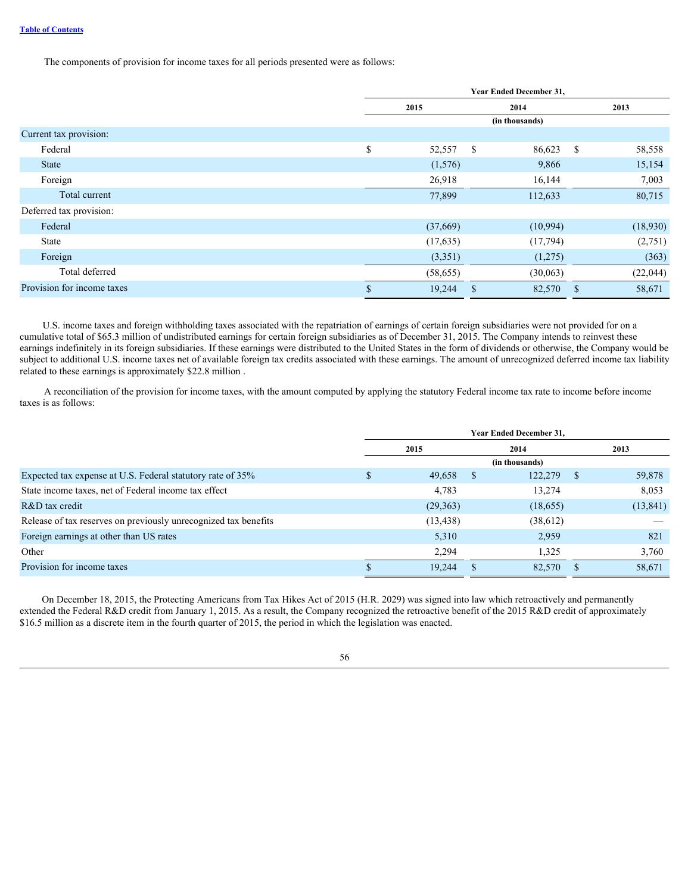The components of provision for income taxes for all periods presented were as follows:

| | Year Ended December 31, | | |
|---|---|---|---|
| | 2015 | 2014 | 2013 |
| | | (in thousands) | |
| Current tax provision: | | | |
| Federal | $ 52,557 | $ 86,623 | $ 58,558 |
| State | (1,576) | 9,866 | 15,154 |
| Foreign | 26,918 | 16,144 | 7,003 |
| Total current | 77,899 | 112,633 | 80,715 |
| Deferred tax provision: | | | |
| Federal | (37,669) | (10,994) | (18,930) |
| State | (17,635) | (17,794) | (2,751) |
| Foreign | (3,351) | (1,275) | (363) |
| Total deferred | (58,655) | (30,063) | (22,044) |
| Provision for income taxes | $ 19,244 | $ 82,570 | $ 58,671 |

U.S. income taxes and foreign withholding taxes associated with the repatriation of earnings of certain foreign subsidiaries were not provided for on a cumulative total of $65.3 million of undistributed earnings for certain foreign subsidiaries as of December 31, 2015. The Company intends to reinvest these earnings indefinitely in its foreign subsidiaries. If these earnings were distributed to the United States in the form of dividends or otherwise, the Company would be subject to additional U.S. income taxes net of available foreign tax credits associated with these earnings. The amount of unrecognized deferred income tax liability related to these earnings is approximately $22.8 million .

A reconciliation of the provision for income taxes, with the amount computed by applying the statutory Federal income tax rate to income before income taxes is as follows:

| | Year Ended December 31, | | |
|---|---|---|---|
| | 2015 | 2014 | 2013 |
| | | (in thousands) | |
| Expected tax expense at U.S. Federal statutory rate of 35% | $ 49,658 | $ 122,279 | $ 59,878 |
| State income taxes, net of Federal income tax effect | 4,783 | 13,274 | 8,053 |
| R&D tax credit | (29,363) | (18,655) | (13,841) |
| Release of tax reserves on previously unrecognized tax benefits | (13,438) | (38,612) | — |
| Foreign earnings at other than US rates | 5,310 | 2,959 | 821 |
| Other | 2,294 | 1,325 | 3,760 |
| Provision for income taxes | $ 19,244 | $ 82,570 | $ 58,671 |

On December 18, 2015, the Protecting Americans from Tax Hikes Act of 2015 (H.R. 2029) was signed into law which retroactively and permanently extended the Federal R&D credit from January 1, 2015. As a result, the Company recognized the retroactive benefit of the 2015 R&D credit of approximately $16.5 million as a discrete item in the fourth quarter of 2015, the period in which the legislation was enacted.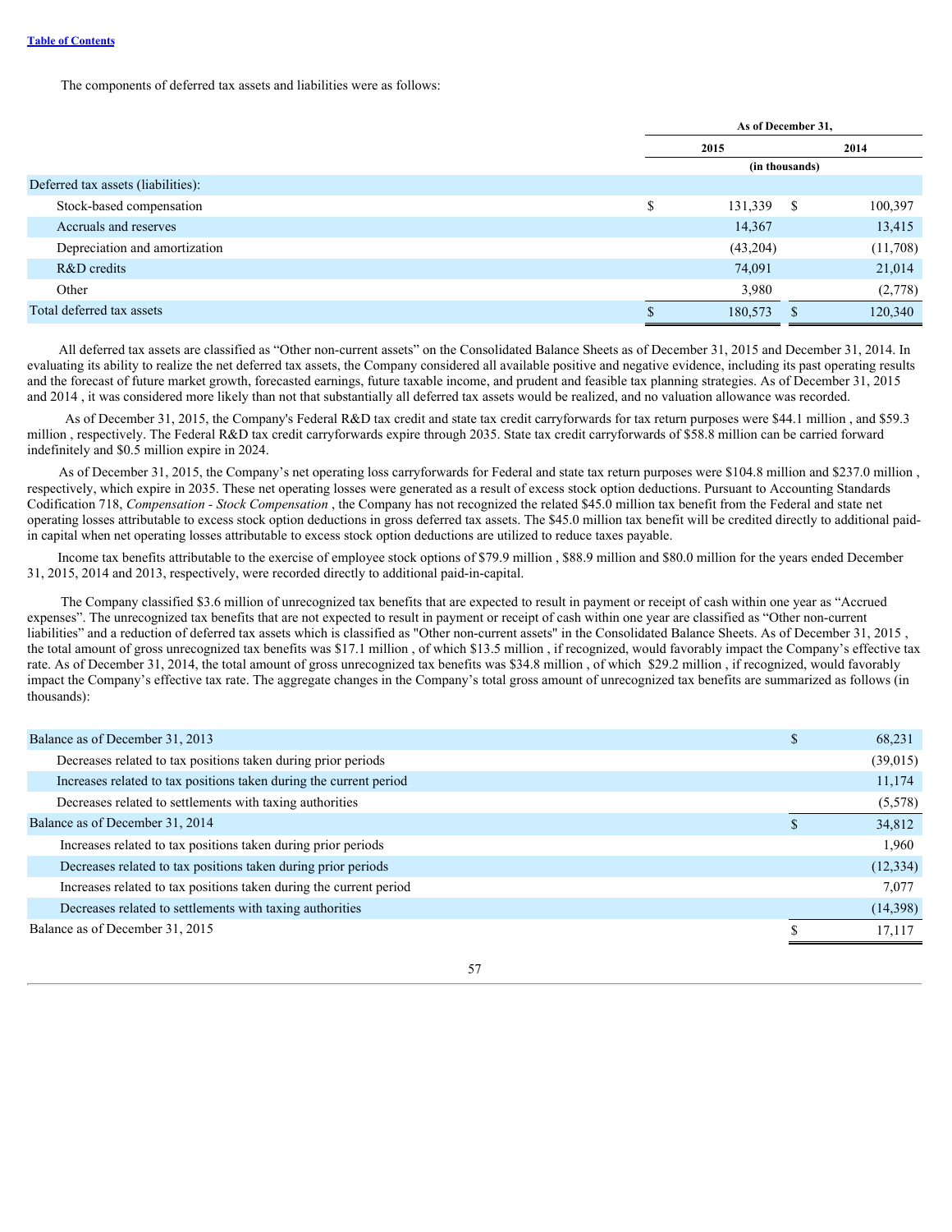[Table of Contents](#)

The components of deferred tax assets and liabilities were as follows:

| | As of December 31, | |
|---|---|---|
| | 2015 | 2014 |
| | (in thousands) | |
| Deferred tax assets (liabilities): | | |
| Stock-based compensation | $ 131,339 | $ 100,397 |
| Accruals and reserves | 14,367 | 13,415 |
| Depreciation and amortization | (43,204) | (11,708) |
| R&D credits | 74,091 | 21,014 |
| Other | 3,980 | (2,778) |
| Total deferred tax assets | $ 180,573 | $ 120,340 |

All deferred tax assets are classified as "Other non-current assets" on the Consolidated Balance Sheets as of December 31, 2015 and December 31, 2014. In evaluating its ability to realize the net deferred tax assets, the Company considered all available positive and negative evidence, including its past operating results and the forecast of future market growth, forecasted earnings, future taxable income, and prudent and feasible tax planning strategies. As of December 31, 2015 and 2014 , it was considered more likely than not that substantially all deferred tax assets would be realized, and no valuation allowance was recorded.

As of December 31, 2015, the Company's Federal R&D tax credit and state tax credit carryforwards for tax return purposes were $44.1 million , and $59.3 million , respectively. The Federal R&D tax credit carryforwards expire through 2035. State tax credit carryforwards of $58.8 million can be carried forward indefinitely and $0.5 million expire in 2024.

As of December 31, 2015, the Company's net operating loss carryforwards for Federal and state tax return purposes were $104.8 million and $237.0 million , respectively, which expire in 2035. These net operating losses were generated as a result of excess stock option deductions. Pursuant to Accounting Standards Codification 718, *Compensation - Stock Compensation* , the Company has not recognized the related $45.0 million tax benefit from the Federal and state net operating losses attributable to excess stock option deductions in gross deferred tax assets. The $45.0 million tax benefit will be credited directly to additional paid-in capital when net operating losses attributable to excess stock option deductions are utilized to reduce taxes payable.

Income tax benefits attributable to the exercise of employee stock options of $79.9 million , $88.9 million and $80.0 million for the years ended December 31, 2015, 2014 and 2013, respectively, were recorded directly to additional paid-in-capital.

The Company classified $3.6 million of unrecognized tax benefits that are expected to result in payment or receipt of cash within one year as "Accrued expenses". The unrecognized tax benefits that are not expected to result in payment or receipt of cash within one year are classified as "Other non-current liabilities" and a reduction of deferred tax assets which is classified as "Other non-current assets" in the Consolidated Balance Sheets. As of December 31, 2015 , the total amount of gross unrecognized tax benefits was $17.1 million , of which $13.5 million , if recognized, would favorably impact the Company's effective tax rate. As of December 31, 2014, the total amount of gross unrecognized tax benefits was $34.8 million , of which $29.2 million , if recognized, would favorably impact the Company's effective tax rate. The aggregate changes in the Company's total gross amount of unrecognized tax benefits are summarized as follows (in thousands):

| | |
|---|---|
| Balance as of December 31, 2013 | $ 68,231 |
| Decreases related to tax positions taken during prior periods | (39,015) |
| Increases related to tax positions taken during the current period | 11,174 |
| Decreases related to settlements with taxing authorities | (5,578) |
| Balance as of December 31, 2014 | $ 34,812 |
| Increases related to tax positions taken during prior periods | 1,960 |
| Decreases related to tax positions taken during prior periods | (12,334) |
| Increases related to tax positions taken during the current period | 7,077 |
| Decreases related to settlements with taxing authorities | (14,398) |
| Balance as of December 31, 2015 | $ 17,117 |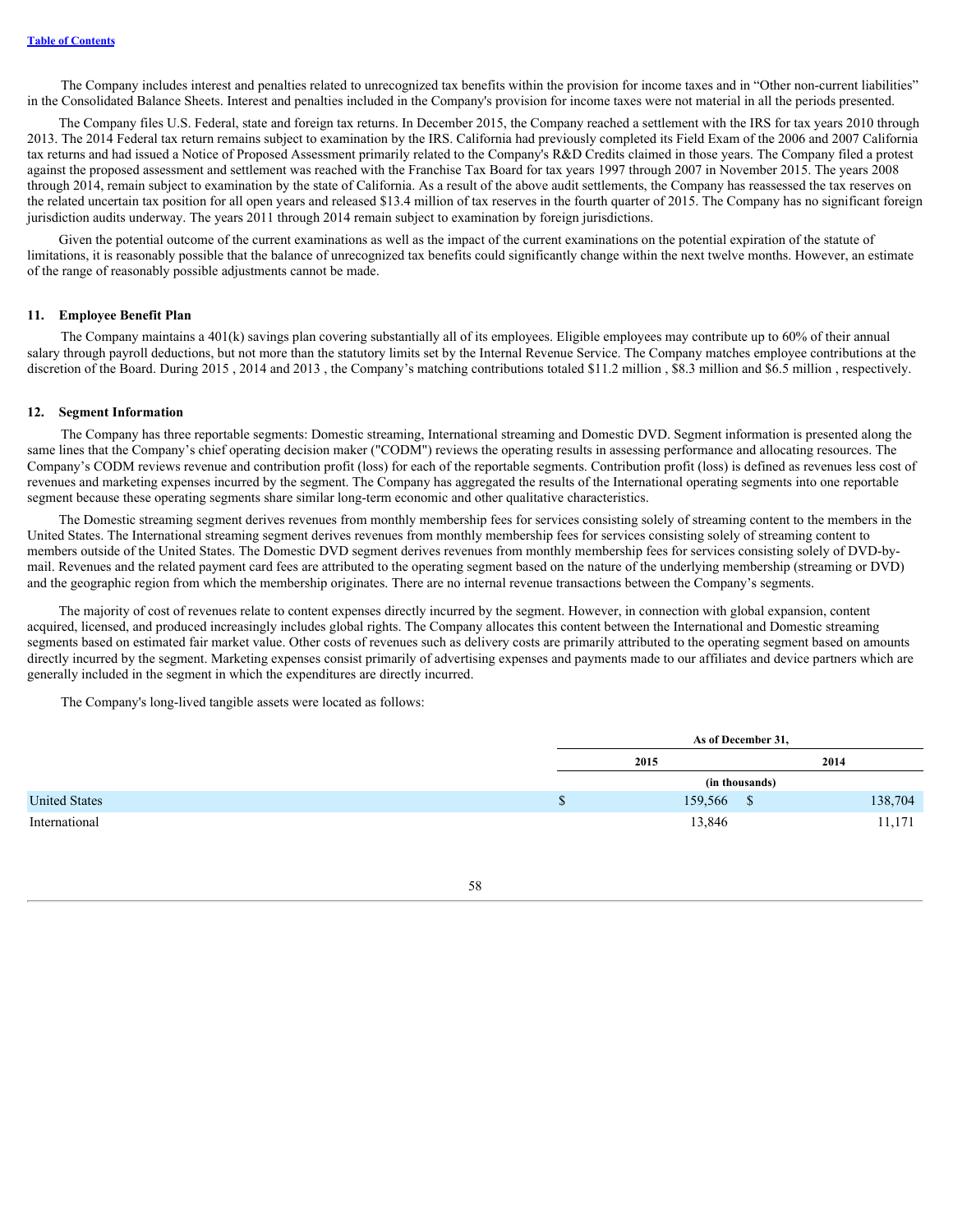The Company includes interest and penalties related to unrecognized tax benefits within the provision for income taxes and in "Other non-current liabilities" in the Consolidated Balance Sheets. Interest and penalties included in the Company's provision for income taxes were not material in all the periods presented.

The Company files U.S. Federal, state and foreign tax returns. In December 2015, the Company reached a settlement with the IRS for tax years 2010 through 2013. The 2014 Federal tax return remains subject to examination by the IRS. California had previously completed its Field Exam of the 2006 and 2007 California tax returns and had issued a Notice of Proposed Assessment primarily related to the Company's R&D Credits claimed in those years. The Company filed a protest against the proposed assessment and settlement was reached with the Franchise Tax Board for tax years 1997 through 2007 in November 2015. The years 2008 through 2014, remain subject to examination by the state of California. As a result of the above audit settlements, the Company has reassessed the tax reserves on the related uncertain tax position for all open years and released $13.4 million of tax reserves in the fourth quarter of 2015. The Company has no significant foreign jurisdiction audits underway. The years 2011 through 2014 remain subject to examination by foreign jurisdictions.

Given the potential outcome of the current examinations as well as the impact of the current examinations on the potential expiration of the statute of limitations, it is reasonably possible that the balance of unrecognized tax benefits could significantly change within the next twelve months. However, an estimate of the range of reasonably possible adjustments cannot be made.

## 11. Employee Benefit Plan

The Company maintains a 401(k) savings plan covering substantially all of its employees. Eligible employees may contribute up to 60% of their annual salary through payroll deductions, but not more than the statutory limits set by the Internal Revenue Service. The Company matches employee contributions at the discretion of the Board. During 2015 , 2014 and 2013 , the Company's matching contributions totaled $11.2 million , $8.3 million and $6.5 million , respectively.

## 12. Segment Information

The Company has three reportable segments: Domestic streaming, International streaming and Domestic DVD. Segment information is presented along the same lines that the Company's chief operating decision maker ("CODM") reviews the operating results in assessing performance and allocating resources. The Company's CODM reviews revenue and contribution profit (loss) for each of the reportable segments. Contribution profit (loss) is defined as revenues less cost of revenues and marketing expenses incurred by the segment. The Company has aggregated the results of the International operating segments into one reportable segment because these operating segments share similar long-term economic and other qualitative characteristics.

The Domestic streaming segment derives revenues from monthly membership fees for services consisting solely of streaming content to the members in the United States. The International streaming segment derives revenues from monthly membership fees for services consisting solely of streaming content to members outside of the United States. The Domestic DVD segment derives revenues from monthly membership fees for services consisting solely of DVD-by-mail. Revenues and the related payment card fees are attributed to the operating segment based on the nature of the underlying membership (streaming or DVD) and the geographic region from which the membership originates. There are no internal revenue transactions between the Company's segments.

The majority of cost of revenues relate to content expenses directly incurred by the segment. However, in connection with global expansion, content acquired, licensed, and produced increasingly includes global rights. The Company allocates this content between the International and Domestic streaming segments based on estimated fair market value. Other costs of revenues such as delivery costs are primarily attributed to the operating segment based on amounts directly incurred by the segment. Marketing expenses consist primarily of advertising expenses and payments made to our affiliates and device partners which are generally included in the segment in which the expenditures are directly incurred.

The Company's long-lived tangible assets were located as follows:

| | As of December 31, | |
|---|---|---|
| | 2015 | 2014 |
| | (in thousands) | |
| United States | $ 159,566 | $ 138,704 |
| International | 13,846 | 11,171 |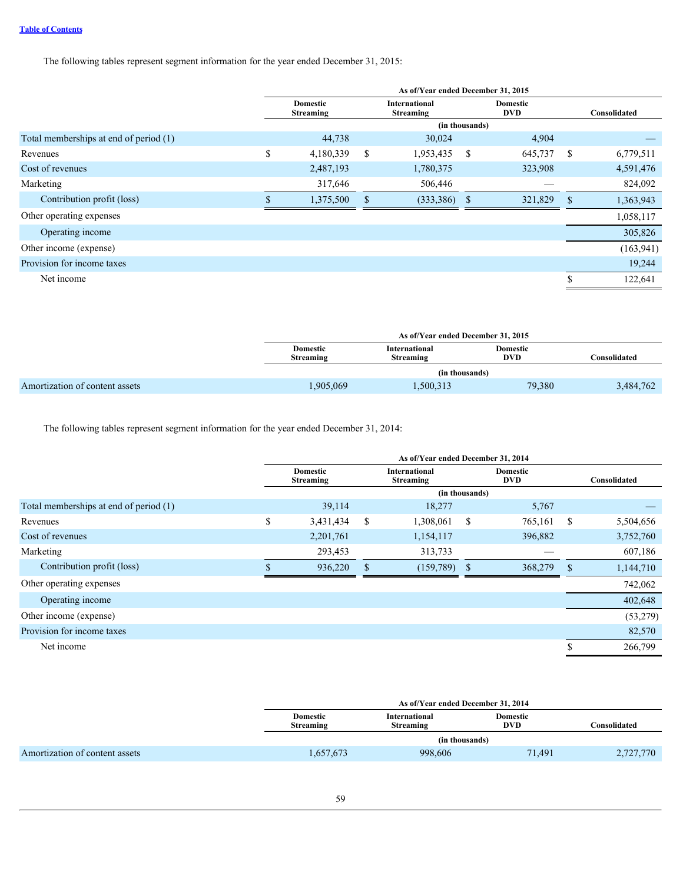The following tables represent segment information for the year ended December 31, 2015:

| | As of/Year ended December 31, 2015 | | | |
|---|---|---|---|---|
| | Domestic Streaming | International Streaming | Domestic DVD | Consolidated |
| | (in thousands) | | | |
| Total memberships at end of period (1) | 44,738 | 30,024 | 4,904 | — |
| Revenues | $ 4,180,339 | $ 1,953,435 | $ 645,737 | $ 6,779,511 |
| Cost of revenues | 2,487,193 | 1,780,375 | 323,908 | 4,591,476 |
| Marketing | 317,646 | 506,446 | — | 824,092 |
| Contribution profit (loss) | $ 1,375,500 | $ (333,386) | $ 321,829 | $ 1,363,943 |
| Other operating expenses | | | | 1,058,117 |
| Operating income | | | | 305,826 |
| Other income (expense) | | | | (163,941) |
| Provision for income taxes | | | | 19,244 |
| Net income | | | | $ 122,641 |

| | As of/Year ended December 31, 2015 | | | |
|---|---|---|---|---|
| | Domestic Streaming | International Streaming | Domestic DVD | Consolidated |
| | (in thousands) | | | |
| Amortization of content assets | 1,905,069 | 1,500,313 | 79,380 | 3,484,762 |

The following tables represent segment information for the year ended December 31, 2014:

| | As of/Year ended December 31, 2014 | | | |
|---|---|---|---|---|
| | Domestic Streaming | International Streaming | Domestic DVD | Consolidated |
| | (in thousands) | | | |
| Total memberships at end of period (1) | 39,114 | 18,277 | 5,767 | — |
| Revenues | $ 3,431,434 | $ 1,308,061 | $ 765,161 | $ 5,504,656 |
| Cost of revenues | 2,201,761 | 1,154,117 | 396,882 | 3,752,760 |
| Marketing | 293,453 | 313,733 | — | 607,186 |
| Contribution profit (loss) | $ 936,220 | $ (159,789) | $ 368,279 | $ 1,144,710 |
| Other operating expenses | | | | 742,062 |
| Operating income | | | | 402,648 |
| Other income (expense) | | | | (53,279) |
| Provision for income taxes | | | | 82,570 |
| Net income | | | | $ 266,799 |

| | As of/Year ended December 31, 2014 | | | |
|---|---|---|---|---|
| | Domestic Streaming | International Streaming | Domestic DVD | Consolidated |
| | (in thousands) | | | |
| Amortization of content assets | 1,657,673 | 998,606 | 71,491 | 2,727,770 |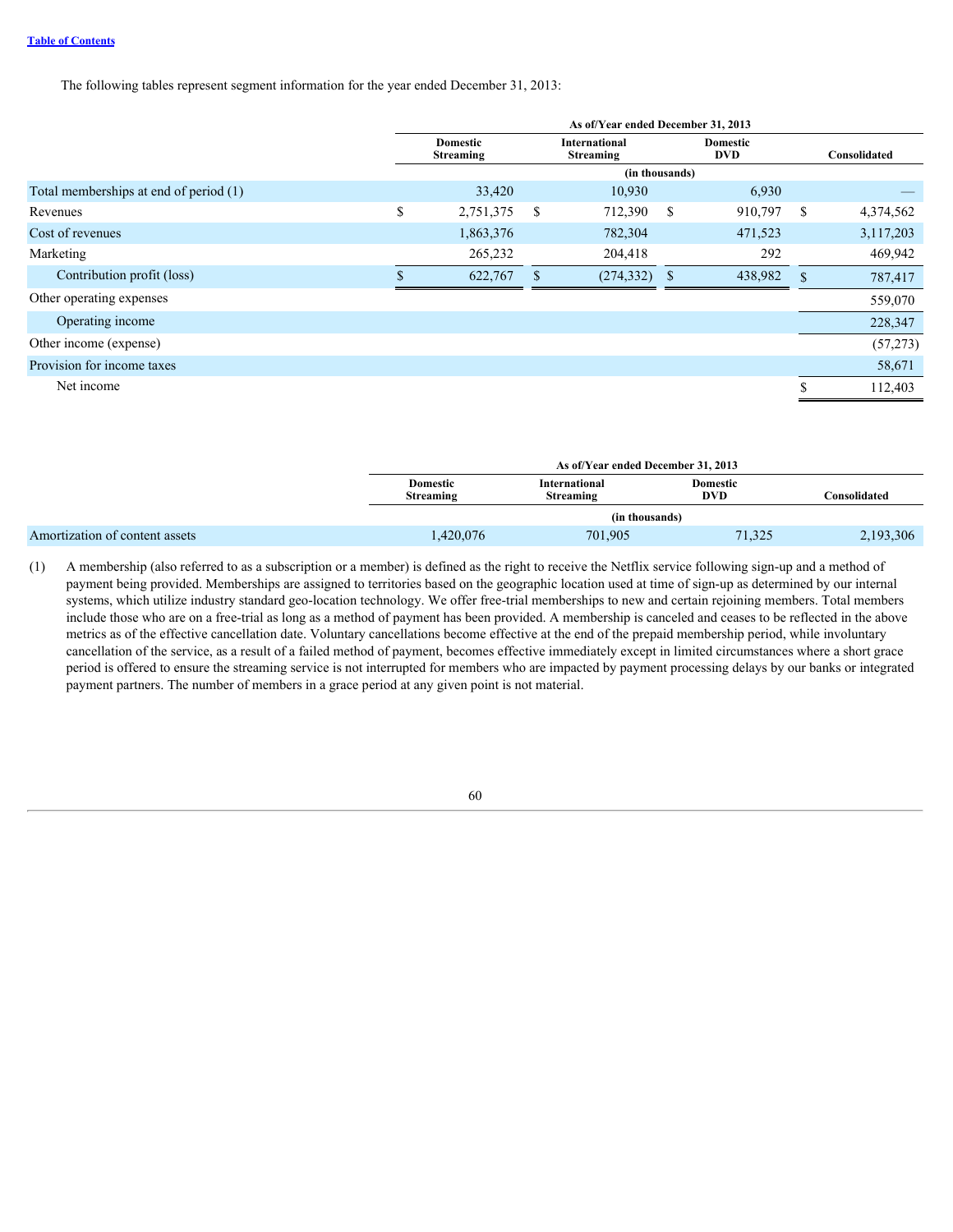The following tables represent segment information for the year ended December 31, 2013:

| | As of/Year ended December 31, 2013 | | | |
|---|---|---|---|---|
| | Domestic Streaming | International Streaming | Domestic DVD | Consolidated |
| | (in thousands) | | | |
| Total memberships at end of period (1) | 33,420 | 10,930 | 6,930 | — |
| Revenues | $ 2,751,375 | $ 712,390 | $ 910,797 | $ 4,374,562 |
| Cost of revenues | 1,863,376 | 782,304 | 471,523 | 3,117,203 |
| Marketing | 265,232 | 204,418 | 292 | 469,942 |
| Contribution profit (loss) | $ 622,767 | $ (274,332) | $ 438,982 | $ 787,417 |
| Other operating expenses | | | | 559,070 |
| Operating income | | | | 228,347 |
| Other income (expense) | | | | (57,273) |
| Provision for income taxes | | | | 58,671 |
| Net income | | | | $ 112,403 |

| | As of/Year ended December 31, 2013 | | | |
|---|---|---|---|---|
| | Domestic Streaming | International Streaming | Domestic DVD | Consolidated |
| | (in thousands) | | | |
| Amortization of content assets | 1,420,076 | 701,905 | 71,325 | 2,193,306 |

(1) A membership (also referred to as a subscription or a member) is defined as the right to receive the Netflix service following sign-up and a method of payment being provided. Memberships are assigned to territories based on the geographic location used at time of sign-up as determined by our internal systems, which utilize industry standard geo-location technology. We offer free-trial memberships to new and certain rejoining members. Total members include those who are on a free-trial as long as a method of payment has been provided. A membership is canceled and ceases to be reflected in the above metrics as of the effective cancellation date. Voluntary cancellations become effective at the end of the prepaid membership period, while involuntary cancellation of the service, as a result of a failed method of payment, becomes effective immediately except in limited circumstances where a short grace period is offered to ensure the streaming service is not interrupted for members who are impacted by payment processing delays by our banks or integrated payment partners. The number of members in a grace period at any given point is not material.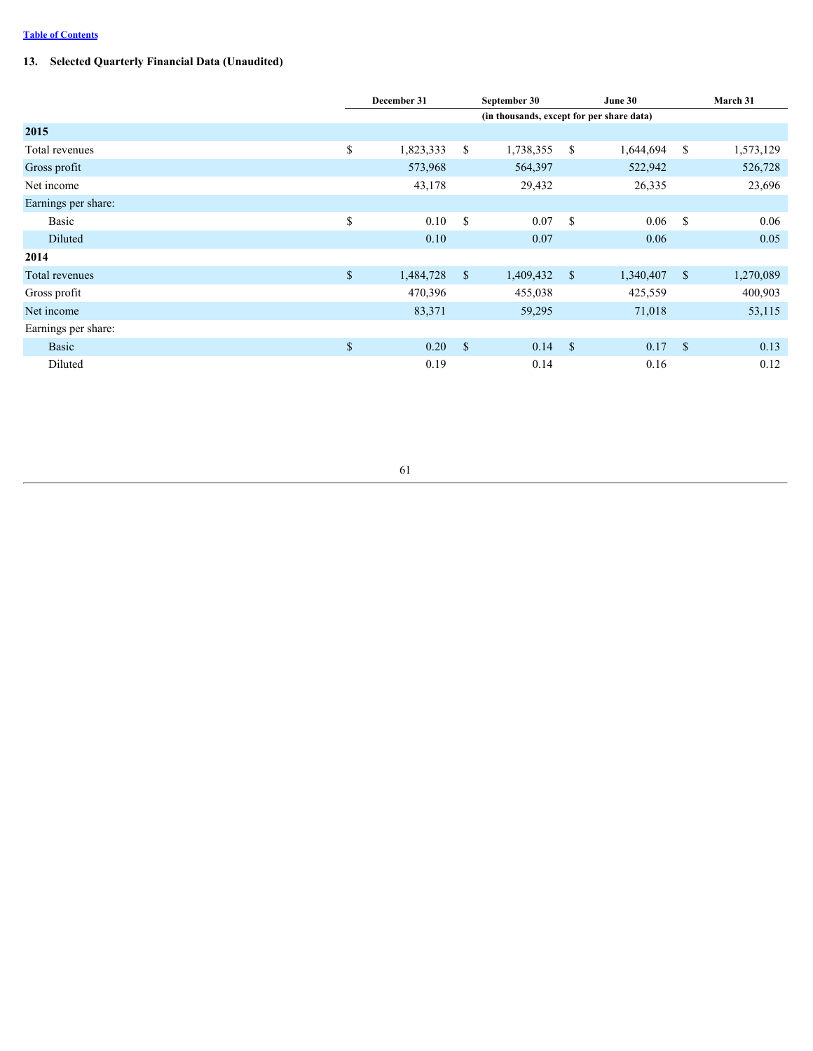[Table of Contents](#)

### 13. Selected Quarterly Financial Data (Unaudited)

| | December 31 | September 30 | June 30 | March 31 |
|---|---|---|---|---|
| | (in thousands, except for per share data) | | | |
| **2015** | | | | |
| Total revenues | $ 1,823,333 | $ 1,738,355 | $ 1,644,694 | $ 1,573,129 |
| Gross profit | 573,968 | 564,397 | 522,942 | 526,728 |
| Net income | 43,178 | 29,432 | 26,335 | 23,696 |
| Earnings per share: | | | | |
| Basic | $ 0.10 | $ 0.07 | $ 0.06 | $ 0.06 |
| Diluted | 0.10 | 0.07 | 0.06 | 0.05 |
| **2014** | | | | |
| Total revenues | $ 1,484,728 | $ 1,409,432 | $ 1,340,407 | $ 1,270,089 |
| Gross profit | 470,396 | 455,038 | 425,559 | 400,903 |
| Net income | 83,371 | 59,295 | 71,018 | 53,115 |
| Earnings per share: | | | | |
| Basic | $ 0.20 | $ 0.14 | $ 0.17 | $ 0.13 |
| Diluted | 0.19 | 0.14 | 0.16 | 0.12 |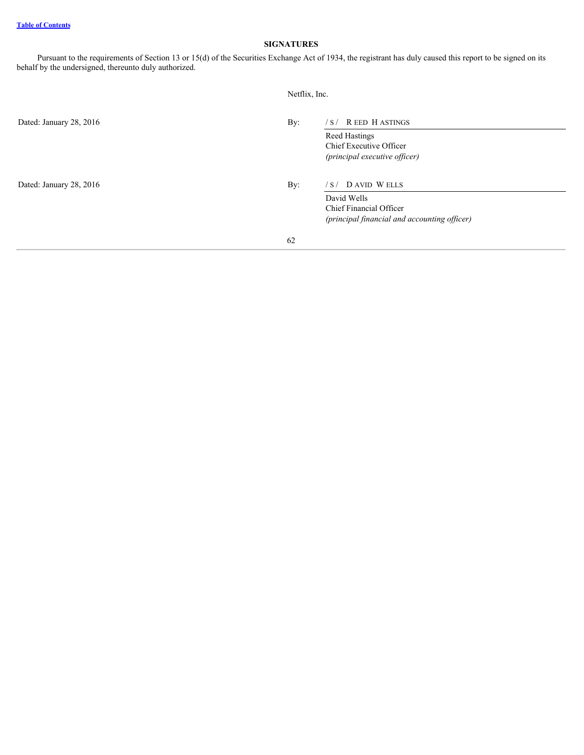## SIGNATURES

Pursuant to the requirements of Section 13 or 15(d) of the Securities Exchange Act of 1934, the registrant has duly caused this report to be signed on its behalf by the undersigned, thereunto duly authorized.

Netflix, Inc.

| | | |
|---|---|---|
| Dated: January 28, 2016 | By: | /s/ Reed Hastings |
| | | Reed Hastings<br>Chief Executive Officer<br>*(principal executive officer)* |
| Dated: January 28, 2016 | By: | /s/ David Wells |
| | | David Wells<br>Chief Financial Officer<br>*(principal financial and accounting officer)* |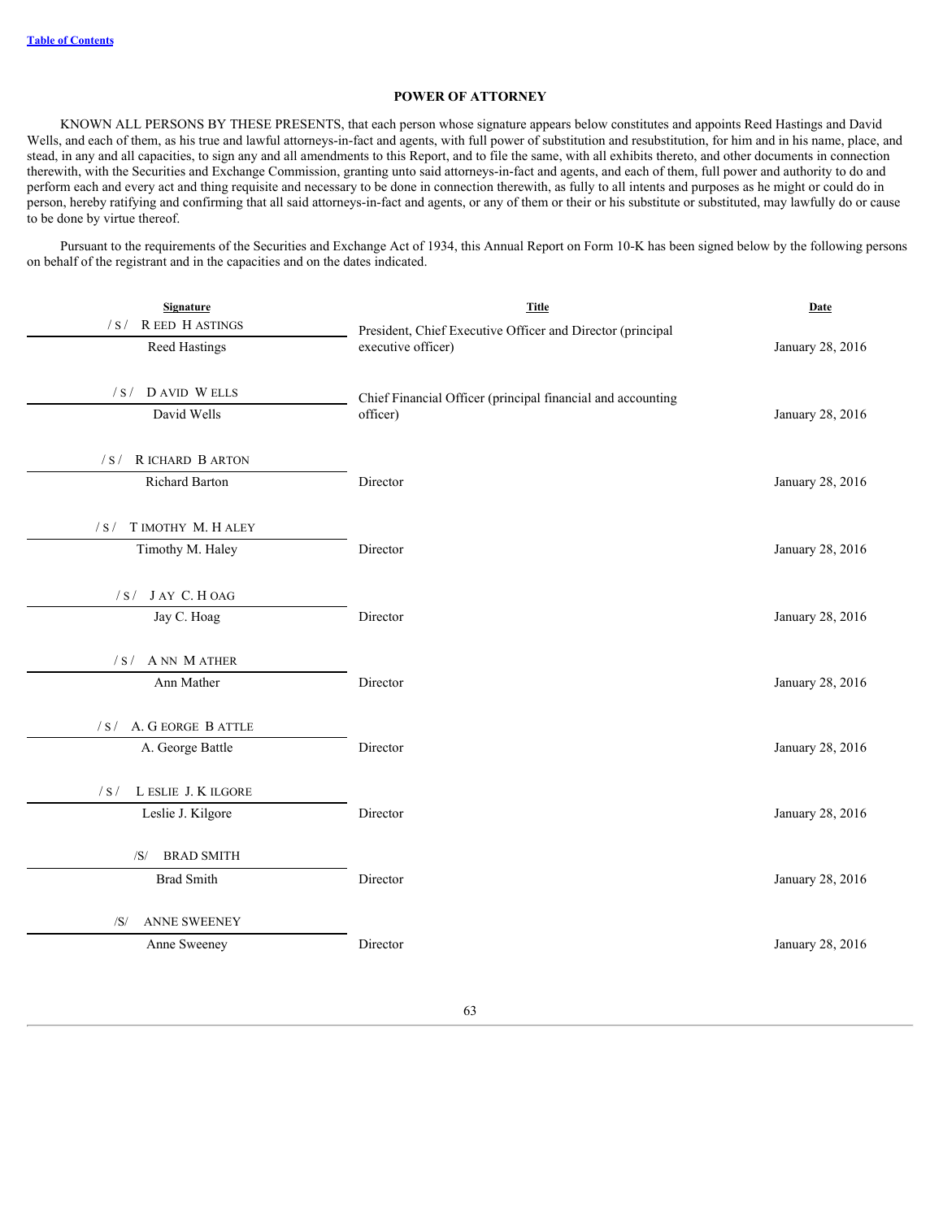[Table of Contents](#)

## POWER OF ATTORNEY

KNOWN ALL PERSONS BY THESE PRESENTS, that each person whose signature appears below constitutes and appoints Reed Hastings and David Wells, and each of them, as his true and lawful attorneys-in-fact and agents, with full power of substitution and resubstitution, for him and in his name, place, and stead, in any and all capacities, to sign any and all amendments to this Report, and to file the same, with all exhibits thereto, and other documents in connection therewith, with the Securities and Exchange Commission, granting unto said attorneys-in-fact and agents, and each of them, full power and authority to do and perform each and every act and thing requisite and necessary to be done in connection therewith, as fully to all intents and purposes as he might or could do in person, hereby ratifying and confirming that all said attorneys-in-fact and agents, or any of them or their or his substitute or substituted, may lawfully do or cause to be done by virtue thereof.

Pursuant to the requirements of the Securities and Exchange Act of 1934, this Annual Report on Form 10-K has been signed below by the following persons on behalf of the registrant and in the capacities and on the dates indicated.

| Signature | Title | Date |
|---|---|---|
| /S/ REED HASTINGS<br>Reed Hastings | President, Chief Executive Officer and Director (principal executive officer) | January 28, 2016 |
| /S/ DAVID WELLS<br>David Wells | Chief Financial Officer (principal financial and accounting officer) | January 28, 2016 |
| /S/ RICHARD BARTON<br>Richard Barton | Director | January 28, 2016 |
| /S/ TIMOTHY M. HALEY<br>Timothy M. Haley | Director | January 28, 2016 |
| /S/ JAY C. HOAG<br>Jay C. Hoag | Director | January 28, 2016 |
| /S/ ANN MATHER<br>Ann Mather | Director | January 28, 2016 |
| /S/ A. GEORGE BATTLE<br>A. George Battle | Director | January 28, 2016 |
| /S/ LESLIE J. KILGORE<br>Leslie J. Kilgore | Director | January 28, 2016 |
| /S/ BRAD SMITH<br>Brad Smith | Director | January 28, 2016 |
| /S/ ANNE SWEENEY<br>Anne Sweeney | Director | January 28, 2016 |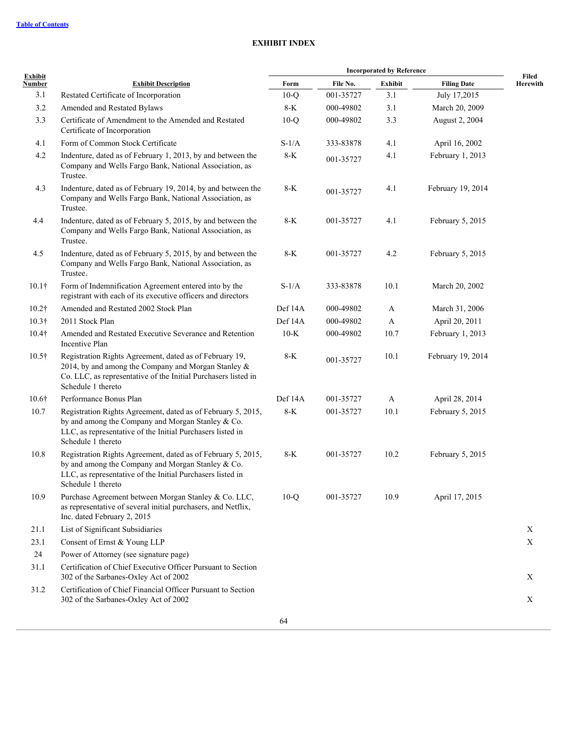[Table of Contents](#)

# EXHIBIT INDEX

| Exhibit Number | Exhibit Description | Incorporated by Reference | | | | Filed Herewith |
|---|---|---|---|---|---|---|
| | | Form | File No. | Exhibit | Filing Date | |
| 3.1 | Restated Certificate of Incorporation | 10-Q | 001-35727 | 3.1 | July 17,2015 | |
| 3.2 | Amended and Restated Bylaws | 8-K | 000-49802 | 3.1 | March 20, 2009 | |
| 3.3 | Certificate of Amendment to the Amended and Restated Certificate of Incorporation | 10-Q | 000-49802 | 3.3 | August 2, 2004 | |
| 4.1 | Form of Common Stock Certificate | S-1/A | 333-83878 | 4.1 | April 16, 2002 | |
| 4.2 | Indenture, dated as of February 1, 2013, by and between the Company and Wells Fargo Bank, National Association, as Trustee. | 8-K | 001-35727 | 4.1 | February 1, 2013 | |
| 4.3 | Indenture, dated as of February 19, 2014, by and between the Company and Wells Fargo Bank, National Association, as Trustee. | 8-K | 001-35727 | 4.1 | February 19, 2014 | |
| 4.4 | Indenture, dated as of February 5, 2015, by and between the Company and Wells Fargo Bank, National Association, as Trustee. | 8-K | 001-35727 | 4.1 | February 5, 2015 | |
| 4.5 | Indenture, dated as of February 5, 2015, by and between the Company and Wells Fargo Bank, National Association, as Trustee. | 8-K | 001-35727 | 4.2 | February 5, 2015 | |
| 10.1† | Form of Indemnification Agreement entered into by the registrant with each of its executive officers and directors | S-1/A | 333-83878 | 10.1 | March 20, 2002 | |
| 10.2† | Amended and Restated 2002 Stock Plan | Def 14A | 000-49802 | A | March 31, 2006 | |
| 10.3† | 2011 Stock Plan | Def 14A | 000-49802 | A | April 20, 2011 | |
| 10.4† | Amended and Restated Executive Severance and Retention Incentive Plan | 10-K | 000-49802 | 10.7 | February 1, 2013 | |
| 10.5† | Registration Rights Agreement, dated as of February 19, 2014, by and among the Company and Morgan Stanley & Co. LLC, as representative of the Initial Purchasers listed in Schedule 1 thereto | 8-K | 001-35727 | 10.1 | February 19, 2014 | |
| 10.6† | Performance Bonus Plan | Def 14A | 001-35727 | A | April 28, 2014 | |
| 10.7 | Registration Rights Agreement, dated as of February 5, 2015, by and among the Company and Morgan Stanley & Co. LLC, as representative of the Initial Purchasers listed in Schedule 1 thereto | 8-K | 001-35727 | 10.1 | February 5, 2015 | |
| 10.8 | Registration Rights Agreement, dated as of February 5, 2015, by and among the Company and Morgan Stanley & Co. LLC, as representative of the Initial Purchasers listed in Schedule 1 thereto | 8-K | 001-35727 | 10.2 | February 5, 2015 | |
| 10.9 | Purchase Agreement between Morgan Stanley & Co. LLC, as representative of several initial purchasers, and Netflix, Inc. dated February 2, 2015 | 10-Q | 001-35727 | 10.9 | April 17, 2015 | |
| 21.1 | List of Significant Subsidiaries | | | | | X |
| 23.1 | Consent of Ernst & Young LLP | | | | | X |
| 24 | Power of Attorney (see signature page) | | | | | |
| 31.1 | Certification of Chief Executive Officer Pursuant to Section 302 of the Sarbanes-Oxley Act of 2002 | | | | | X |
| 31.2 | Certification of Chief Financial Officer Pursuant to Section 302 of the Sarbanes-Oxley Act of 2002 | | | | | X |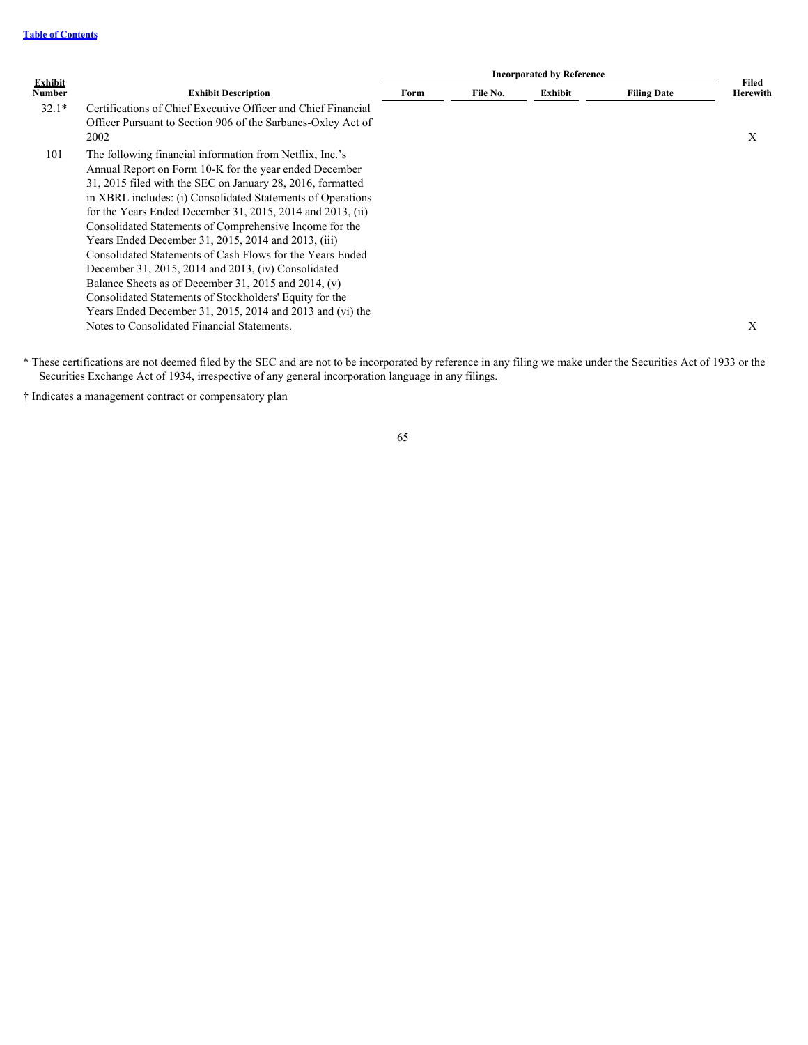| Exhibit Number | Exhibit Description | Incorporated by Reference | | | | Filed Herewith |
|---|---|---|---|---|---|---|
| | | Form | File No. | Exhibit | Filing Date | |
| 32.1* | Certifications of Chief Executive Officer and Chief Financial Officer Pursuant to Section 906 of the Sarbanes-Oxley Act of 2002 | | | | | X |
| 101 | The following financial information from Netflix, Inc.'s Annual Report on Form 10-K for the year ended December 31, 2015 filed with the SEC on January 28, 2016, formatted in XBRL includes: (i) Consolidated Statements of Operations for the Years Ended December 31, 2015, 2014 and 2013, (ii) Consolidated Statements of Comprehensive Income for the Years Ended December 31, 2015, 2014 and 2013, (iii) Consolidated Statements of Cash Flows for the Years Ended December 31, 2015, 2014 and 2013, (iv) Consolidated Balance Sheets as of December 31, 2015 and 2014, (v) Consolidated Statements of Stockholders' Equity for the Years Ended December 31, 2015, 2014 and 2013 and (vi) the Notes to Consolidated Financial Statements. | | | | | X |

* These certifications are not deemed filed by the SEC and are not to be incorporated by reference in any filing we make under the Securities Act of 1933 or the Securities Exchange Act of 1934, irrespective of any general incorporation language in any filings.

† Indicates a management contract or compensatory plan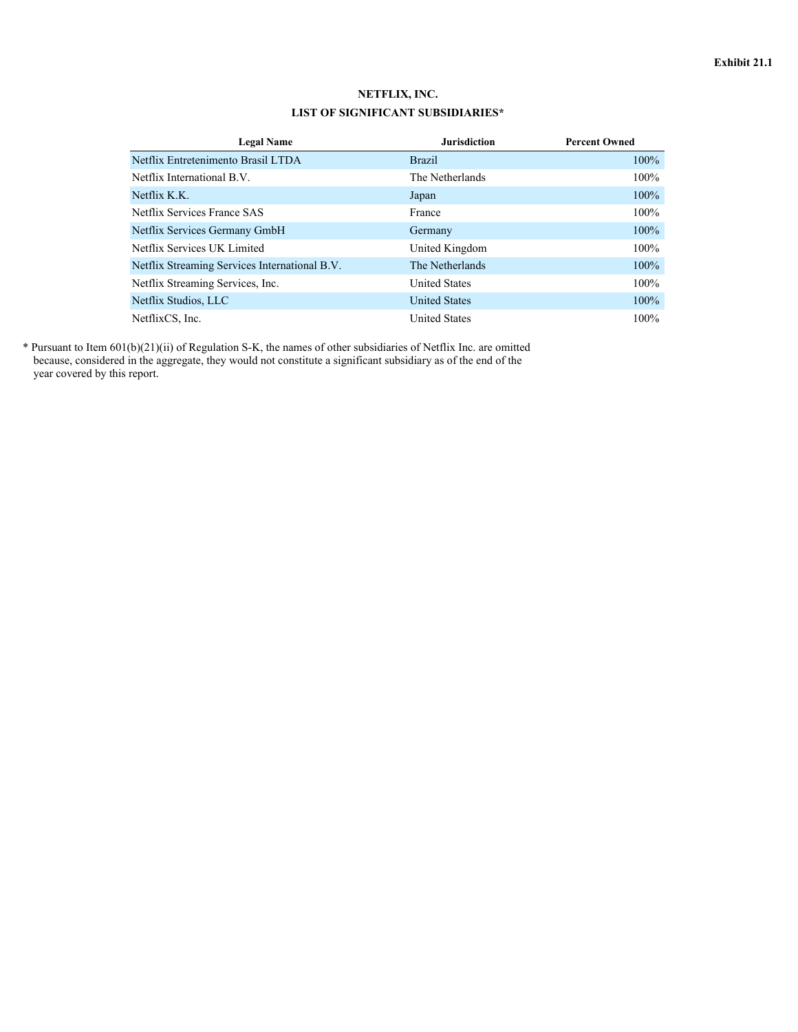**Exhibit 21.1**

# NETFLIX, INC.

## LIST OF SIGNIFICANT SUBSIDIARIES*

| Legal Name | Jurisdiction | Percent Owned |
|---|---|---|
| Netflix Entretenimento Brasil LTDA | Brazil | 100% |
| Netflix International B.V. | The Netherlands | 100% |
| Netflix K.K. | Japan | 100% |
| Netflix Services France SAS | France | 100% |
| Netflix Services Germany GmbH | Germany | 100% |
| Netflix Services UK Limited | United Kingdom | 100% |
| Netflix Streaming Services International B.V. | The Netherlands | 100% |
| Netflix Streaming Services, Inc. | United States | 100% |
| Netflix Studios, LLC | United States | 100% |
| NetflixCS, Inc. | United States | 100% |

* Pursuant to Item 601(b)(21)(ii) of Regulation S-K, the names of other subsidiaries of Netflix Inc. are omitted because, considered in the aggregate, they would not constitute a significant subsidiary as of the end of the year covered by this report.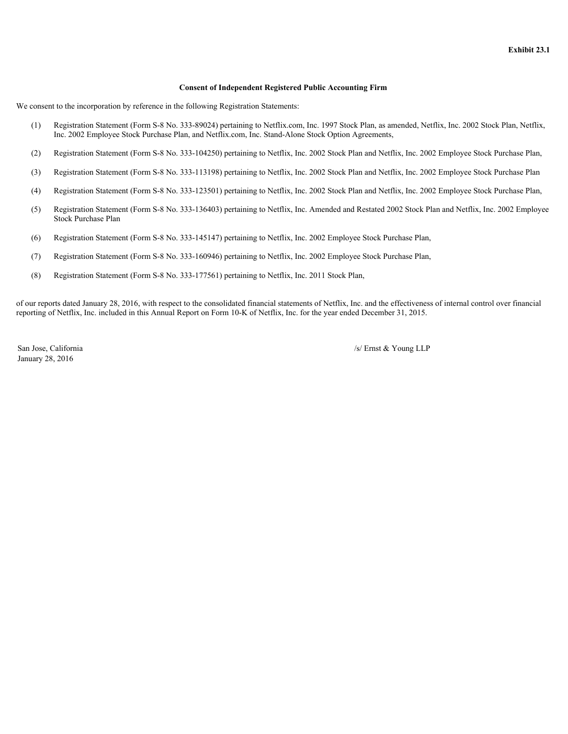**Exhibit 23.1**

**Consent of Independent Registered Public Accounting Firm**

We consent to the incorporation by reference in the following Registration Statements:

(1) Registration Statement (Form S-8 No. 333-89024) pertaining to Netflix.com, Inc. 1997 Stock Plan, as amended, Netflix, Inc. 2002 Stock Plan, Netflix, Inc. 2002 Employee Stock Purchase Plan, and Netflix.com, Inc. Stand-Alone Stock Option Agreements,

(2) Registration Statement (Form S-8 No. 333-104250) pertaining to Netflix, Inc. 2002 Stock Plan and Netflix, Inc. 2002 Employee Stock Purchase Plan,

(3) Registration Statement (Form S-8 No. 333-113198) pertaining to Netflix, Inc. 2002 Stock Plan and Netflix, Inc. 2002 Employee Stock Purchase Plan

(4) Registration Statement (Form S-8 No. 333-123501) pertaining to Netflix, Inc. 2002 Stock Plan and Netflix, Inc. 2002 Employee Stock Purchase Plan,

(5) Registration Statement (Form S-8 No. 333-136403) pertaining to Netflix, Inc. Amended and Restated 2002 Stock Plan and Netflix, Inc. 2002 Employee Stock Purchase Plan

(6) Registration Statement (Form S-8 No. 333-145147) pertaining to Netflix, Inc. 2002 Employee Stock Purchase Plan,

(7) Registration Statement (Form S-8 No. 333-160946) pertaining to Netflix, Inc. 2002 Employee Stock Purchase Plan,

(8) Registration Statement (Form S-8 No. 333-177561) pertaining to Netflix, Inc. 2011 Stock Plan,

of our reports dated January 28, 2016, with respect to the consolidated financial statements of Netflix, Inc. and the effectiveness of internal control over financial reporting of Netflix, Inc. included in this Annual Report on Form 10-K of Netflix, Inc. for the year ended December 31, 2015.

San Jose, California
January 28, 2016

/s/ Ernst & Young LLP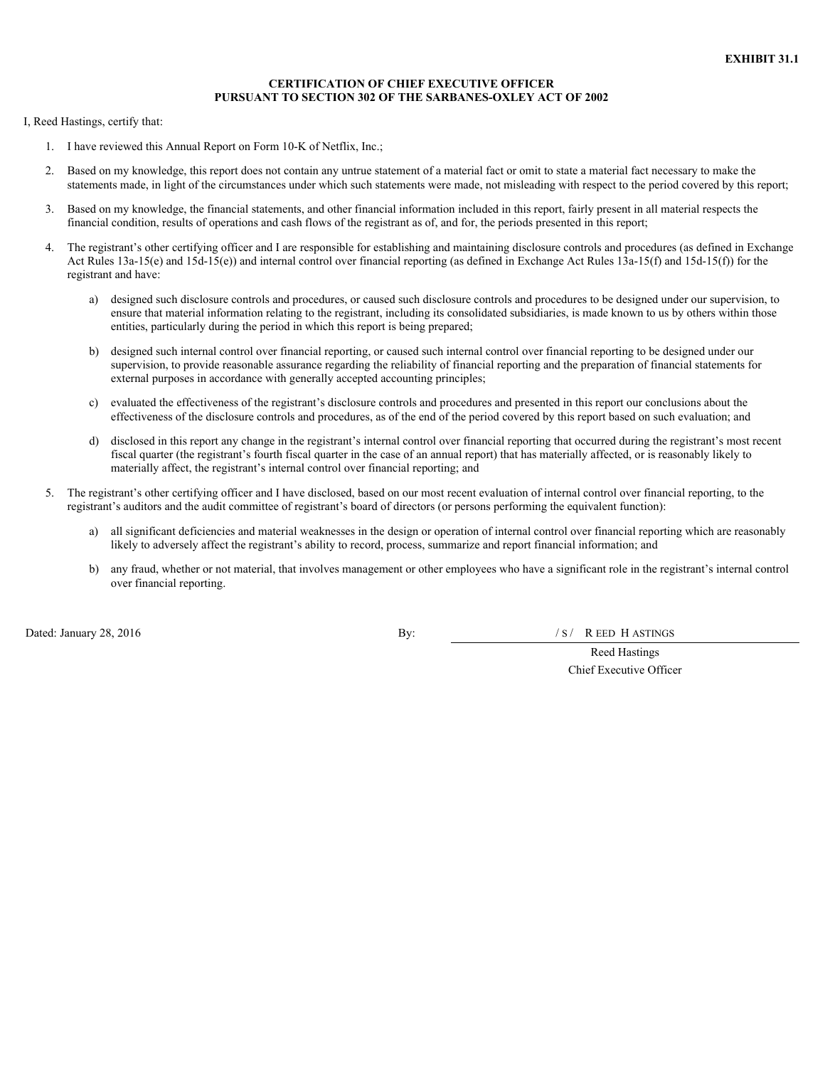**EXHIBIT 31.1**

**CERTIFICATION OF CHIEF EXECUTIVE OFFICER**
**PURSUANT TO SECTION 302 OF THE SARBANES-OXLEY ACT OF 2002**

I, Reed Hastings, certify that:

1. I have reviewed this Annual Report on Form 10-K of Netflix, Inc.;

2. Based on my knowledge, this report does not contain any untrue statement of a material fact or omit to state a material fact necessary to make the statements made, in light of the circumstances under which such statements were made, not misleading with respect to the period covered by this report;

3. Based on my knowledge, the financial statements, and other financial information included in this report, fairly present in all material respects the financial condition, results of operations and cash flows of the registrant as of, and for, the periods presented in this report;

4. The registrant's other certifying officer and I are responsible for establishing and maintaining disclosure controls and procedures (as defined in Exchange Act Rules 13a-15(e) and 15d-15(e)) and internal control over financial reporting (as defined in Exchange Act Rules 13a-15(f) and 15d-15(f)) for the registrant and have:

   a) designed such disclosure controls and procedures, or caused such disclosure controls and procedures to be designed under our supervision, to ensure that material information relating to the registrant, including its consolidated subsidiaries, is made known to us by others within those entities, particularly during the period in which this report is being prepared;

   b) designed such internal control over financial reporting, or caused such internal control over financial reporting to be designed under our supervision, to provide reasonable assurance regarding the reliability of financial reporting and the preparation of financial statements for external purposes in accordance with generally accepted accounting principles;

   c) evaluated the effectiveness of the registrant's disclosure controls and procedures and presented in this report our conclusions about the effectiveness of the disclosure controls and procedures, as of the end of the period covered by this report based on such evaluation; and

   d) disclosed in this report any change in the registrant's internal control over financial reporting that occurred during the registrant's most recent fiscal quarter (the registrant's fourth fiscal quarter in the case of an annual report) that has materially affected, or is reasonably likely to materially affect, the registrant's internal control over financial reporting; and

5. The registrant's other certifying officer and I have disclosed, based on our most recent evaluation of internal control over financial reporting, to the registrant's auditors and the audit committee of registrant's board of directors (or persons performing the equivalent function):

   a) all significant deficiencies and material weaknesses in the design or operation of internal control over financial reporting which are reasonably likely to adversely affect the registrant's ability to record, process, summarize and report financial information; and

   b) any fraud, whether or not material, that involves management or other employees who have a significant role in the registrant's internal control over financial reporting.

Dated: January 28, 2016

By: /s/ Reed Hastings

Reed Hastings
Chief Executive Officer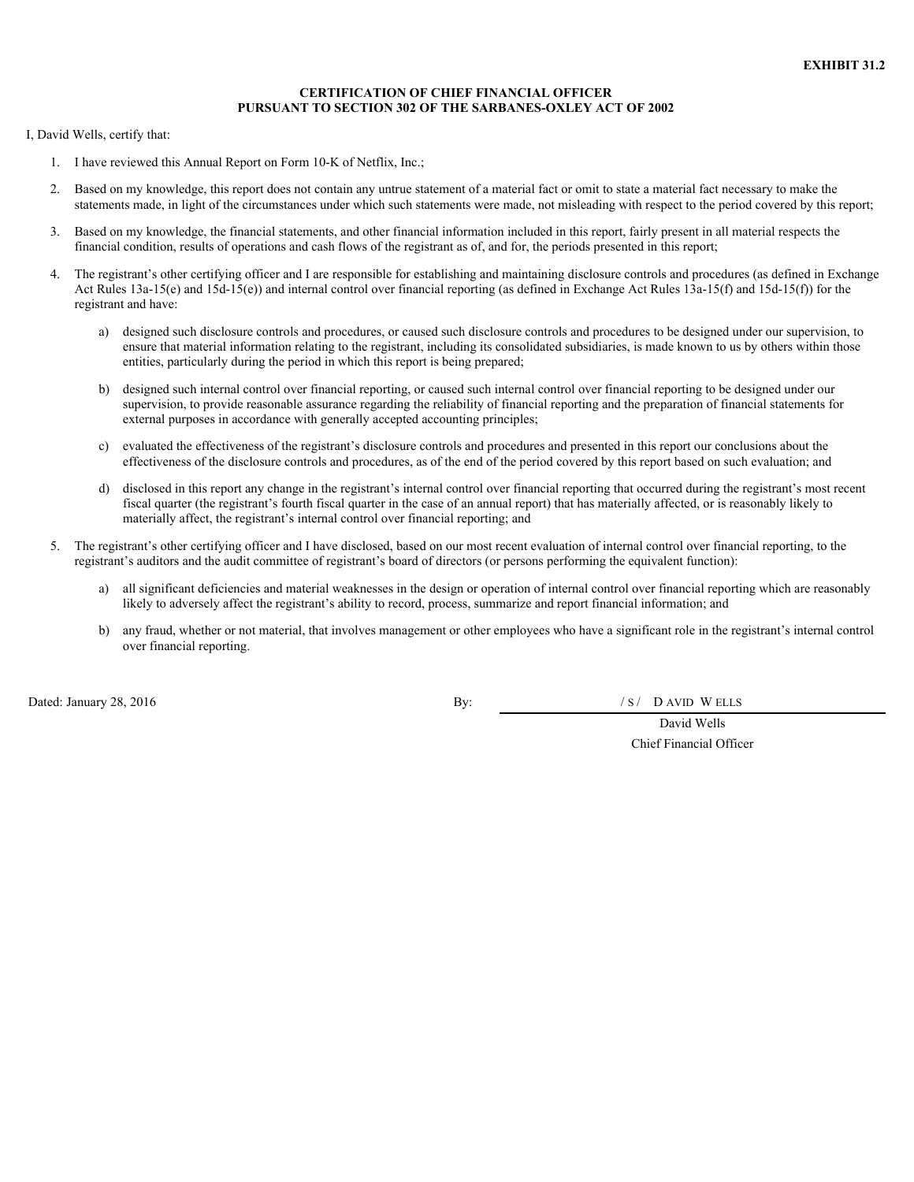**EXHIBIT 31.2**

**CERTIFICATION OF CHIEF FINANCIAL OFFICER**
**PURSUANT TO SECTION 302 OF THE SARBANES-OXLEY ACT OF 2002**

I, David Wells, certify that:

1. I have reviewed this Annual Report on Form 10-K of Netflix, Inc.;
2. Based on my knowledge, this report does not contain any untrue statement of a material fact or omit to state a material fact necessary to make the statements made, in light of the circumstances under which such statements were made, not misleading with respect to the period covered by this report;
3. Based on my knowledge, the financial statements, and other financial information included in this report, fairly present in all material respects the financial condition, results of operations and cash flows of the registrant as of, and for, the periods presented in this report;
4. The registrant's other certifying officer and I are responsible for establishing and maintaining disclosure controls and procedures (as defined in Exchange Act Rules 13a-15(e) and 15d-15(e)) and internal control over financial reporting (as defined in Exchange Act Rules 13a-15(f) and 15d-15(f)) for the registrant and have:
   a) designed such disclosure controls and procedures, or caused such disclosure controls and procedures to be designed under our supervision, to ensure that material information relating to the registrant, including its consolidated subsidiaries, is made known to us by others within those entities, particularly during the period in which this report is being prepared;
   b) designed such internal control over financial reporting, or caused such internal control over financial reporting to be designed under our supervision, to provide reasonable assurance regarding the reliability of financial reporting and the preparation of financial statements for external purposes in accordance with generally accepted accounting principles;
   c) evaluated the effectiveness of the registrant's disclosure controls and procedures and presented in this report our conclusions about the effectiveness of the disclosure controls and procedures, as of the end of the period covered by this report based on such evaluation; and
   d) disclosed in this report any change in the registrant's internal control over financial reporting that occurred during the registrant's most recent fiscal quarter (the registrant's fourth fiscal quarter in the case of an annual report) that has materially affected, or is reasonably likely to materially affect, the registrant's internal control over financial reporting; and
5. The registrant's other certifying officer and I have disclosed, based on our most recent evaluation of internal control over financial reporting, to the registrant's auditors and the audit committee of registrant's board of directors (or persons performing the equivalent function):
   a) all significant deficiencies and material weaknesses in the design or operation of internal control over financial reporting which are reasonably likely to adversely affect the registrant's ability to record, process, summarize and report financial information; and
   b) any fraud, whether or not material, that involves management or other employees who have a significant role in the registrant's internal control over financial reporting.

Dated: January 28, 2016

By: /s/ David Wells

David Wells
Chief Financial Officer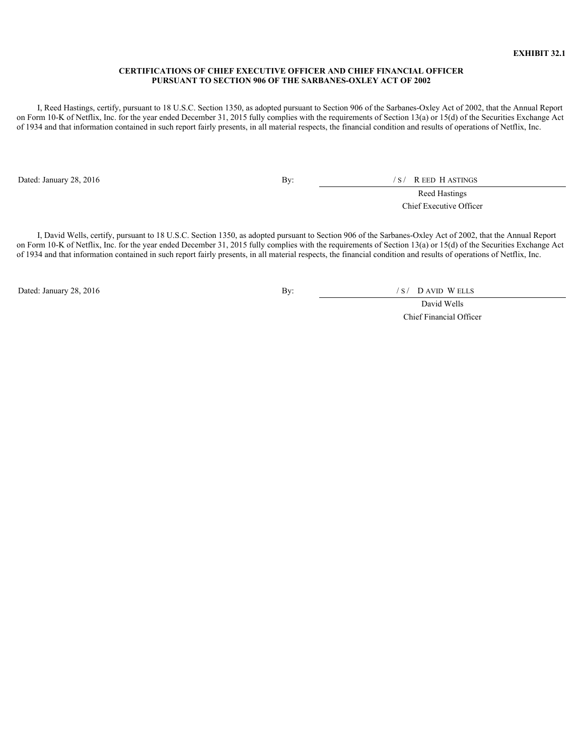**EXHIBIT 32.1**

**CERTIFICATIONS OF CHIEF EXECUTIVE OFFICER AND CHIEF FINANCIAL OFFICER PURSUANT TO SECTION 906 OF THE SARBANES-OXLEY ACT OF 2002**

I, Reed Hastings, certify, pursuant to 18 U.S.C. Section 1350, as adopted pursuant to Section 906 of the Sarbanes-Oxley Act of 2002, that the Annual Report on Form 10-K of Netflix, Inc. for the year ended December 31, 2015 fully complies with the requirements of Section 13(a) or 15(d) of the Securities Exchange Act of 1934 and that information contained in such report fairly presents, in all material respects, the financial condition and results of operations of Netflix, Inc.

Dated: January 28, 2016

By: /s/ Reed Hastings

Reed Hastings

Chief Executive Officer

I, David Wells, certify, pursuant to 18 U.S.C. Section 1350, as adopted pursuant to Section 906 of the Sarbanes-Oxley Act of 2002, that the Annual Report on Form 10-K of Netflix, Inc. for the year ended December 31, 2015 fully complies with the requirements of Section 13(a) or 15(d) of the Securities Exchange Act of 1934 and that information contained in such report fairly presents, in all material respects, the financial condition and results of operations of Netflix, Inc.

Dated: January 28, 2016

By: /s/ David Wells

David Wells

Chief Financial Officer